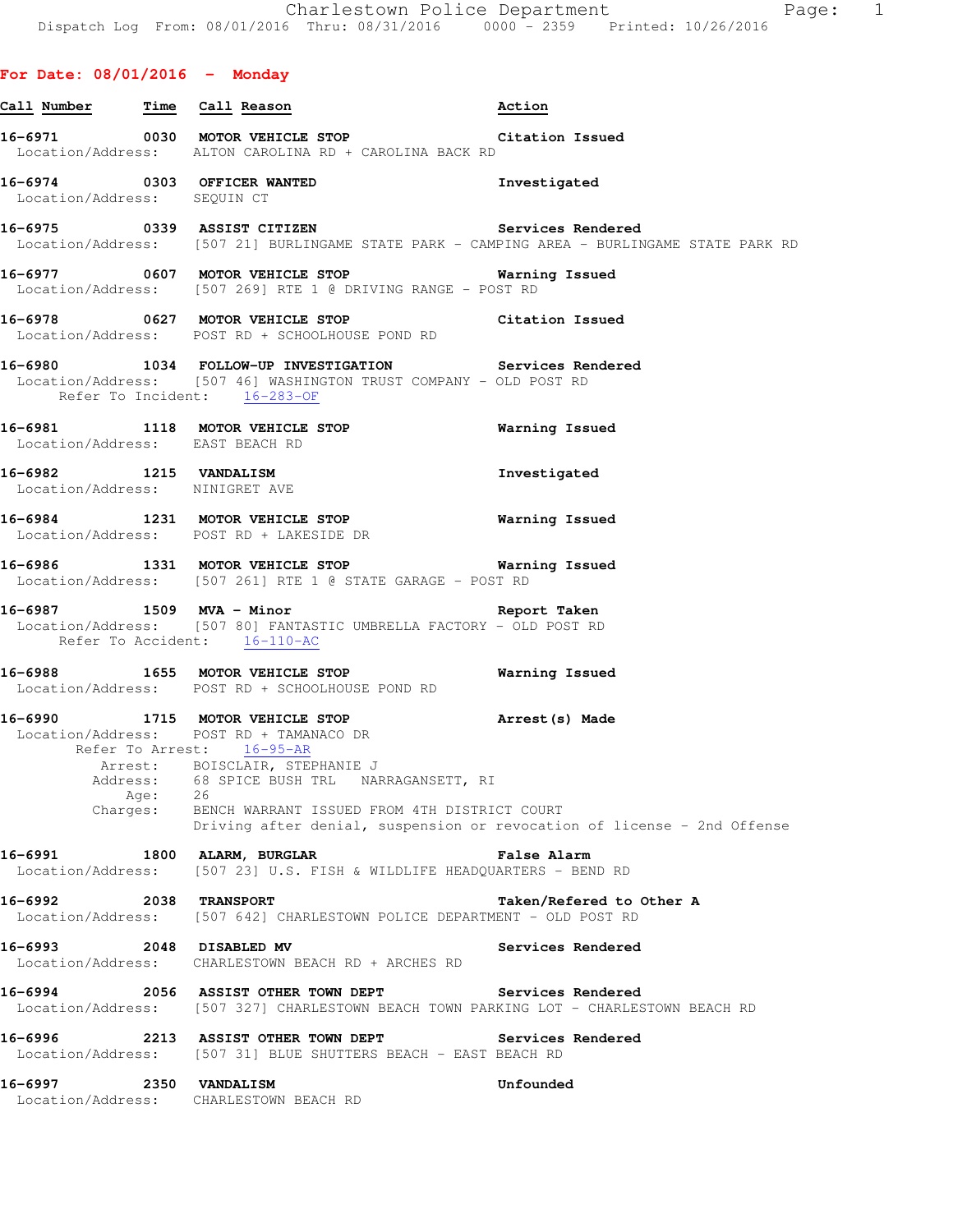## For Date: 08/01/2016 - Monday

| Call Number | Time | Call Reason | Action |
|---|---|---|---|
| 16-6971 | 0030 | MOTOR VEHICLE STOP | Citation Issued |

Location/Address: ALTON CAROLINA RD + CAROLINA BACK RD

**16-6974** 0303 **OFFICER WANTED** — Investigated
Location/Address: SEQUIN CT

**16-6975** 0339 **ASSIST CITIZEN** — Services Rendered
Location/Address: [507 21] BURLINGAME STATE PARK - CAMPING AREA - BURLINGAME STATE PARK RD

**16-6977** 0607 **MOTOR VEHICLE STOP** — Warning Issued
Location/Address: [507 269] RTE 1 @ DRIVING RANGE - POST RD

**16-6978** 0627 **MOTOR VEHICLE STOP** — Citation Issued
Location/Address: POST RD + SCHOOLHOUSE POND RD

**16-6980** 1034 **FOLLOW-UP INVESTIGATION** — Services Rendered
Location/Address: [507 46] WASHINGTON TRUST COMPANY - OLD POST RD
Refer To Incident: 16-283-OF

**16-6981** 1118 **MOTOR VEHICLE STOP** — Warning Issued
Location/Address: EAST BEACH RD

**16-6982** 1215 **VANDALISM** — Investigated
Location/Address: NINIGRET AVE

**16-6984** 1231 **MOTOR VEHICLE STOP** — Warning Issued
Location/Address: POST RD + LAKESIDE DR

**16-6986** 1331 **MOTOR VEHICLE STOP** — Warning Issued
Location/Address: [507 261] RTE 1 @ STATE GARAGE - POST RD

**16-6987** 1509 **MVA - Minor** — Report Taken
Location/Address: [507 80] FANTASTIC UMBRELLA FACTORY - OLD POST RD
Refer To Accident: 16-110-AC

**16-6988** 1655 **MOTOR VEHICLE STOP** — Warning Issued
Location/Address: POST RD + SCHOOLHOUSE POND RD

**16-6990** 1715 **MOTOR VEHICLE STOP** — Arrest(s) Made
Location/Address: POST RD + TAMANACO DR
Refer To Arrest: 16-95-AR
Arrest: BOISCLAIR, STEPHANIE J
Address: 68 SPICE BUSH TRL NARRAGANSETT, RI
Age: 26
Charges: BENCH WARRANT ISSUED FROM 4TH DISTRICT COURT
Driving after denial, suspension or revocation of license - 2nd Offense

**16-6991** 1800 **ALARM, BURGLAR** — False Alarm
Location/Address: [507 23] U.S. FISH & WILDLIFE HEADQUARTERS - BEND RD

**16-6992** 2038 **TRANSPORT** — Taken/Refered to Other A
Location/Address: [507 642] CHARLESTOWN POLICE DEPARTMENT - OLD POST RD

**16-6993** 2048 **DISABLED MV** — Services Rendered
Location/Address: CHARLESTOWN BEACH RD + ARCHES RD

**16-6994** 2056 **ASSIST OTHER TOWN DEPT** — Services Rendered
Location/Address: [507 327] CHARLESTOWN BEACH TOWN PARKING LOT - CHARLESTOWN BEACH RD

**16-6996** 2213 **ASSIST OTHER TOWN DEPT** — Services Rendered
Location/Address: [507 31] BLUE SHUTTERS BEACH - EAST BEACH RD

**16-6997** 2350 **VANDALISM** — Unfounded
Location/Address: CHARLESTOWN BEACH RD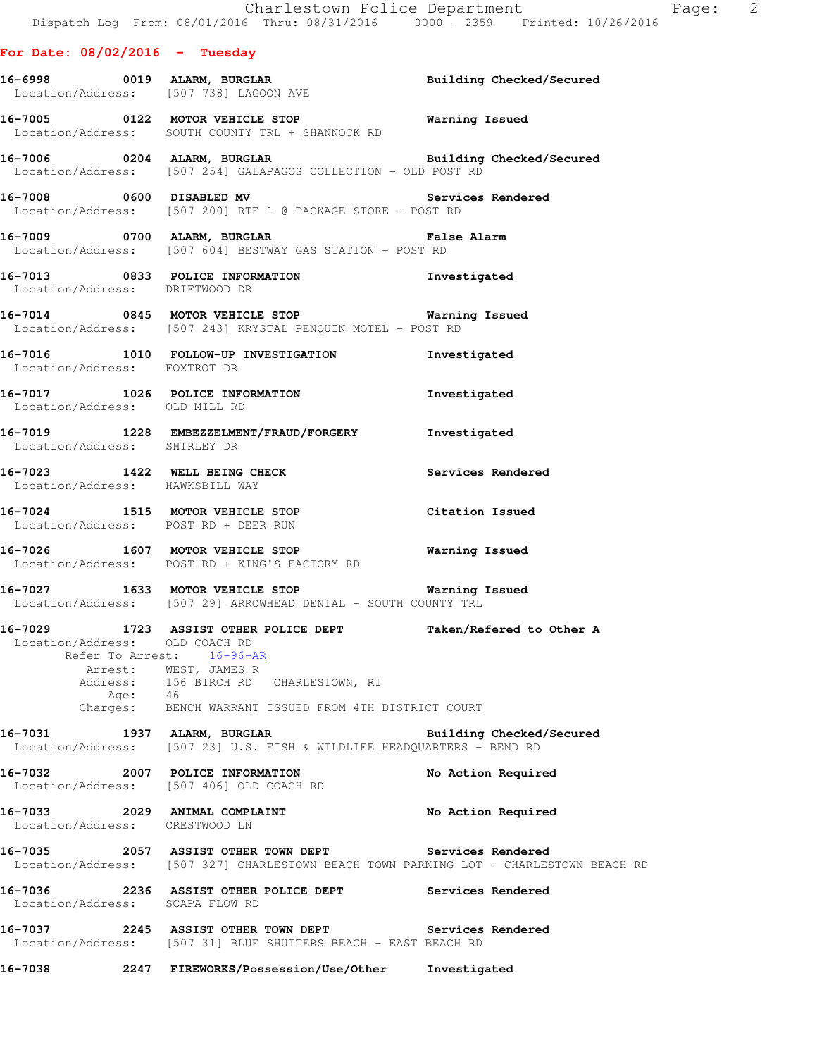## For Date: 08/02/2016 - Tuesday

**16-6998 0019 ALARM, BURGLAR** Building Checked/Secured
Location/Address: [507 738] LAGOON AVE

**16-7005 0122 MOTOR VEHICLE STOP** Warning Issued
Location/Address: SOUTH COUNTY TRL + SHANNOCK RD

**16-7006 0204 ALARM, BURGLAR** Building Checked/Secured
Location/Address: [507 254] GALAPAGOS COLLECTION - OLD POST RD

**16-7008 0600 DISABLED MV** Services Rendered
Location/Address: [507 200] RTE 1 @ PACKAGE STORE - POST RD

**16-7009 0700 ALARM, BURGLAR** False Alarm
Location/Address: [507 604] BESTWAY GAS STATION - POST RD

**16-7013 0833 POLICE INFORMATION** Investigated
Location/Address: DRIFTWOOD DR

**16-7014 0845 MOTOR VEHICLE STOP** Warning Issued
Location/Address: [507 243] KRYSTAL PENQUIN MOTEL - POST RD

**16-7016 1010 FOLLOW-UP INVESTIGATION** Investigated
Location/Address: FOXTROT DR

**16-7017 1026 POLICE INFORMATION** Investigated
Location/Address: OLD MILL RD

**16-7019 1228 EMBEZZELMENT/FRAUD/FORGERY** Investigated
Location/Address: SHIRLEY DR

**16-7023 1422 WELL BEING CHECK** Services Rendered
Location/Address: HAWKSBILL WAY

**16-7024 1515 MOTOR VEHICLE STOP** Citation Issued
Location/Address: POST RD + DEER RUN

**16-7026 1607 MOTOR VEHICLE STOP** Warning Issued
Location/Address: POST RD + KING'S FACTORY RD

**16-7027 1633 MOTOR VEHICLE STOP** Warning Issued
Location/Address: [507 29] ARROWHEAD DENTAL - SOUTH COUNTY TRL

**16-7029 1723 ASSIST OTHER POLICE DEPT** Taken/Refered to Other A
Location/Address: OLD COACH RD
Refer To Arrest: 16-96-AR
Arrest: WEST, JAMES R
Address: 156 BIRCH RD CHARLESTOWN, RI
Age: 46
Charges: BENCH WARRANT ISSUED FROM 4TH DISTRICT COURT

**16-7031 1937 ALARM, BURGLAR** Building Checked/Secured
Location/Address: [507 23] U.S. FISH & WILDLIFE HEADQUARTERS - BEND RD

**16-7032 2007 POLICE INFORMATION** No Action Required
Location/Address: [507 406] OLD COACH RD

**16-7033 2029 ANIMAL COMPLAINT** No Action Required
Location/Address: CRESTWOOD LN

**16-7035 2057 ASSIST OTHER TOWN DEPT** Services Rendered
Location/Address: [507 327] CHARLESTOWN BEACH TOWN PARKING LOT - CHARLESTOWN BEACH RD

**16-7036 2236 ASSIST OTHER POLICE DEPT** Services Rendered
Location/Address: SCAPA FLOW RD

**16-7037 2245 ASSIST OTHER TOWN DEPT** Services Rendered
Location/Address: [507 31] BLUE SHUTTERS BEACH - EAST BEACH RD

**16-7038 2247 FIREWORKS/Possession/Use/Other** Investigated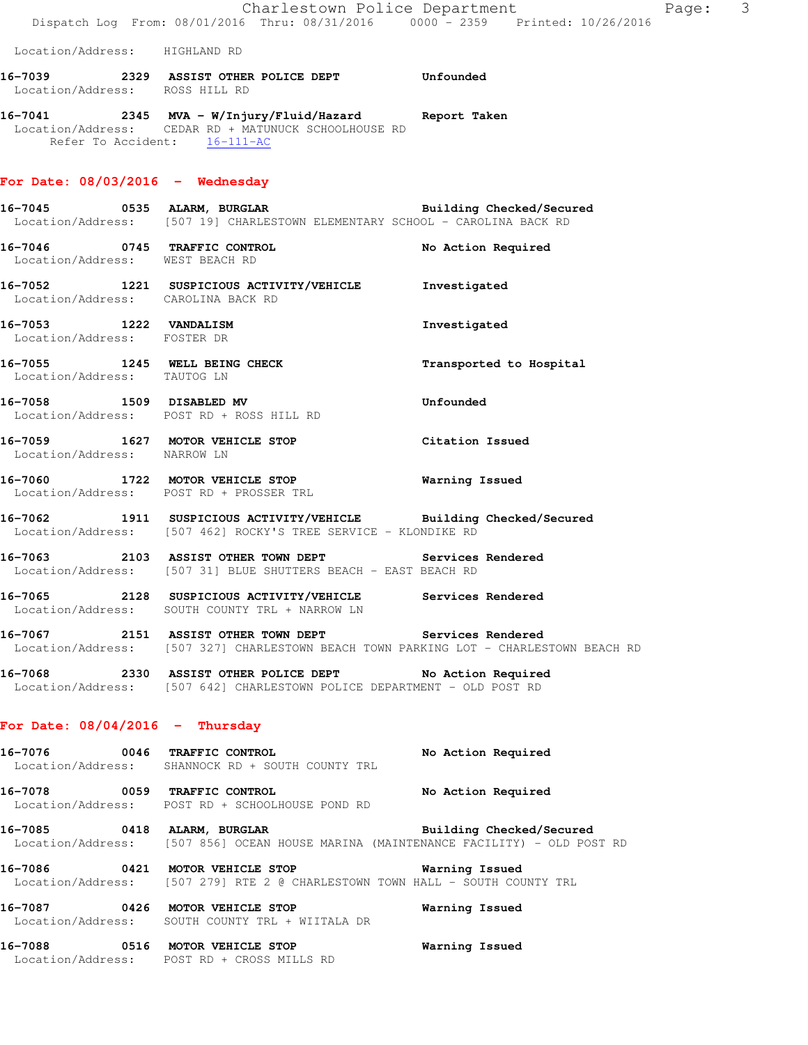Location/Address: HIGHLAND RD

**16-7039** 2329 **ASSIST OTHER POLICE DEPT** **Unfounded**
Location/Address: ROSS HILL RD

**16-7041** 2345 **MVA - W/Injury/Fluid/Hazard** **Report Taken**
Location/Address: CEDAR RD + MATUNUCK SCHOOLHOUSE RD
Refer To Accident: 16-111-AC

## For Date: 08/03/2016 - Wednesday

**16-7045** 0535 **ALARM, BURGLAR** **Building Checked/Secured**
Location/Address: [507 19] CHARLESTOWN ELEMENTARY SCHOOL - CAROLINA BACK RD

**16-7046** 0745 **TRAFFIC CONTROL** **No Action Required**
Location/Address: WEST BEACH RD

**16-7052** 1221 **SUSPICIOUS ACTIVITY/VEHICLE** **Investigated**
Location/Address: CAROLINA BACK RD

**16-7053** 1222 **VANDALISM** **Investigated**
Location/Address: FOSTER DR

**16-7055** 1245 **WELL BEING CHECK** **Transported to Hospital**
Location/Address: TAUTOG LN

**16-7058** 1509 **DISABLED MV** **Unfounded**
Location/Address: POST RD + ROSS HILL RD

**16-7059** 1627 **MOTOR VEHICLE STOP** **Citation Issued**
Location/Address: NARROW LN

**16-7060** 1722 **MOTOR VEHICLE STOP** **Warning Issued**
Location/Address: POST RD + PROSSER TRL

**16-7062** 1911 **SUSPICIOUS ACTIVITY/VEHICLE** **Building Checked/Secured**
Location/Address: [507 462] ROCKY'S TREE SERVICE - KLONDIKE RD

**16-7063** 2103 **ASSIST OTHER TOWN DEPT** **Services Rendered**
Location/Address: [507 31] BLUE SHUTTERS BEACH - EAST BEACH RD

**16-7065** 2128 **SUSPICIOUS ACTIVITY/VEHICLE** **Services Rendered**
Location/Address: SOUTH COUNTY TRL + NARROW LN

**16-7067** 2151 **ASSIST OTHER TOWN DEPT** **Services Rendered**
Location/Address: [507 327] CHARLESTOWN BEACH TOWN PARKING LOT - CHARLESTOWN BEACH RD

**16-7068** 2330 **ASSIST OTHER POLICE DEPT** **No Action Required**
Location/Address: [507 642] CHARLESTOWN POLICE DEPARTMENT - OLD POST RD

## For Date: 08/04/2016 - Thursday

**16-7076** 0046 **TRAFFIC CONTROL** **No Action Required**
Location/Address: SHANNOCK RD + SOUTH COUNTY TRL

**16-7078** 0059 **TRAFFIC CONTROL** **No Action Required**
Location/Address: POST RD + SCHOOLHOUSE POND RD

**16-7085** 0418 **ALARM, BURGLAR** **Building Checked/Secured**
Location/Address: [507 856] OCEAN HOUSE MARINA (MAINTENANCE FACILITY) - OLD POST RD

**16-7086** 0421 **MOTOR VEHICLE STOP** **Warning Issued**
Location/Address: [507 279] RTE 2 @ CHARLESTOWN TOWN HALL - SOUTH COUNTY TRL

**16-7087** 0426 **MOTOR VEHICLE STOP** **Warning Issued**
Location/Address: SOUTH COUNTY TRL + WIITALA DR

**16-7088** 0516 **MOTOR VEHICLE STOP** **Warning Issued**
Location/Address: POST RD + CROSS MILLS RD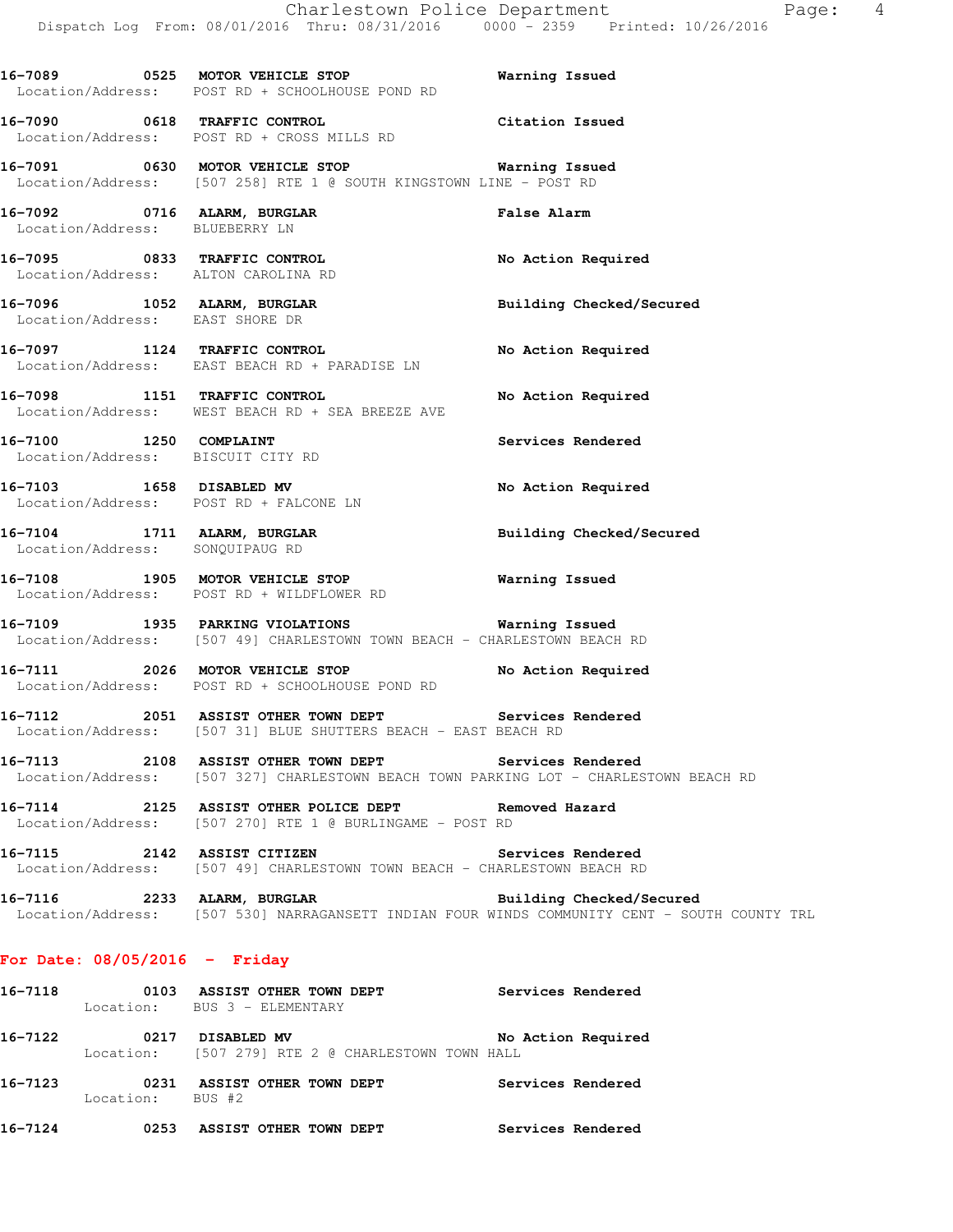16-7089 0525 **MOTOR VEHICLE STOP** Warning Issued
Location/Address: POST RD + SCHOOLHOUSE POND RD

16-7090 0618 **TRAFFIC CONTROL** Citation Issued
Location/Address: POST RD + CROSS MILLS RD

16-7091 0630 **MOTOR VEHICLE STOP** Warning Issued
Location/Address: [507 258] RTE 1 @ SOUTH KINGSTOWN LINE - POST RD

16-7092 0716 **ALARM, BURGLAR** False Alarm
Location/Address: BLUEBERRY LN

16-7095 0833 **TRAFFIC CONTROL** No Action Required
Location/Address: ALTON CAROLINA RD

16-7096 1052 **ALARM, BURGLAR** Building Checked/Secured
Location/Address: EAST SHORE DR

16-7097 1124 **TRAFFIC CONTROL** No Action Required
Location/Address: EAST BEACH RD + PARADISE LN

16-7098 1151 **TRAFFIC CONTROL** No Action Required
Location/Address: WEST BEACH RD + SEA BREEZE AVE

16-7100 1250 **COMPLAINT** Services Rendered
Location/Address: BISCUIT CITY RD

16-7103 1658 **DISABLED MV** No Action Required
Location/Address: POST RD + FALCONE LN

16-7104 1711 **ALARM, BURGLAR** Building Checked/Secured
Location/Address: SONQUIPAUG RD

16-7108 1905 **MOTOR VEHICLE STOP** Warning Issued
Location/Address: POST RD + WILDFLOWER RD

16-7109 1935 **PARKING VIOLATIONS** Warning Issued
Location/Address: [507 49] CHARLESTOWN TOWN BEACH - CHARLESTOWN BEACH RD

16-7111 2026 **MOTOR VEHICLE STOP** No Action Required
Location/Address: POST RD + SCHOOLHOUSE POND RD

16-7112 2051 **ASSIST OTHER TOWN DEPT** Services Rendered
Location/Address: [507 31] BLUE SHUTTERS BEACH - EAST BEACH RD

16-7113 2108 **ASSIST OTHER TOWN DEPT** Services Rendered
Location/Address: [507 327] CHARLESTOWN BEACH TOWN PARKING LOT - CHARLESTOWN BEACH RD

16-7114 2125 **ASSIST OTHER POLICE DEPT** Removed Hazard
Location/Address: [507 270] RTE 1 @ BURLINGAME - POST RD

16-7115 2142 **ASSIST CITIZEN** Services Rendered
Location/Address: [507 49] CHARLESTOWN TOWN BEACH - CHARLESTOWN BEACH RD

16-7116 2233 **ALARM, BURGLAR** Building Checked/Secured
Location/Address: [507 530] NARRAGANSETT INDIAN FOUR WINDS COMMUNITY CENT - SOUTH COUNTY TRL

**For Date: 08/05/2016 - Friday**

16-7118 0103 **ASSIST OTHER TOWN DEPT** Services Rendered
Location: BUS 3 - ELEMENTARY

16-7122 0217 **DISABLED MV** No Action Required
Location: [507 279] RTE 2 @ CHARLESTOWN TOWN HALL

16-7123 0231 **ASSIST OTHER TOWN DEPT** Services Rendered
Location: BUS #2

16-7124 0253 **ASSIST OTHER TOWN DEPT** Services Rendered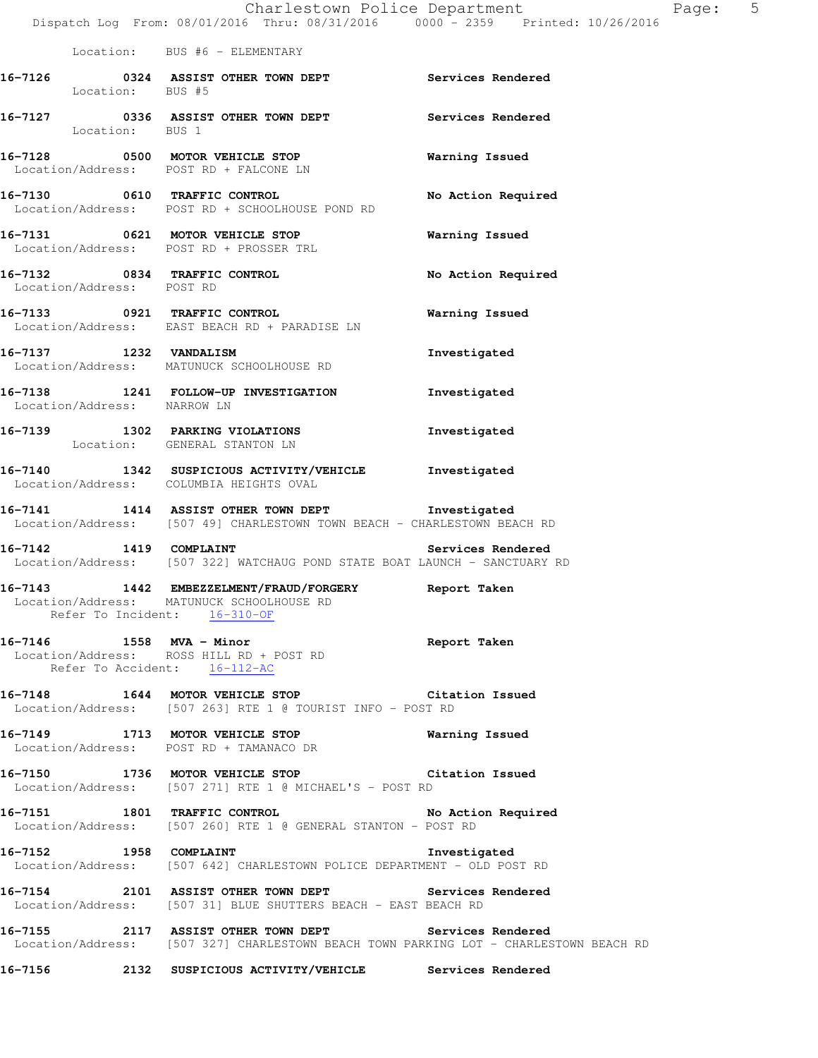Location: BUS #6 - ELEMENTARY

**16-7126 0324 ASSIST OTHER TOWN DEPT** Services Rendered
Location: BUS #5

**16-7127 0336 ASSIST OTHER TOWN DEPT** Services Rendered
Location: BUS 1

**16-7128 0500 MOTOR VEHICLE STOP** Warning Issued
Location/Address: POST RD + FALCONE LN

**16-7130 0610 TRAFFIC CONTROL** No Action Required
Location/Address: POST RD + SCHOOLHOUSE POND RD

**16-7131 0621 MOTOR VEHICLE STOP** Warning Issued
Location/Address: POST RD + PROSSER TRL

**16-7132 0834 TRAFFIC CONTROL** No Action Required
Location/Address: POST RD

**16-7133 0921 TRAFFIC CONTROL** Warning Issued
Location/Address: EAST BEACH RD + PARADISE LN

**16-7137 1232 VANDALISM** Investigated
Location/Address: MATUNUCK SCHOOLHOUSE RD

**16-7138 1241 FOLLOW-UP INVESTIGATION** Investigated
Location/Address: NARROW LN

**16-7139 1302 PARKING VIOLATIONS** Investigated
Location: GENERAL STANTON LN

**16-7140 1342 SUSPICIOUS ACTIVITY/VEHICLE** Investigated
Location/Address: COLUMBIA HEIGHTS OVAL

**16-7141 1414 ASSIST OTHER TOWN DEPT** Investigated
Location/Address: [507 49] CHARLESTOWN TOWN BEACH - CHARLESTOWN BEACH RD

**16-7142 1419 COMPLAINT** Services Rendered
Location/Address: [507 322] WATCHAUG POND STATE BOAT LAUNCH - SANCTUARY RD

**16-7143 1442 EMBEZZELMENT/FRAUD/FORGERY** Report Taken
Location/Address: MATUNUCK SCHOOLHOUSE RD
Refer To Incident: 16-310-OF

**16-7146 1558 MVA - Minor** Report Taken
Location/Address: ROSS HILL RD + POST RD
Refer To Accident: 16-112-AC

**16-7148 1644 MOTOR VEHICLE STOP** Citation Issued
Location/Address: [507 263] RTE 1 @ TOURIST INFO - POST RD

**16-7149 1713 MOTOR VEHICLE STOP** Warning Issued
Location/Address: POST RD + TAMANACO DR

**16-7150 1736 MOTOR VEHICLE STOP** Citation Issued
Location/Address: [507 271] RTE 1 @ MICHAEL'S - POST RD

**16-7151 1801 TRAFFIC CONTROL** No Action Required
Location/Address: [507 260] RTE 1 @ GENERAL STANTON - POST RD

**16-7152 1958 COMPLAINT** Investigated
Location/Address: [507 642] CHARLESTOWN POLICE DEPARTMENT - OLD POST RD

**16-7154 2101 ASSIST OTHER TOWN DEPT** Services Rendered
Location/Address: [507 31] BLUE SHUTTERS BEACH - EAST BEACH RD

**16-7155 2117 ASSIST OTHER TOWN DEPT** Services Rendered
Location/Address: [507 327] CHARLESTOWN BEACH TOWN PARKING LOT - CHARLESTOWN BEACH RD

**16-7156 2132 SUSPICIOUS ACTIVITY/VEHICLE** Services Rendered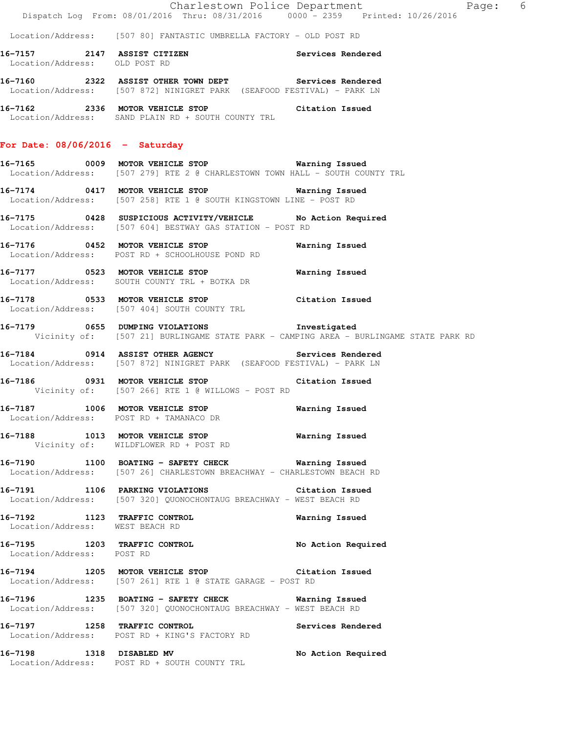Location/Address: [507 80] FANTASTIC UMBRELLA FACTORY - OLD POST RD

**16-7157 2147 ASSIST CITIZEN** Services Rendered
Location/Address: OLD POST RD

**16-7160 2322 ASSIST OTHER TOWN DEPT** Services Rendered
Location/Address: [507 872] NINIGRET PARK (SEAFOOD FESTIVAL) - PARK LN

**16-7162 2336 MOTOR VEHICLE STOP** Citation Issued
Location/Address: SAND PLAIN RD + SOUTH COUNTY TRL

## For Date: 08/06/2016 - Saturday

**16-7165 0009 MOTOR VEHICLE STOP** Warning Issued
Location/Address: [507 279] RTE 2 @ CHARLESTOWN TOWN HALL - SOUTH COUNTY TRL

**16-7174 0417 MOTOR VEHICLE STOP** Warning Issued
Location/Address: [507 258] RTE 1 @ SOUTH KINGSTOWN LINE - POST RD

**16-7175 0428 SUSPICIOUS ACTIVITY/VEHICLE** No Action Required
Location/Address: [507 604] BESTWAY GAS STATION - POST RD

**16-7176 0452 MOTOR VEHICLE STOP** Warning Issued
Location/Address: POST RD + SCHOOLHOUSE POND RD

**16-7177 0523 MOTOR VEHICLE STOP** Warning Issued
Location/Address: SOUTH COUNTY TRL + BOTKA DR

**16-7178 0533 MOTOR VEHICLE STOP** Citation Issued
Location/Address: [507 404] SOUTH COUNTY TRL

**16-7179 0655 DUMPING VIOLATIONS** Investigated
Vicinity of: [507 21] BURLINGAME STATE PARK - CAMPING AREA - BURLINGAME STATE PARK RD

**16-7184 0914 ASSIST OTHER AGENCY** Services Rendered
Location/Address: [507 872] NINIGRET PARK (SEAFOOD FESTIVAL) - PARK LN

**16-7186 0931 MOTOR VEHICLE STOP** Citation Issued
Vicinity of: [507 266] RTE 1 @ WILLOWS - POST RD

**16-7187 1006 MOTOR VEHICLE STOP** Warning Issued
Location/Address: POST RD + TAMANACO DR

**16-7188 1013 MOTOR VEHICLE STOP** Warning Issued
Vicinity of: WILDFLOWER RD + POST RD

**16-7190 1100 BOATING - SAFETY CHECK** Warning Issued
Location/Address: [507 26] CHARLESTOWN BREACHWAY - CHARLESTOWN BEACH RD

**16-7191 1106 PARKING VIOLATIONS** Citation Issued
Location/Address: [507 320] QUONOCHONTAUG BREACHWAY - WEST BEACH RD

**16-7192 1123 TRAFFIC CONTROL** Warning Issued
Location/Address: WEST BEACH RD

**16-7195 1203 TRAFFIC CONTROL** No Action Required
Location/Address: POST RD

**16-7194 1205 MOTOR VEHICLE STOP** Citation Issued
Location/Address: [507 261] RTE 1 @ STATE GARAGE - POST RD

**16-7196 1235 BOATING - SAFETY CHECK** Warning Issued
Location/Address: [507 320] QUONOCHONTAUG BREACHWAY - WEST BEACH RD

**16-7197 1258 TRAFFIC CONTROL** Services Rendered
Location/Address: POST RD + KING'S FACTORY RD

**16-7198 1318 DISABLED MV** No Action Required
Location/Address: POST RD + SOUTH COUNTY TRL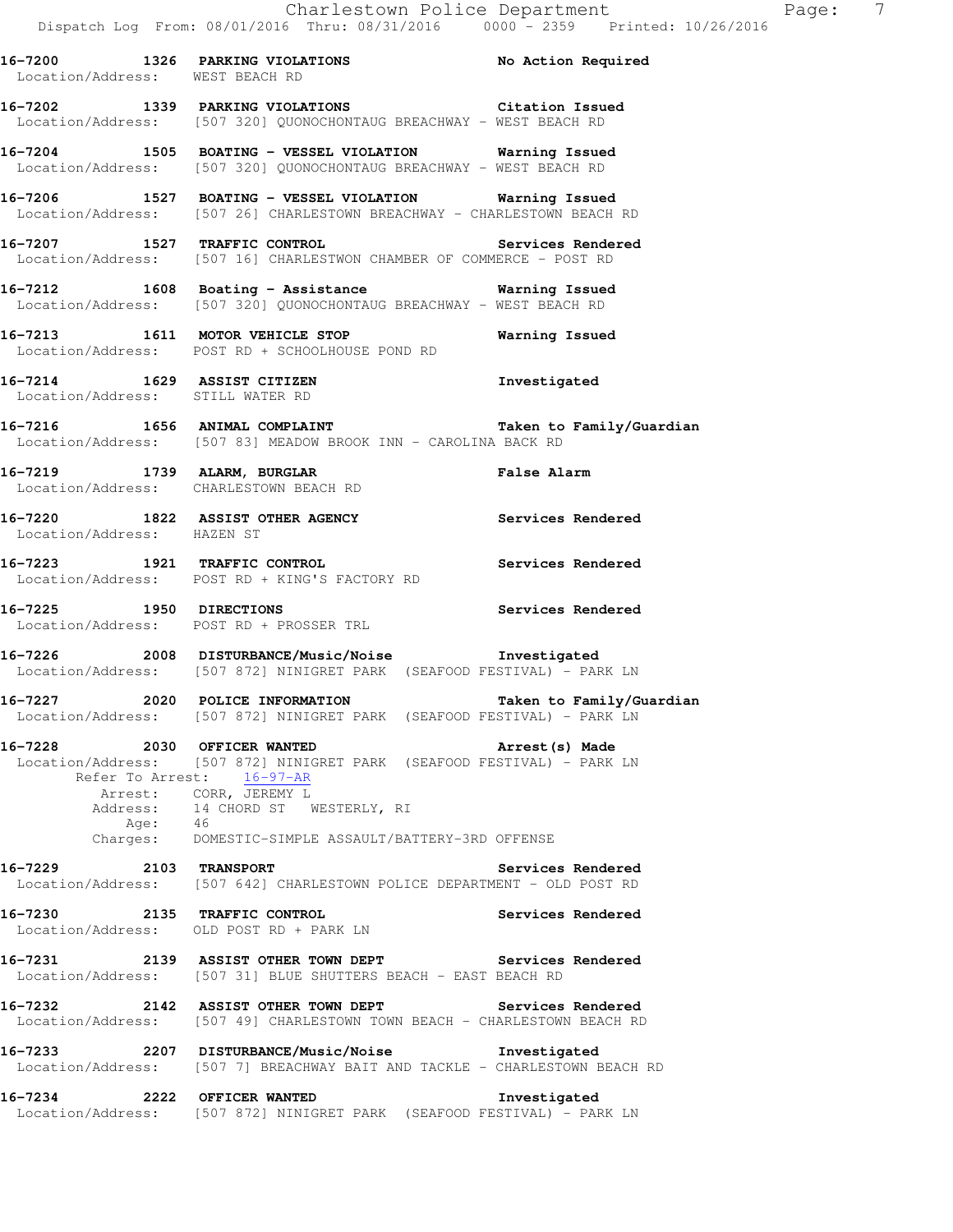**16-7200 1326 PARKING VIOLATIONS** — **No Action Required**
Location/Address: WEST BEACH RD

**16-7202 1339 PARKING VIOLATIONS** — **Citation Issued**
Location/Address: [507 320] QUONOCHONTAUG BREACHWAY - WEST BEACH RD

**16-7204 1505 BOATING - VESSEL VIOLATION** — **Warning Issued**
Location/Address: [507 320] QUONOCHONTAUG BREACHWAY - WEST BEACH RD

**16-7206 1527 BOATING - VESSEL VIOLATION** — **Warning Issued**
Location/Address: [507 26] CHARLESTOWN BREACHWAY - CHARLESTOWN BEACH RD

**16-7207 1527 TRAFFIC CONTROL** — **Services Rendered**
Location/Address: [507 16] CHARLESTWON CHAMBER OF COMMERCE - POST RD

**16-7212 1608 Boating - Assistance** — **Warning Issued**
Location/Address: [507 320] QUONOCHONTAUG BREACHWAY - WEST BEACH RD

**16-7213 1611 MOTOR VEHICLE STOP** — **Warning Issued**
Location/Address: POST RD + SCHOOLHOUSE POND RD

**16-7214 1629 ASSIST CITIZEN** — **Investigated**
Location/Address: STILL WATER RD

**16-7216 1656 ANIMAL COMPLAINT** — **Taken to Family/Guardian**
Location/Address: [507 83] MEADOW BROOK INN - CAROLINA BACK RD

**16-7219 1739 ALARM, BURGLAR** — **False Alarm**
Location/Address: CHARLESTOWN BEACH RD

**16-7220 1822 ASSIST OTHER AGENCY** — **Services Rendered**
Location/Address: HAZEN ST

**16-7223 1921 TRAFFIC CONTROL** — **Services Rendered**
Location/Address: POST RD + KING'S FACTORY RD

**16-7225 1950 DIRECTIONS** — **Services Rendered**
Location/Address: POST RD + PROSSER TRL

**16-7226 2008 DISTURBANCE/Music/Noise** — **Investigated**
Location/Address: [507 872] NINIGRET PARK (SEAFOOD FESTIVAL) - PARK LN

**16-7227 2020 POLICE INFORMATION** — **Taken to Family/Guardian**
Location/Address: [507 872] NINIGRET PARK (SEAFOOD FESTIVAL) - PARK LN

**16-7228 2030 OFFICER WANTED** — **Arrest(s) Made**
Location/Address: [507 872] NINIGRET PARK (SEAFOOD FESTIVAL) - PARK LN
Refer To Arrest: 16-97-AR
Arrest: CORR, JEREMY L
Address: 14 CHORD ST WESTERLY, RI
Age: 46
Charges: DOMESTIC-SIMPLE ASSAULT/BATTERY-3RD OFFENSE

**16-7229 2103 TRANSPORT** — **Services Rendered**
Location/Address: [507 642] CHARLESTOWN POLICE DEPARTMENT - OLD POST RD

**16-7230 2135 TRAFFIC CONTROL** — **Services Rendered**
Location/Address: OLD POST RD + PARK LN

**16-7231 2139 ASSIST OTHER TOWN DEPT** — **Services Rendered**
Location/Address: [507 31] BLUE SHUTTERS BEACH - EAST BEACH RD

**16-7232 2142 ASSIST OTHER TOWN DEPT** — **Services Rendered**
Location/Address: [507 49] CHARLESTOWN TOWN BEACH - CHARLESTOWN BEACH RD

**16-7233 2207 DISTURBANCE/Music/Noise** — **Investigated**
Location/Address: [507 7] BREACHWAY BAIT AND TACKLE - CHARLESTOWN BEACH RD

**16-7234 2222 OFFICER WANTED** — **Investigated**
Location/Address: [507 872] NINIGRET PARK (SEAFOOD FESTIVAL) - PARK LN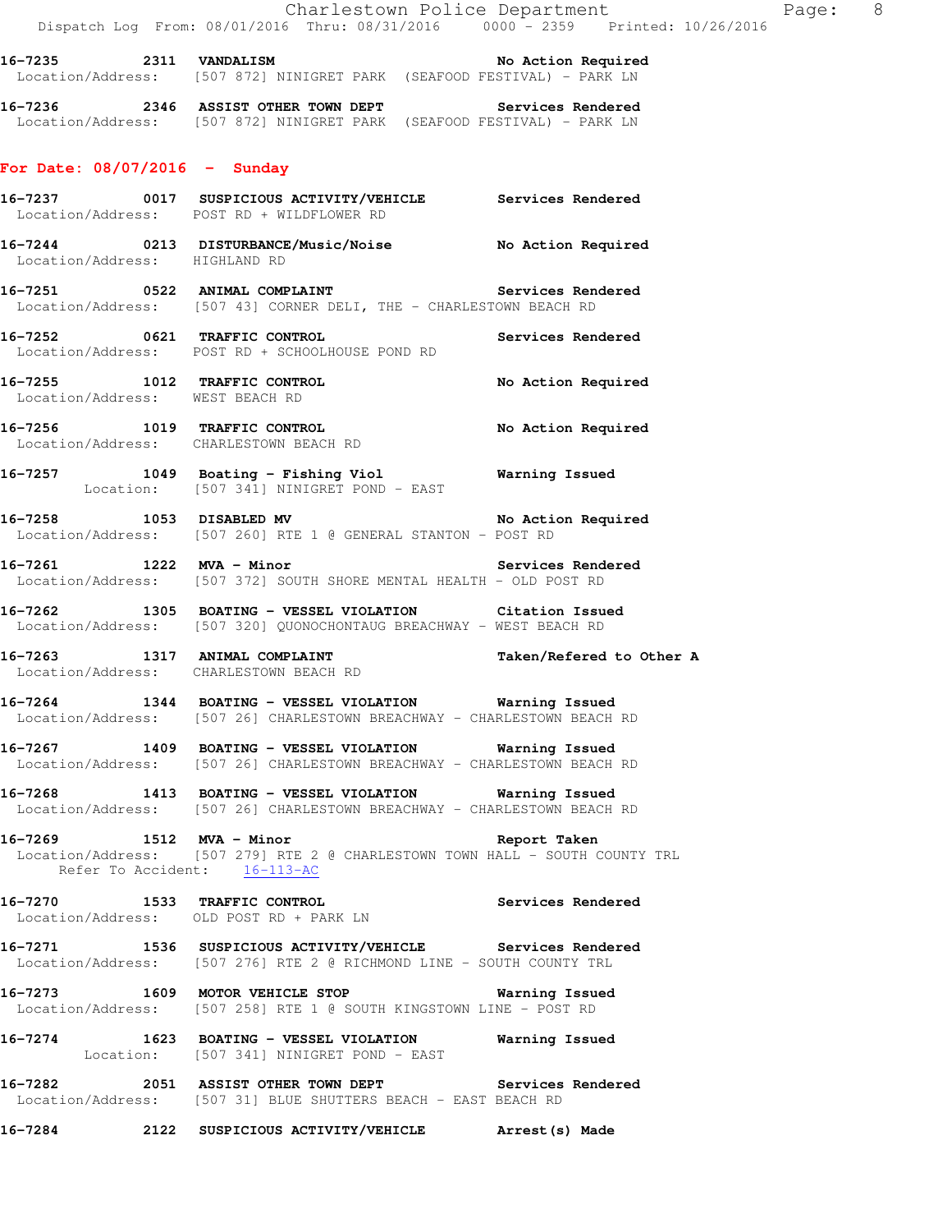16-7235 2311 VANDALISM No Action Required
Location/Address: [507 872] NINIGRET PARK (SEAFOOD FESTIVAL) - PARK LN

16-7236 2346 ASSIST OTHER TOWN DEPT Services Rendered
Location/Address: [507 872] NINIGRET PARK (SEAFOOD FESTIVAL) - PARK LN

## For Date: 08/07/2016 - Sunday

16-7237 0017 SUSPICIOUS ACTIVITY/VEHICLE Services Rendered
Location/Address: POST RD + WILDFLOWER RD

16-7244 0213 DISTURBANCE/Music/Noise No Action Required
Location/Address: HIGHLAND RD

16-7251 0522 ANIMAL COMPLAINT Services Rendered
Location/Address: [507 43] CORNER DELI, THE - CHARLESTOWN BEACH RD

16-7252 0621 TRAFFIC CONTROL Services Rendered
Location/Address: POST RD + SCHOOLHOUSE POND RD

16-7255 1012 TRAFFIC CONTROL No Action Required
Location/Address: WEST BEACH RD

16-7256 1019 TRAFFIC CONTROL No Action Required
Location/Address: CHARLESTOWN BEACH RD

16-7257 1049 Boating - Fishing Viol Warning Issued
Location: [507 341] NINIGRET POND - EAST

16-7258 1053 DISABLED MV No Action Required
Location/Address: [507 260] RTE 1 @ GENERAL STANTON - POST RD

16-7261 1222 MVA - Minor Services Rendered
Location/Address: [507 372] SOUTH SHORE MENTAL HEALTH - OLD POST RD

16-7262 1305 BOATING - VESSEL VIOLATION Citation Issued
Location/Address: [507 320] QUONOCHONTAUG BREACHWAY - WEST BEACH RD

16-7263 1317 ANIMAL COMPLAINT Taken/Refered to Other A
Location/Address: CHARLESTOWN BEACH RD

16-7264 1344 BOATING - VESSEL VIOLATION Warning Issued
Location/Address: [507 26] CHARLESTOWN BREACHWAY - CHARLESTOWN BEACH RD

16-7267 1409 BOATING - VESSEL VIOLATION Warning Issued
Location/Address: [507 26] CHARLESTOWN BREACHWAY - CHARLESTOWN BEACH RD

16-7268 1413 BOATING - VESSEL VIOLATION Warning Issued
Location/Address: [507 26] CHARLESTOWN BREACHWAY - CHARLESTOWN BEACH RD

16-7269 1512 MVA - Minor Report Taken
Location/Address: [507 279] RTE 2 @ CHARLESTOWN TOWN HALL - SOUTH COUNTY TRL
Refer To Accident: 16-113-AC

16-7270 1533 TRAFFIC CONTROL Services Rendered
Location/Address: OLD POST RD + PARK LN

16-7271 1536 SUSPICIOUS ACTIVITY/VEHICLE Services Rendered
Location/Address: [507 276] RTE 2 @ RICHMOND LINE - SOUTH COUNTY TRL

16-7273 1609 MOTOR VEHICLE STOP Warning Issued
Location/Address: [507 258] RTE 1 @ SOUTH KINGSTOWN LINE - POST RD

16-7274 1623 BOATING - VESSEL VIOLATION Warning Issued
Location: [507 341] NINIGRET POND - EAST

16-7282 2051 ASSIST OTHER TOWN DEPT Services Rendered
Location/Address: [507 31] BLUE SHUTTERS BEACH - EAST BEACH RD

16-7284 2122 SUSPICIOUS ACTIVITY/VEHICLE Arrest(s) Made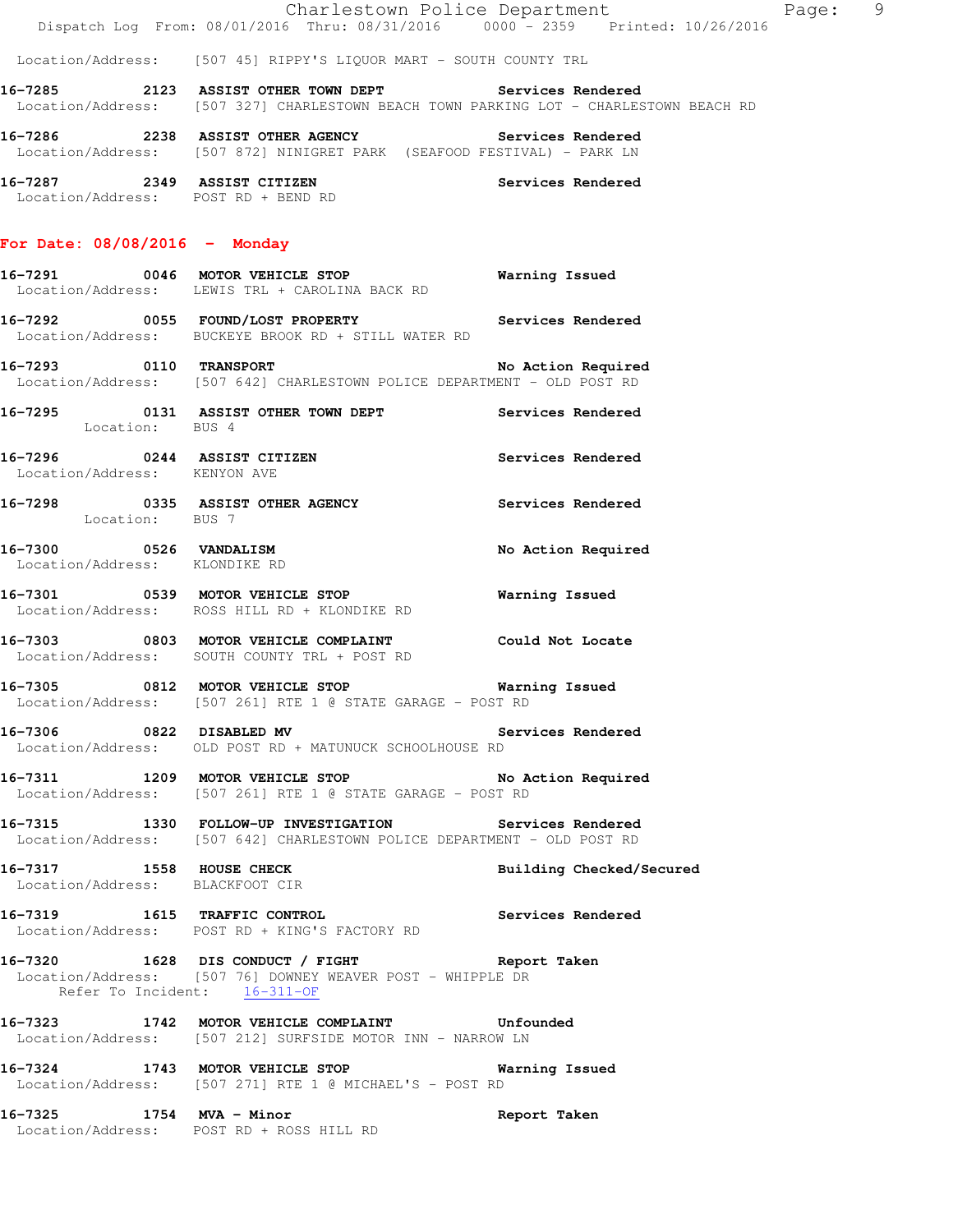Location/Address: [507 45] RIPPY'S LIQUOR MART - SOUTH COUNTY TRL

**16-7285** 2123 **ASSIST OTHER TOWN DEPT** **Services Rendered**
Location/Address: [507 327] CHARLESTOWN BEACH TOWN PARKING LOT - CHARLESTOWN BEACH RD

**16-7286** 2238 **ASSIST OTHER AGENCY** **Services Rendered**
Location/Address: [507 872] NINIGRET PARK (SEAFOOD FESTIVAL) - PARK LN

**16-7287** 2349 **ASSIST CITIZEN** **Services Rendered**
Location/Address: POST RD + BEND RD

## For Date: 08/08/2016 - Monday

**16-7291** 0046 **MOTOR VEHICLE STOP** **Warning Issued**
Location/Address: LEWIS TRL + CAROLINA BACK RD

**16-7292** 0055 **FOUND/LOST PROPERTY** **Services Rendered**
Location/Address: BUCKEYE BROOK RD + STILL WATER RD

**16-7293** 0110 **TRANSPORT** **No Action Required**
Location/Address: [507 642] CHARLESTOWN POLICE DEPARTMENT - OLD POST RD

**16-7295** 0131 **ASSIST OTHER TOWN DEPT** **Services Rendered**
Location: BUS 4

**16-7296** 0244 **ASSIST CITIZEN** **Services Rendered**
Location/Address: KENYON AVE

**16-7298** 0335 **ASSIST OTHER AGENCY** **Services Rendered**
Location: BUS 7

**16-7300** 0526 **VANDALISM** **No Action Required**
Location/Address: KLONDIKE RD

**16-7301** 0539 **MOTOR VEHICLE STOP** **Warning Issued**
Location/Address: ROSS HILL RD + KLONDIKE RD

**16-7303** 0803 **MOTOR VEHICLE COMPLAINT** **Could Not Locate**
Location/Address: SOUTH COUNTY TRL + POST RD

**16-7305** 0812 **MOTOR VEHICLE STOP** **Warning Issued**
Location/Address: [507 261] RTE 1 @ STATE GARAGE - POST RD

**16-7306** 0822 **DISABLED MV** **Services Rendered**
Location/Address: OLD POST RD + MATUNUCK SCHOOLHOUSE RD

**16-7311** 1209 **MOTOR VEHICLE STOP** **No Action Required**
Location/Address: [507 261] RTE 1 @ STATE GARAGE - POST RD

**16-7315** 1330 **FOLLOW-UP INVESTIGATION** **Services Rendered**
Location/Address: [507 642] CHARLESTOWN POLICE DEPARTMENT - OLD POST RD

**16-7317** 1558 **HOUSE CHECK** **Building Checked/Secured**
Location/Address: BLACKFOOT CIR

**16-7319** 1615 **TRAFFIC CONTROL** **Services Rendered**
Location/Address: POST RD + KING'S FACTORY RD

**16-7320** 1628 **DIS CONDUCT / FIGHT** **Report Taken**
Location/Address: [507 76] DOWNEY WEAVER POST - WHIPPLE DR
Refer To Incident: 16-311-OF

**16-7323** 1742 **MOTOR VEHICLE COMPLAINT** **Unfounded**
Location/Address: [507 212] SURFSIDE MOTOR INN - NARROW LN

**16-7324** 1743 **MOTOR VEHICLE STOP** **Warning Issued**
Location/Address: [507 271] RTE 1 @ MICHAEL'S - POST RD

**16-7325** 1754 **MVA - Minor** **Report Taken**
Location/Address: POST RD + ROSS HILL RD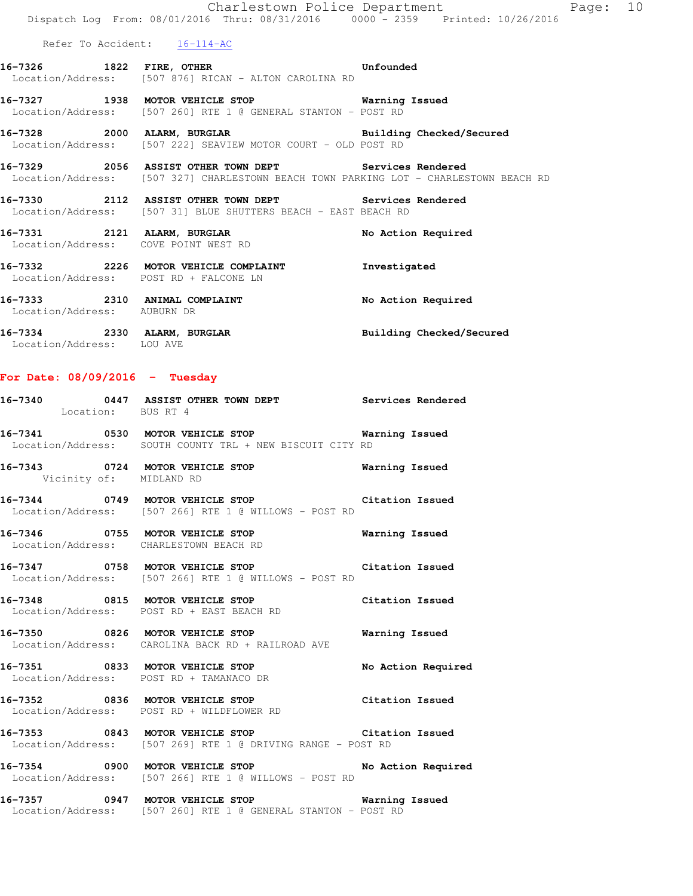Refer To Accident: 16-114-AC

**16-7326 1822 FIRE, OTHER** Unfounded
Location/Address: [507 876] RICAN - ALTON CAROLINA RD

**16-7327 1938 MOTOR VEHICLE STOP** Warning Issued
Location/Address: [507 260] RTE 1 @ GENERAL STANTON - POST RD

**16-7328 2000 ALARM, BURGLAR** Building Checked/Secured
Location/Address: [507 222] SEAVIEW MOTOR COURT - OLD POST RD

**16-7329 2056 ASSIST OTHER TOWN DEPT** Services Rendered
Location/Address: [507 327] CHARLESTOWN BEACH TOWN PARKING LOT - CHARLESTOWN BEACH RD

**16-7330 2112 ASSIST OTHER TOWN DEPT** Services Rendered
Location/Address: [507 31] BLUE SHUTTERS BEACH - EAST BEACH RD

**16-7331 2121 ALARM, BURGLAR** No Action Required
Location/Address: COVE POINT WEST RD

**16-7332 2226 MOTOR VEHICLE COMPLAINT** Investigated
Location/Address: POST RD + FALCONE LN

**16-7333 2310 ANIMAL COMPLAINT** No Action Required
Location/Address: AUBURN DR

**16-7334 2330 ALARM, BURGLAR** Building Checked/Secured
Location/Address: LOU AVE

## For Date: 08/09/2016 - Tuesday

**16-7340 0447 ASSIST OTHER TOWN DEPT** Services Rendered
Location: BUS RT 4

**16-7341 0530 MOTOR VEHICLE STOP** Warning Issued
Location/Address: SOUTH COUNTY TRL + NEW BISCUIT CITY RD

**16-7343 0724 MOTOR VEHICLE STOP** Warning Issued
Vicinity of: MIDLAND RD

**16-7344 0749 MOTOR VEHICLE STOP** Citation Issued
Location/Address: [507 266] RTE 1 @ WILLOWS - POST RD

**16-7346 0755 MOTOR VEHICLE STOP** Warning Issued
Location/Address: CHARLESTOWN BEACH RD

**16-7347 0758 MOTOR VEHICLE STOP** Citation Issued
Location/Address: [507 266] RTE 1 @ WILLOWS - POST RD

**16-7348 0815 MOTOR VEHICLE STOP** Citation Issued
Location/Address: POST RD + EAST BEACH RD

**16-7350 0826 MOTOR VEHICLE STOP** Warning Issued
Location/Address: CAROLINA BACK RD + RAILROAD AVE

**16-7351 0833 MOTOR VEHICLE STOP** No Action Required
Location/Address: POST RD + TAMANACO DR

**16-7352 0836 MOTOR VEHICLE STOP** Citation Issued
Location/Address: POST RD + WILDFLOWER RD

**16-7353 0843 MOTOR VEHICLE STOP** Citation Issued
Location/Address: [507 269] RTE 1 @ DRIVING RANGE - POST RD

**16-7354 0900 MOTOR VEHICLE STOP** No Action Required
Location/Address: [507 266] RTE 1 @ WILLOWS - POST RD

**16-7357 0947 MOTOR VEHICLE STOP** Warning Issued
Location/Address: [507 260] RTE 1 @ GENERAL STANTON - POST RD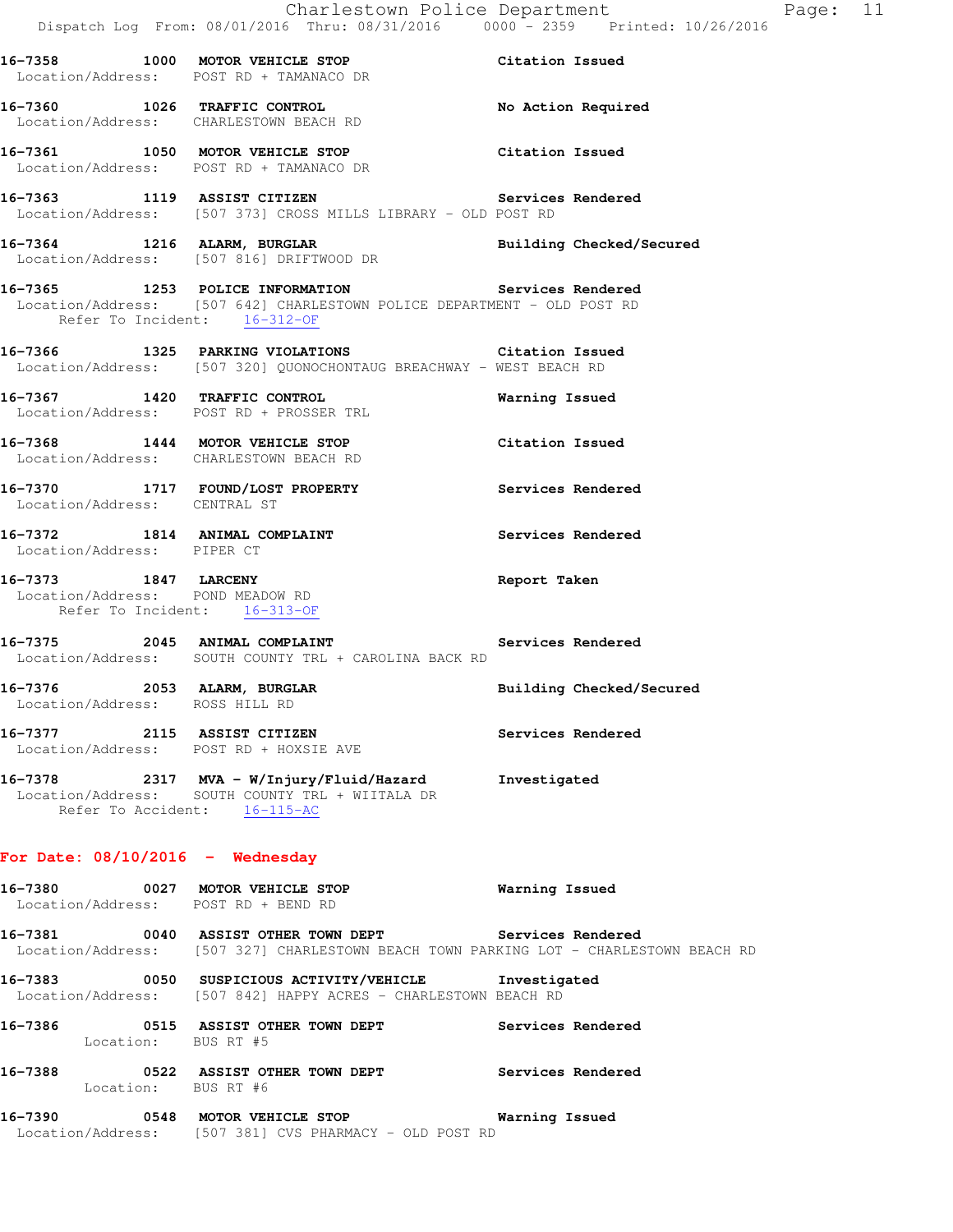**16-7358 1000 MOTOR VEHICLE STOP** Citation Issued
Location/Address: POST RD + TAMANACO DR

**16-7360 1026 TRAFFIC CONTROL** No Action Required
Location/Address: CHARLESTOWN BEACH RD

**16-7361 1050 MOTOR VEHICLE STOP** Citation Issued
Location/Address: POST RD + TAMANACO DR

**16-7363 1119 ASSIST CITIZEN** Services Rendered
Location/Address: [507 373] CROSS MILLS LIBRARY - OLD POST RD

**16-7364 1216 ALARM, BURGLAR** Building Checked/Secured
Location/Address: [507 816] DRIFTWOOD DR

**16-7365 1253 POLICE INFORMATION** Services Rendered
Location/Address: [507 642] CHARLESTOWN POLICE DEPARTMENT - OLD POST RD
Refer To Incident: 16-312-OF

**16-7366 1325 PARKING VIOLATIONS** Citation Issued
Location/Address: [507 320] QUONOCHONTAUG BREACHWAY - WEST BEACH RD

**16-7367 1420 TRAFFIC CONTROL** Warning Issued
Location/Address: POST RD + PROSSER TRL

**16-7368 1444 MOTOR VEHICLE STOP** Citation Issued
Location/Address: CHARLESTOWN BEACH RD

**16-7370 1717 FOUND/LOST PROPERTY** Services Rendered
Location/Address: CENTRAL ST

**16-7372 1814 ANIMAL COMPLAINT** Services Rendered
Location/Address: PIPER CT

**16-7373 1847 LARCENY** Report Taken
Location/Address: POND MEADOW RD
Refer To Incident: 16-313-OF

**16-7375 2045 ANIMAL COMPLAINT** Services Rendered
Location/Address: SOUTH COUNTY TRL + CAROLINA BACK RD

**16-7376 2053 ALARM, BURGLAR** Building Checked/Secured
Location/Address: ROSS HILL RD

**16-7377 2115 ASSIST CITIZEN** Services Rendered
Location/Address: POST RD + HOXSIE AVE

**16-7378 2317 MVA - W/Injury/Fluid/Hazard** Investigated
Location/Address: SOUTH COUNTY TRL + WIITALA DR
Refer To Accident: 16-115-AC

## For Date: 08/10/2016 - Wednesday

**16-7380 0027 MOTOR VEHICLE STOP** Warning Issued
Location/Address: POST RD + BEND RD

**16-7381 0040 ASSIST OTHER TOWN DEPT** Services Rendered
Location/Address: [507 327] CHARLESTOWN BEACH TOWN PARKING LOT - CHARLESTOWN BEACH RD

**16-7383 0050 SUSPICIOUS ACTIVITY/VEHICLE** Investigated
Location/Address: [507 842] HAPPY ACRES - CHARLESTOWN BEACH RD

**16-7386 0515 ASSIST OTHER TOWN DEPT** Services Rendered
Location: BUS RT #5

**16-7388 0522 ASSIST OTHER TOWN DEPT** Services Rendered
Location: BUS RT #6

**16-7390 0548 MOTOR VEHICLE STOP** Warning Issued
Location/Address: [507 381] CVS PHARMACY - OLD POST RD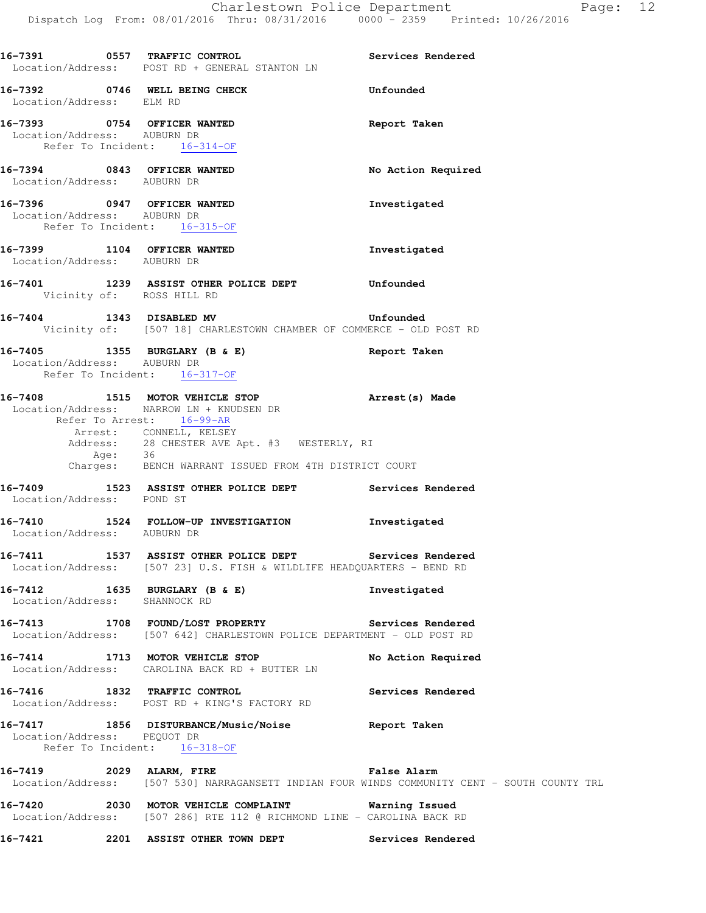**16-7391** 0557 **TRAFFIC CONTROL** **Services Rendered**
Location/Address: POST RD + GENERAL STANTON LN

**16-7392** 0746 **WELL BEING CHECK** **Unfounded**
Location/Address: ELM RD

**16-7393** 0754 **OFFICER WANTED** **Report Taken**
Location/Address: AUBURN DR
Refer To Incident: 16-314-OF

**16-7394** 0843 **OFFICER WANTED** **No Action Required**
Location/Address: AUBURN DR

**16-7396** 0947 **OFFICER WANTED** **Investigated**
Location/Address: AUBURN DR
Refer To Incident: 16-315-OF

**16-7399** 1104 **OFFICER WANTED** **Investigated**
Location/Address: AUBURN DR

**16-7401** 1239 **ASSIST OTHER POLICE DEPT** **Unfounded**
Vicinity of: ROSS HILL RD

**16-7404** 1343 **DISABLED MV** **Unfounded**
Vicinity of: [507 18] CHARLESTOWN CHAMBER OF COMMERCE - OLD POST RD

**16-7405** 1355 **BURGLARY (B & E)** **Report Taken**
Location/Address: AUBURN DR
Refer To Incident: 16-317-OF

**16-7408** 1515 **MOTOR VEHICLE STOP** **Arrest(s) Made**
Location/Address: NARROW LN + KNUDSEN DR
Refer To Arrest: 16-99-AR
Arrest: CONNELL, KELSEY
Address: 28 CHESTER AVE Apt. #3 WESTERLY, RI
Age: 36
Charges: BENCH WARRANT ISSUED FROM 4TH DISTRICT COURT

**16-7409** 1523 **ASSIST OTHER POLICE DEPT** **Services Rendered**
Location/Address: POND ST

**16-7410** 1524 **FOLLOW-UP INVESTIGATION** **Investigated**
Location/Address: AUBURN DR

**16-7411** 1537 **ASSIST OTHER POLICE DEPT** **Services Rendered**
Location/Address: [507 23] U.S. FISH & WILDLIFE HEADQUARTERS - BEND RD

**16-7412** 1635 **BURGLARY (B & E)** **Investigated**
Location/Address: SHANNOCK RD

**16-7413** 1708 **FOUND/LOST PROPERTY** **Services Rendered**
Location/Address: [507 642] CHARLESTOWN POLICE DEPARTMENT - OLD POST RD

**16-7414** 1713 **MOTOR VEHICLE STOP** **No Action Required**
Location/Address: CAROLINA BACK RD + BUTTER LN

**16-7416** 1832 **TRAFFIC CONTROL** **Services Rendered**
Location/Address: POST RD + KING'S FACTORY RD

**16-7417** 1856 **DISTURBANCE/Music/Noise** **Report Taken**
Location/Address: PEQUOT DR
Refer To Incident: 16-318-OF

**16-7419** 2029 **ALARM, FIRE** **False Alarm**
Location/Address: [507 530] NARRAGANSETT INDIAN FOUR WINDS COMMUNITY CENT - SOUTH COUNTY TRL

**16-7420** 2030 **MOTOR VEHICLE COMPLAINT** **Warning Issued**
Location/Address: [507 286] RTE 112 @ RICHMOND LINE - CAROLINA BACK RD

**16-7421** 2201 **ASSIST OTHER TOWN DEPT** **Services Rendered**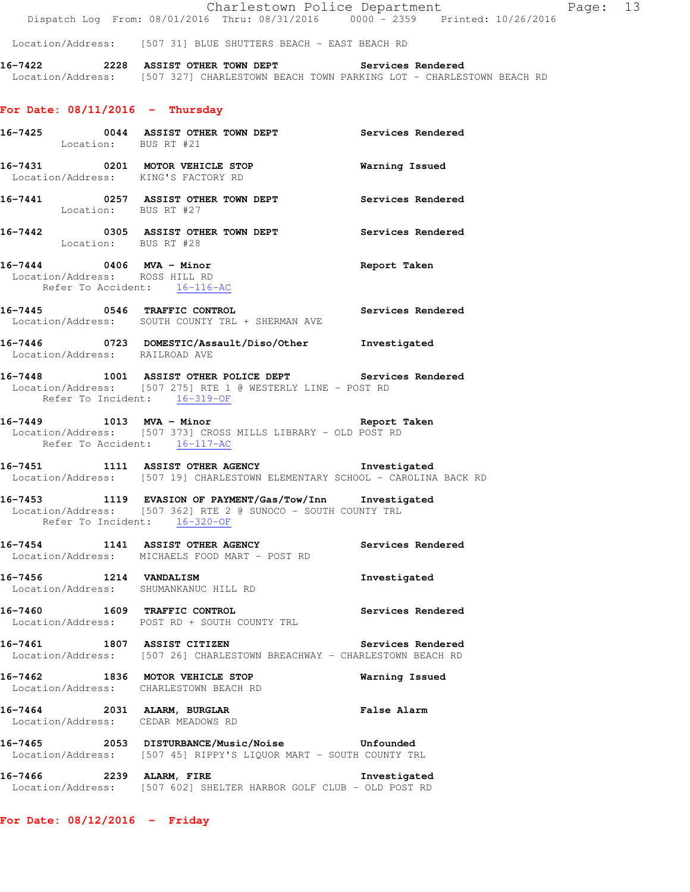Location/Address: [507 31] BLUE SHUTTERS BEACH - EAST BEACH RD

**16-7422** 2228 **ASSIST OTHER TOWN DEPT** **Services Rendered**
Location/Address: [507 327] CHARLESTOWN BEACH TOWN PARKING LOT - CHARLESTOWN BEACH RD

## For Date: 08/11/2016 - Thursday

**16-7425** 0044 **ASSIST OTHER TOWN DEPT** **Services Rendered**
Location: BUS RT #21

**16-7431** 0201 **MOTOR VEHICLE STOP** **Warning Issued**
Location/Address: KING'S FACTORY RD

**16-7441** 0257 **ASSIST OTHER TOWN DEPT** **Services Rendered**
Location: BUS RT #27

**16-7442** 0305 **ASSIST OTHER TOWN DEPT** **Services Rendered**
Location: BUS RT #28

**16-7444** 0406 **MVA - Minor** **Report Taken**
Location/Address: ROSS HILL RD
Refer To Accident: 16-116-AC

**16-7445** 0546 **TRAFFIC CONTROL** **Services Rendered**
Location/Address: SOUTH COUNTY TRL + SHERMAN AVE

**16-7446** 0723 **DOMESTIC/Assault/Diso/Other** **Investigated**
Location/Address: RAILROAD AVE

**16-7448** 1001 **ASSIST OTHER POLICE DEPT** **Services Rendered**
Location/Address: [507 275] RTE 1 @ WESTERLY LINE - POST RD
Refer To Incident: 16-319-OF

**16-7449** 1013 **MVA - Minor** **Report Taken**
Location/Address: [507 373] CROSS MILLS LIBRARY - OLD POST RD
Refer To Accident: 16-117-AC

**16-7451** 1111 **ASSIST OTHER AGENCY** **Investigated**
Location/Address: [507 19] CHARLESTOWN ELEMENTARY SCHOOL - CAROLINA BACK RD

**16-7453** 1119 **EVASION OF PAYMENT/Gas/Tow/Inn** **Investigated**
Location/Address: [507 362] RTE 2 @ SUNOCO - SOUTH COUNTY TRL
Refer To Incident: 16-320-OF

**16-7454** 1141 **ASSIST OTHER AGENCY** **Services Rendered**
Location/Address: MICHAELS FOOD MART - POST RD

**16-7456** 1214 **VANDALISM** **Investigated**
Location/Address: SHUMANKANUC HILL RD

**16-7460** 1609 **TRAFFIC CONTROL** **Services Rendered**
Location/Address: POST RD + SOUTH COUNTY TRL

**16-7461** 1807 **ASSIST CITIZEN** **Services Rendered**
Location/Address: [507 26] CHARLESTOWN BREACHWAY - CHARLESTOWN BEACH RD

**16-7462** 1836 **MOTOR VEHICLE STOP** **Warning Issued**
Location/Address: CHARLESTOWN BEACH RD

**16-7464** 2031 **ALARM, BURGLAR** **False Alarm**
Location/Address: CEDAR MEADOWS RD

**16-7465** 2053 **DISTURBANCE/Music/Noise** **Unfounded**
Location/Address: [507 45] RIPPY'S LIQUOR MART - SOUTH COUNTY TRL

**16-7466** 2239 **ALARM, FIRE** **Investigated**
Location/Address: [507 602] SHELTER HARBOR GOLF CLUB - OLD POST RD

## For Date: 08/12/2016 - Friday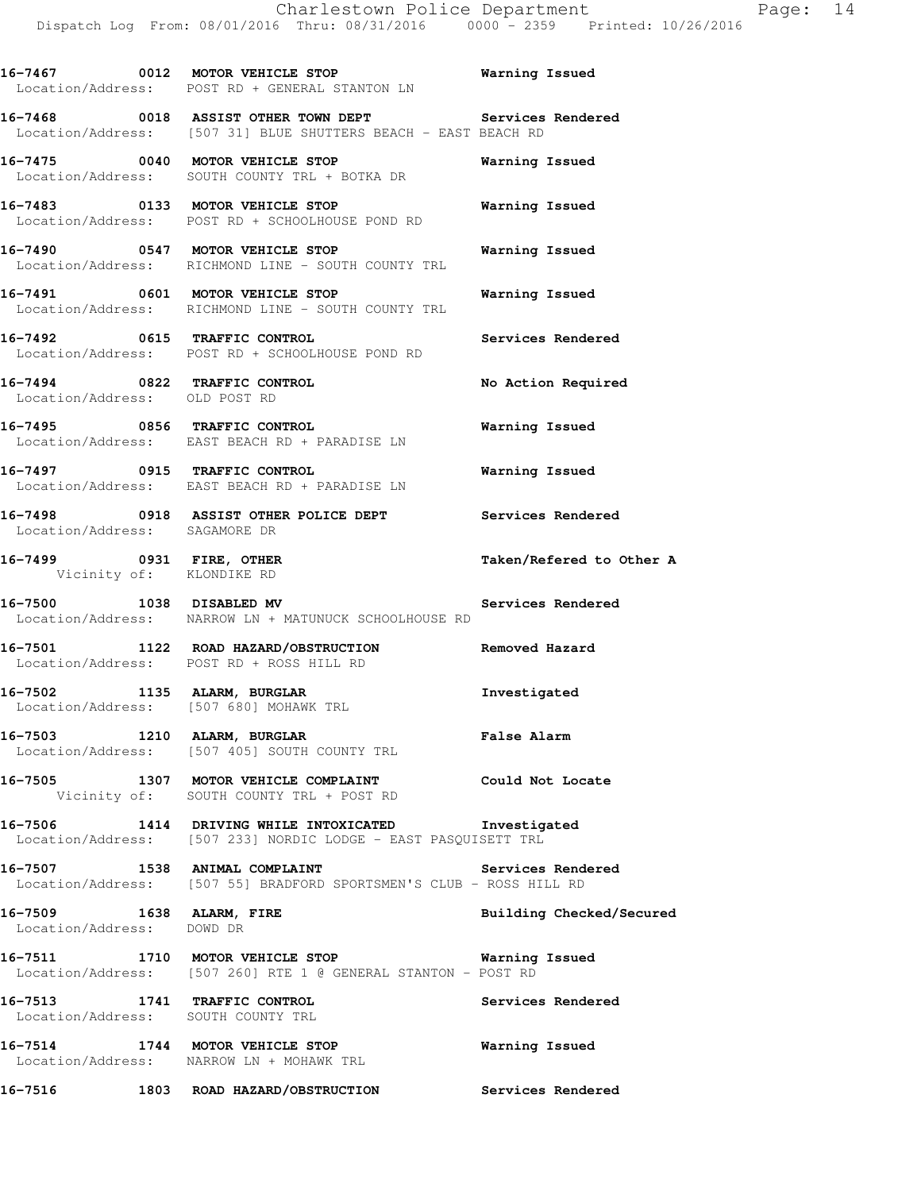16-7467 0012 MOTOR VEHICLE STOP Warning Issued
Location/Address: POST RD + GENERAL STANTON LN

16-7468 0018 ASSIST OTHER TOWN DEPT Services Rendered
Location/Address: [507 31] BLUE SHUTTERS BEACH - EAST BEACH RD

16-7475 0040 MOTOR VEHICLE STOP Warning Issued
Location/Address: SOUTH COUNTY TRL + BOTKA DR

16-7483 0133 MOTOR VEHICLE STOP Warning Issued
Location/Address: POST RD + SCHOOLHOUSE POND RD

16-7490 0547 MOTOR VEHICLE STOP Warning Issued
Location/Address: RICHMOND LINE - SOUTH COUNTY TRL

16-7491 0601 MOTOR VEHICLE STOP Warning Issued
Location/Address: RICHMOND LINE - SOUTH COUNTY TRL

16-7492 0615 TRAFFIC CONTROL Services Rendered
Location/Address: POST RD + SCHOOLHOUSE POND RD

16-7494 0822 TRAFFIC CONTROL No Action Required
Location/Address: OLD POST RD

16-7495 0856 TRAFFIC CONTROL Warning Issued
Location/Address: EAST BEACH RD + PARADISE LN

16-7497 0915 TRAFFIC CONTROL Warning Issued
Location/Address: EAST BEACH RD + PARADISE LN

16-7498 0918 ASSIST OTHER POLICE DEPT Services Rendered
Location/Address: SAGAMORE DR

16-7499 0931 FIRE, OTHER Taken/Refered to Other A
Vicinity of: KLONDIKE RD

16-7500 1038 DISABLED MV Services Rendered
Location/Address: NARROW LN + MATUNUCK SCHOOLHOUSE RD

16-7501 1122 ROAD HAZARD/OBSTRUCTION Removed Hazard
Location/Address: POST RD + ROSS HILL RD

16-7502 1135 ALARM, BURGLAR Investigated
Location/Address: [507 680] MOHAWK TRL

16-7503 1210 ALARM, BURGLAR False Alarm
Location/Address: [507 405] SOUTH COUNTY TRL

16-7505 1307 MOTOR VEHICLE COMPLAINT Could Not Locate
Vicinity of: SOUTH COUNTY TRL + POST RD

16-7506 1414 DRIVING WHILE INTOXICATED Investigated
Location/Address: [507 233] NORDIC LODGE - EAST PASQUISETT TRL

16-7507 1538 ANIMAL COMPLAINT Services Rendered
Location/Address: [507 55] BRADFORD SPORTSMEN'S CLUB - ROSS HILL RD

16-7509 1638 ALARM, FIRE Building Checked/Secured
Location/Address: DOWD DR

16-7511 1710 MOTOR VEHICLE STOP Warning Issued
Location/Address: [507 260] RTE 1 @ GENERAL STANTON - POST RD

16-7513 1741 TRAFFIC CONTROL Services Rendered
Location/Address: SOUTH COUNTY TRL

16-7514 1744 MOTOR VEHICLE STOP Warning Issued
Location/Address: NARROW LN + MOHAWK TRL

16-7516 1803 ROAD HAZARD/OBSTRUCTION Services Rendered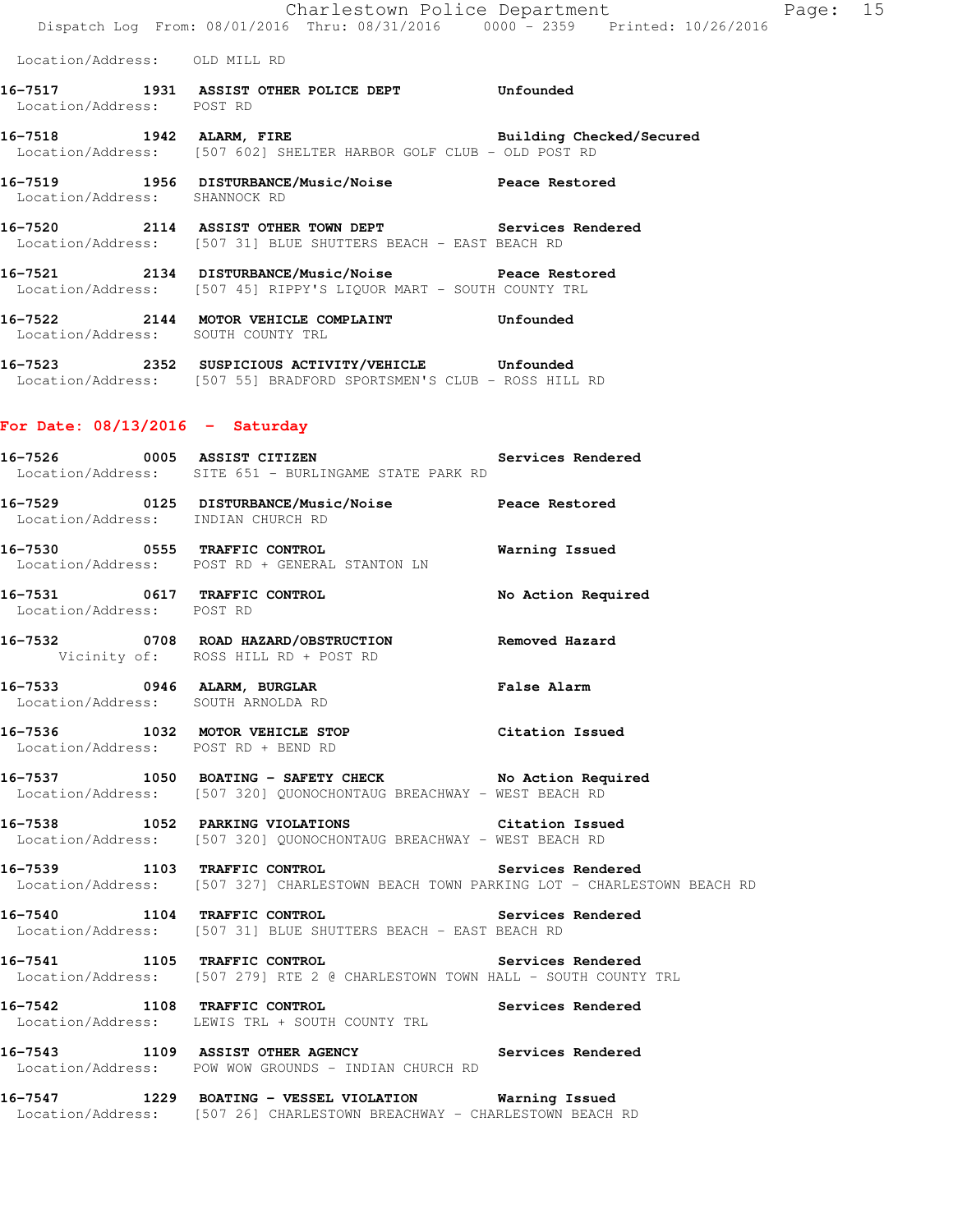Location/Address: OLD MILL RD

**16-7517 1931 ASSIST OTHER POLICE DEPT Unfounded**
Location/Address: POST RD

**16-7518 1942 ALARM, FIRE Building Checked/Secured**
Location/Address: [507 602] SHELTER HARBOR GOLF CLUB - OLD POST RD

**16-7519 1956 DISTURBANCE/Music/Noise Peace Restored**
Location/Address: SHANNOCK RD

**16-7520 2114 ASSIST OTHER TOWN DEPT Services Rendered**
Location/Address: [507 31] BLUE SHUTTERS BEACH - EAST BEACH RD

**16-7521 2134 DISTURBANCE/Music/Noise Peace Restored**
Location/Address: [507 45] RIPPY'S LIQUOR MART - SOUTH COUNTY TRL

**16-7522 2144 MOTOR VEHICLE COMPLAINT Unfounded**
Location/Address: SOUTH COUNTY TRL

**16-7523 2352 SUSPICIOUS ACTIVITY/VEHICLE Unfounded**
Location/Address: [507 55] BRADFORD SPORTSMEN'S CLUB - ROSS HILL RD

## For Date: 08/13/2016 - Saturday

**16-7526 0005 ASSIST CITIZEN Services Rendered**
Location/Address: SITE 651 - BURLINGAME STATE PARK RD

**16-7529 0125 DISTURBANCE/Music/Noise Peace Restored**
Location/Address: INDIAN CHURCH RD

**16-7530 0555 TRAFFIC CONTROL Warning Issued**
Location/Address: POST RD + GENERAL STANTON LN

**16-7531 0617 TRAFFIC CONTROL No Action Required**
Location/Address: POST RD

**16-7532 0708 ROAD HAZARD/OBSTRUCTION Removed Hazard**
Vicinity of: ROSS HILL RD + POST RD

**16-7533 0946 ALARM, BURGLAR False Alarm**
Location/Address: SOUTH ARNOLDA RD

**16-7536 1032 MOTOR VEHICLE STOP Citation Issued**
Location/Address: POST RD + BEND RD

**16-7537 1050 BOATING - SAFETY CHECK No Action Required**
Location/Address: [507 320] QUONOCHONTAUG BREACHWAY - WEST BEACH RD

**16-7538 1052 PARKING VIOLATIONS Citation Issued**
Location/Address: [507 320] QUONOCHONTAUG BREACHWAY - WEST BEACH RD

**16-7539 1103 TRAFFIC CONTROL Services Rendered**
Location/Address: [507 327] CHARLESTOWN BEACH TOWN PARKING LOT - CHARLESTOWN BEACH RD

**16-7540 1104 TRAFFIC CONTROL Services Rendered**
Location/Address: [507 31] BLUE SHUTTERS BEACH - EAST BEACH RD

**16-7541 1105 TRAFFIC CONTROL Services Rendered**
Location/Address: [507 279] RTE 2 @ CHARLESTOWN TOWN HALL - SOUTH COUNTY TRL

**16-7542 1108 TRAFFIC CONTROL Services Rendered**
Location/Address: LEWIS TRL + SOUTH COUNTY TRL

**16-7543 1109 ASSIST OTHER AGENCY Services Rendered**
Location/Address: POW WOW GROUNDS - INDIAN CHURCH RD

**16-7547 1229 BOATING - VESSEL VIOLATION Warning Issued**
Location/Address: [507 26] CHARLESTOWN BREACHWAY - CHARLESTOWN BEACH RD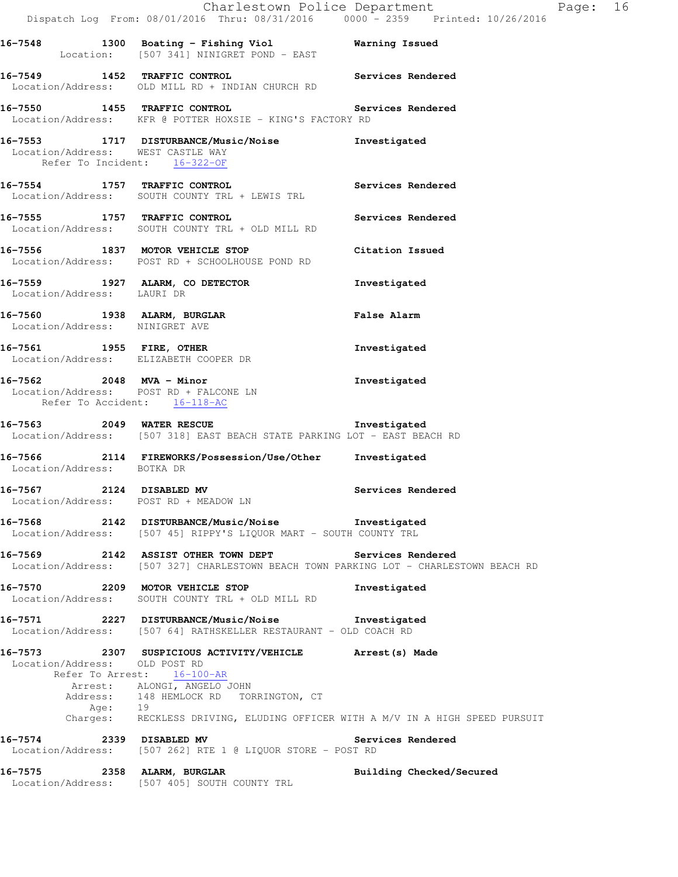**16-7548** 1300 **Boating - Fishing Viol** **Warning Issued**
Location: [507 341] NINIGRET POND - EAST

**16-7549** 1452 **TRAFFIC CONTROL** **Services Rendered**
Location/Address: OLD MILL RD + INDIAN CHURCH RD

**16-7550** 1455 **TRAFFIC CONTROL** **Services Rendered**
Location/Address: KFR @ POTTER HOXSIE - KING'S FACTORY RD

**16-7553** 1717 **DISTURBANCE/Music/Noise** **Investigated**
Location/Address: WEST CASTLE WAY
Refer To Incident: 16-322-OF

**16-7554** 1757 **TRAFFIC CONTROL** **Services Rendered**
Location/Address: SOUTH COUNTY TRL + LEWIS TRL

**16-7555** 1757 **TRAFFIC CONTROL** **Services Rendered**
Location/Address: SOUTH COUNTY TRL + OLD MILL RD

**16-7556** 1837 **MOTOR VEHICLE STOP** **Citation Issued**
Location/Address: POST RD + SCHOOLHOUSE POND RD

**16-7559** 1927 **ALARM, CO DETECTOR** **Investigated**
Location/Address: LAURI DR

**16-7560** 1938 **ALARM, BURGLAR** **False Alarm**
Location/Address: NINIGRET AVE

**16-7561** 1955 **FIRE, OTHER** **Investigated**
Location/Address: ELIZABETH COOPER DR

**16-7562** 2048 **MVA - Minor** **Investigated**
Location/Address: POST RD + FALCONE LN
Refer To Accident: 16-118-AC

**16-7563** 2049 **WATER RESCUE** **Investigated**
Location/Address: [507 318] EAST BEACH STATE PARKING LOT - EAST BEACH RD

**16-7566** 2114 **FIREWORKS/Possession/Use/Other** **Investigated**
Location/Address: BOTKA DR

**16-7567** 2124 **DISABLED MV** **Services Rendered**
Location/Address: POST RD + MEADOW LN

**16-7568** 2142 **DISTURBANCE/Music/Noise** **Investigated**
Location/Address: [507 45] RIPPY'S LIQUOR MART - SOUTH COUNTY TRL

**16-7569** 2142 **ASSIST OTHER TOWN DEPT** **Services Rendered**
Location/Address: [507 327] CHARLESTOWN BEACH TOWN PARKING LOT - CHARLESTOWN BEACH RD

**16-7570** 2209 **MOTOR VEHICLE STOP** **Investigated**
Location/Address: SOUTH COUNTY TRL + OLD MILL RD

**16-7571** 2227 **DISTURBANCE/Music/Noise** **Investigated**
Location/Address: [507 64] RATHSKELLER RESTAURANT - OLD COACH RD

**16-7573** 2307 **SUSPICIOUS ACTIVITY/VEHICLE** **Arrest(s) Made**
Location/Address: OLD POST RD
Refer To Arrest: 16-100-AR
Arrest: ALONGI, ANGELO JOHN
Address: 148 HEMLOCK RD TORRINGTON, CT
Age: 19
Charges: RECKLESS DRIVING, ELUDING OFFICER WITH A M/V IN A HIGH SPEED PURSUIT

**16-7574** 2339 **DISABLED MV** **Services Rendered**
Location/Address: [507 262] RTE 1 @ LIQUOR STORE - POST RD

**16-7575** 2358 **ALARM, BURGLAR** **Building Checked/Secured**
Location/Address: [507 405] SOUTH COUNTY TRL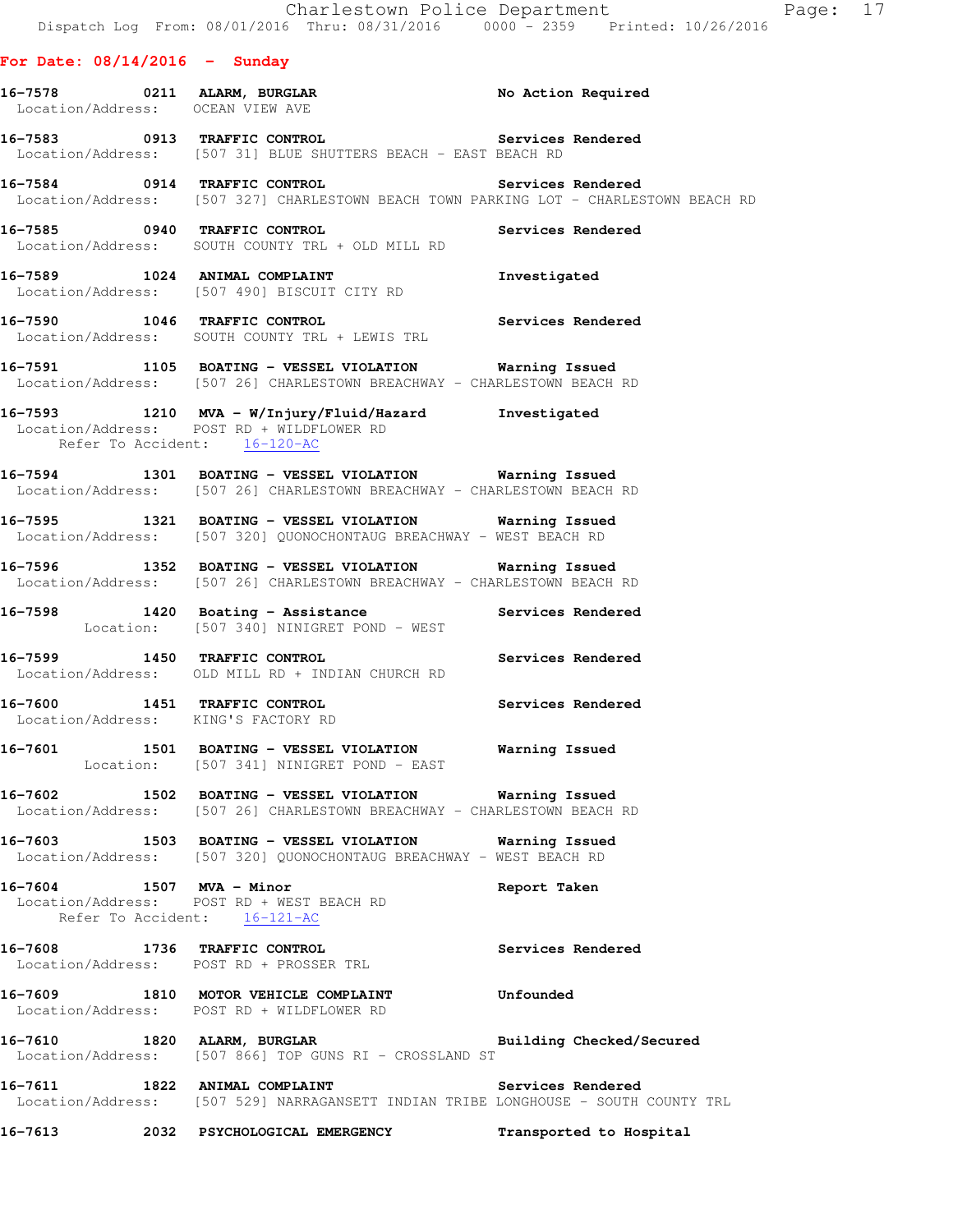**For Date: 08/14/2016 - Sunday**

**16-7578 0211 ALARM, BURGLAR No Action Required**
Location/Address: OCEAN VIEW AVE

**16-7583 0913 TRAFFIC CONTROL Services Rendered**
Location/Address: [507 31] BLUE SHUTTERS BEACH - EAST BEACH RD

**16-7584 0914 TRAFFIC CONTROL Services Rendered**
Location/Address: [507 327] CHARLESTOWN BEACH TOWN PARKING LOT - CHARLESTOWN BEACH RD

**16-7585 0940 TRAFFIC CONTROL Services Rendered**
Location/Address: SOUTH COUNTY TRL + OLD MILL RD

**16-7589 1024 ANIMAL COMPLAINT Investigated**
Location/Address: [507 490] BISCUIT CITY RD

**16-7590 1046 TRAFFIC CONTROL Services Rendered**
Location/Address: SOUTH COUNTY TRL + LEWIS TRL

**16-7591 1105 BOATING - VESSEL VIOLATION Warning Issued**
Location/Address: [507 26] CHARLESTOWN BREACHWAY - CHARLESTOWN BEACH RD

**16-7593 1210 MVA - W/Injury/Fluid/Hazard Investigated**
Location/Address: POST RD + WILDFLOWER RD
Refer To Accident: 16-120-AC

**16-7594 1301 BOATING - VESSEL VIOLATION Warning Issued**
Location/Address: [507 26] CHARLESTOWN BREACHWAY - CHARLESTOWN BEACH RD

**16-7595 1321 BOATING - VESSEL VIOLATION Warning Issued**
Location/Address: [507 320] QUONOCHONTAUG BREACHWAY - WEST BEACH RD

**16-7596 1352 BOATING - VESSEL VIOLATION Warning Issued**
Location/Address: [507 26] CHARLESTOWN BREACHWAY - CHARLESTOWN BEACH RD

**16-7598 1420 Boating - Assistance Services Rendered**
Location: [507 340] NINIGRET POND - WEST

**16-7599 1450 TRAFFIC CONTROL Services Rendered**
Location/Address: OLD MILL RD + INDIAN CHURCH RD

**16-7600 1451 TRAFFIC CONTROL Services Rendered**
Location/Address: KING'S FACTORY RD

**16-7601 1501 BOATING - VESSEL VIOLATION Warning Issued**
Location: [507 341] NINIGRET POND - EAST

**16-7602 1502 BOATING - VESSEL VIOLATION Warning Issued**
Location/Address: [507 26] CHARLESTOWN BREACHWAY - CHARLESTOWN BEACH RD

**16-7603 1503 BOATING - VESSEL VIOLATION Warning Issued**
Location/Address: [507 320] QUONOCHONTAUG BREACHWAY - WEST BEACH RD

**16-7604 1507 MVA - Minor Report Taken**
Location/Address: POST RD + WEST BEACH RD
Refer To Accident: 16-121-AC

**16-7608 1736 TRAFFIC CONTROL Services Rendered**
Location/Address: POST RD + PROSSER TRL

**16-7609 1810 MOTOR VEHICLE COMPLAINT Unfounded**
Location/Address: POST RD + WILDFLOWER RD

**16-7610 1820 ALARM, BURGLAR Building Checked/Secured**
Location/Address: [507 866] TOP GUNS RI - CROSSLAND ST

**16-7611 1822 ANIMAL COMPLAINT Services Rendered**
Location/Address: [507 529] NARRAGANSETT INDIAN TRIBE LONGHOUSE - SOUTH COUNTY TRL

**16-7613 2032 PSYCHOLOGICAL EMERGENCY Transported to Hospital**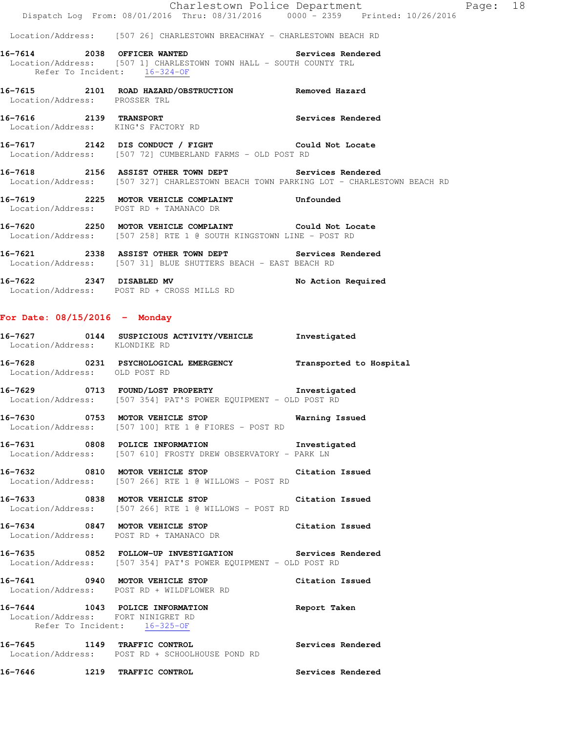Location/Address: [507 26] CHARLESTOWN BREACHWAY - CHARLESTOWN BEACH RD

**16-7614 2038 OFFICER WANTED** Services Rendered
Location/Address: [507 1] CHARLESTOWN TOWN HALL - SOUTH COUNTY TRL
Refer To Incident: 16-324-OF

**16-7615 2101 ROAD HAZARD/OBSTRUCTION** Removed Hazard
Location/Address: PROSSER TRL

**16-7616 2139 TRANSPORT** Services Rendered
Location/Address: KING'S FACTORY RD

**16-7617 2142 DIS CONDUCT / FIGHT** Could Not Locate
Location/Address: [507 72] CUMBERLAND FARMS - OLD POST RD

**16-7618 2156 ASSIST OTHER TOWN DEPT** Services Rendered
Location/Address: [507 327] CHARLESTOWN BEACH TOWN PARKING LOT - CHARLESTOWN BEACH RD

**16-7619 2225 MOTOR VEHICLE COMPLAINT** Unfounded
Location/Address: POST RD + TAMANACO DR

**16-7620 2250 MOTOR VEHICLE COMPLAINT** Could Not Locate
Location/Address: [507 258] RTE 1 @ SOUTH KINGSTOWN LINE - POST RD

**16-7621 2338 ASSIST OTHER TOWN DEPT** Services Rendered
Location/Address: [507 31] BLUE SHUTTERS BEACH - EAST BEACH RD

**16-7622 2347 DISABLED MV** No Action Required
Location/Address: POST RD + CROSS MILLS RD

## For Date: 08/15/2016 - Monday

**16-7627 0144 SUSPICIOUS ACTIVITY/VEHICLE** Investigated
Location/Address: KLONDIKE RD

**16-7628 0231 PSYCHOLOGICAL EMERGENCY** Transported to Hospital
Location/Address: OLD POST RD

**16-7629 0713 FOUND/LOST PROPERTY** Investigated
Location/Address: [507 354] PAT'S POWER EQUIPMENT - OLD POST RD

**16-7630 0753 MOTOR VEHICLE STOP** Warning Issued
Location/Address: [507 100] RTE 1 @ FIORES - POST RD

**16-7631 0808 POLICE INFORMATION** Investigated
Location/Address: [507 610] FROSTY DREW OBSERVATORY - PARK LN

**16-7632 0810 MOTOR VEHICLE STOP** Citation Issued
Location/Address: [507 266] RTE 1 @ WILLOWS - POST RD

**16-7633 0838 MOTOR VEHICLE STOP** Citation Issued
Location/Address: [507 266] RTE 1 @ WILLOWS - POST RD

**16-7634 0847 MOTOR VEHICLE STOP** Citation Issued
Location/Address: POST RD + TAMANACO DR

**16-7635 0852 FOLLOW-UP INVESTIGATION** Services Rendered
Location/Address: [507 354] PAT'S POWER EQUIPMENT - OLD POST RD

**16-7641 0940 MOTOR VEHICLE STOP** Citation Issued
Location/Address: POST RD + WILDFLOWER RD

**16-7644 1043 POLICE INFORMATION** Report Taken
Location/Address: FORT NINIGRET RD
Refer To Incident: 16-325-OF

**16-7645 1149 TRAFFIC CONTROL** Services Rendered
Location/Address: POST RD + SCHOOLHOUSE POND RD

**16-7646 1219 TRAFFIC CONTROL** Services Rendered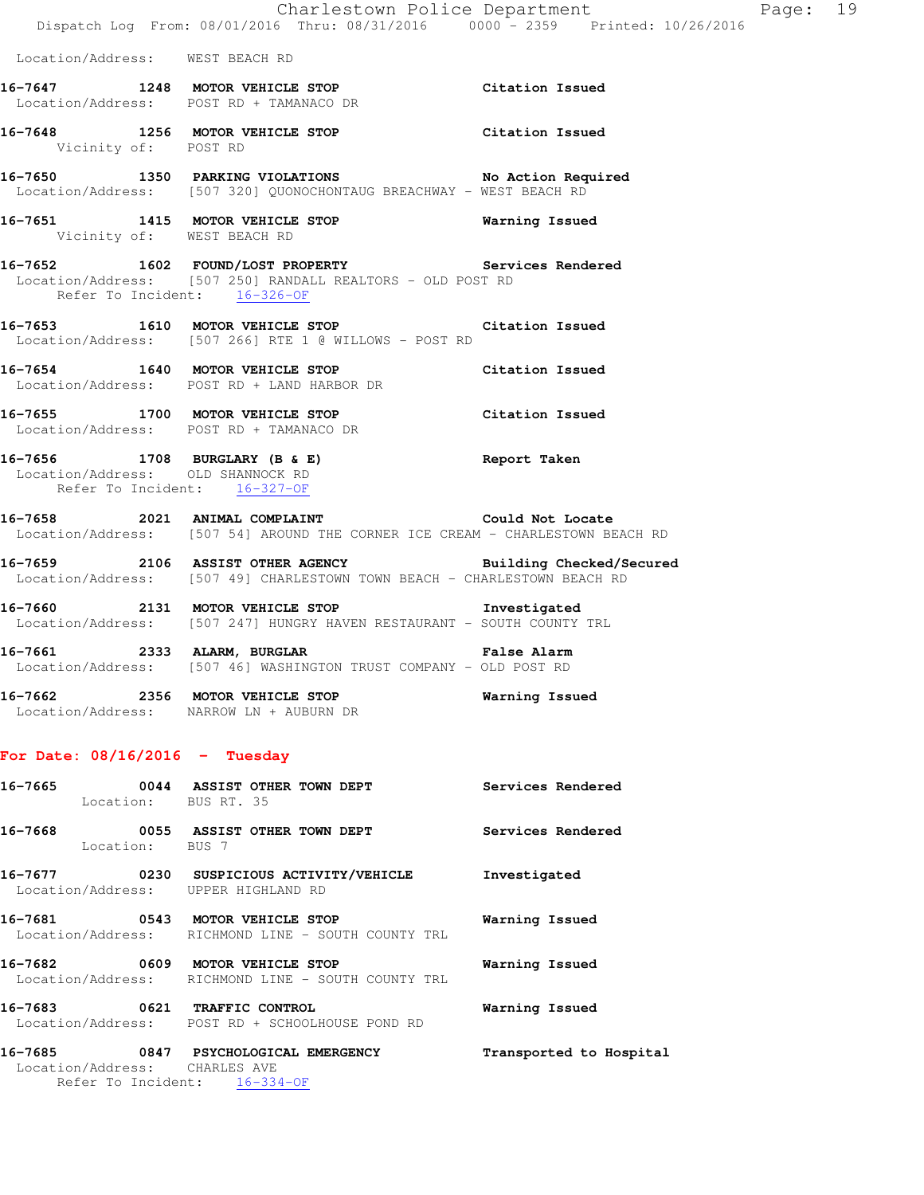Location/Address: WEST BEACH RD

**16-7647 1248 MOTOR VEHICLE STOP** Citation Issued
Location/Address: POST RD + TAMANACO DR

**16-7648 1256 MOTOR VEHICLE STOP** Citation Issued
Vicinity of: POST RD

**16-7650 1350 PARKING VIOLATIONS** No Action Required
Location/Address: [507 320] QUONOCHONTAUG BREACHWAY - WEST BEACH RD

**16-7651 1415 MOTOR VEHICLE STOP** Warning Issued
Vicinity of: WEST BEACH RD

**16-7652 1602 FOUND/LOST PROPERTY** Services Rendered
Location/Address: [507 250] RANDALL REALTORS - OLD POST RD
Refer To Incident: 16-326-OF

**16-7653 1610 MOTOR VEHICLE STOP** Citation Issued
Location/Address: [507 266] RTE 1 @ WILLOWS - POST RD

**16-7654 1640 MOTOR VEHICLE STOP** Citation Issued
Location/Address: POST RD + LAND HARBOR DR

**16-7655 1700 MOTOR VEHICLE STOP** Citation Issued
Location/Address: POST RD + TAMANACO DR

**16-7656 1708 BURGLARY (B & E)** Report Taken
Location/Address: OLD SHANNOCK RD
Refer To Incident: 16-327-OF

**16-7658 2021 ANIMAL COMPLAINT** Could Not Locate
Location/Address: [507 54] AROUND THE CORNER ICE CREAM - CHARLESTOWN BEACH RD

**16-7659 2106 ASSIST OTHER AGENCY** Building Checked/Secured
Location/Address: [507 49] CHARLESTOWN TOWN BEACH - CHARLESTOWN BEACH RD

**16-7660 2131 MOTOR VEHICLE STOP** Investigated
Location/Address: [507 247] HUNGRY HAVEN RESTAURANT - SOUTH COUNTY TRL

**16-7661 2333 ALARM, BURGLAR** False Alarm
Location/Address: [507 46] WASHINGTON TRUST COMPANY - OLD POST RD

**16-7662 2356 MOTOR VEHICLE STOP** Warning Issued
Location/Address: NARROW LN + AUBURN DR

## For Date: 08/16/2016 - Tuesday

**16-7665 0044 ASSIST OTHER TOWN DEPT** Services Rendered
Location: BUS RT. 35

**16-7668 0055 ASSIST OTHER TOWN DEPT** Services Rendered
Location: BUS 7

**16-7677 0230 SUSPICIOUS ACTIVITY/VEHICLE** Investigated
Location/Address: UPPER HIGHLAND RD

**16-7681 0543 MOTOR VEHICLE STOP** Warning Issued
Location/Address: RICHMOND LINE - SOUTH COUNTY TRL

**16-7682 0609 MOTOR VEHICLE STOP** Warning Issued
Location/Address: RICHMOND LINE - SOUTH COUNTY TRL

**16-7683 0621 TRAFFIC CONTROL** Warning Issued
Location/Address: POST RD + SCHOOLHOUSE POND RD

**16-7685 0847 PSYCHOLOGICAL EMERGENCY** Transported to Hospital
Location/Address: CHARLES AVE
Refer To Incident: 16-334-OF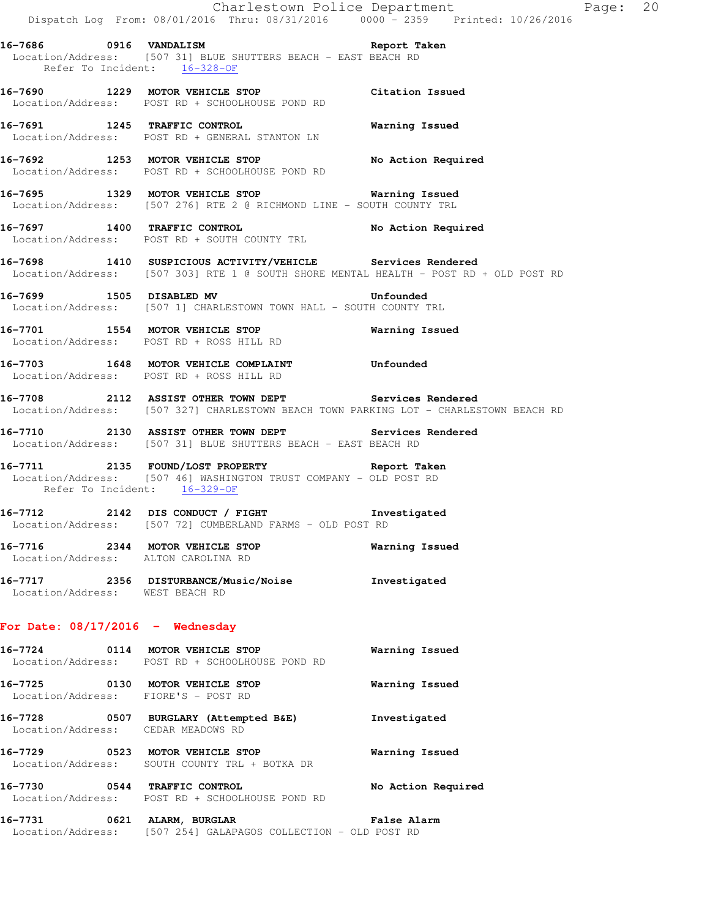**16-7686 0916 VANDALISM** Report Taken
Location/Address: [507 31] BLUE SHUTTERS BEACH - EAST BEACH RD
Refer To Incident: 16-328-OF

**16-7690 1229 MOTOR VEHICLE STOP** Citation Issued
Location/Address: POST RD + SCHOOLHOUSE POND RD

**16-7691 1245 TRAFFIC CONTROL** Warning Issued
Location/Address: POST RD + GENERAL STANTON LN

**16-7692 1253 MOTOR VEHICLE STOP** No Action Required
Location/Address: POST RD + SCHOOLHOUSE POND RD

**16-7695 1329 MOTOR VEHICLE STOP** Warning Issued
Location/Address: [507 276] RTE 2 @ RICHMOND LINE - SOUTH COUNTY TRL

**16-7697 1400 TRAFFIC CONTROL** No Action Required
Location/Address: POST RD + SOUTH COUNTY TRL

**16-7698 1410 SUSPICIOUS ACTIVITY/VEHICLE** Services Rendered
Location/Address: [507 303] RTE 1 @ SOUTH SHORE MENTAL HEALTH - POST RD + OLD POST RD

**16-7699 1505 DISABLED MV** Unfounded
Location/Address: [507 1] CHARLESTOWN TOWN HALL - SOUTH COUNTY TRL

**16-7701 1554 MOTOR VEHICLE STOP** Warning Issued
Location/Address: POST RD + ROSS HILL RD

**16-7703 1648 MOTOR VEHICLE COMPLAINT** Unfounded
Location/Address: POST RD + ROSS HILL RD

**16-7708 2112 ASSIST OTHER TOWN DEPT** Services Rendered
Location/Address: [507 327] CHARLESTOWN BEACH TOWN PARKING LOT - CHARLESTOWN BEACH RD

**16-7710 2130 ASSIST OTHER TOWN DEPT** Services Rendered
Location/Address: [507 31] BLUE SHUTTERS BEACH - EAST BEACH RD

**16-7711 2135 FOUND/LOST PROPERTY** Report Taken
Location/Address: [507 46] WASHINGTON TRUST COMPANY - OLD POST RD
Refer To Incident: 16-329-OF

**16-7712 2142 DIS CONDUCT / FIGHT** Investigated
Location/Address: [507 72] CUMBERLAND FARMS - OLD POST RD

**16-7716 2344 MOTOR VEHICLE STOP** Warning Issued
Location/Address: ALTON CAROLINA RD

**16-7717 2356 DISTURBANCE/Music/Noise** Investigated
Location/Address: WEST BEACH RD

## For Date: 08/17/2016 - Wednesday

**16-7724 0114 MOTOR VEHICLE STOP** Warning Issued
Location/Address: POST RD + SCHOOLHOUSE POND RD

**16-7725 0130 MOTOR VEHICLE STOP** Warning Issued
Location/Address: FIORE'S - POST RD

**16-7728 0507 BURGLARY (Attempted B&E)** Investigated
Location/Address: CEDAR MEADOWS RD

**16-7729 0523 MOTOR VEHICLE STOP** Warning Issued
Location/Address: SOUTH COUNTY TRL + BOTKA DR

**16-7730 0544 TRAFFIC CONTROL** No Action Required
Location/Address: POST RD + SCHOOLHOUSE POND RD

**16-7731 0621 ALARM, BURGLAR** False Alarm
Location/Address: [507 254] GALAPAGOS COLLECTION - OLD POST RD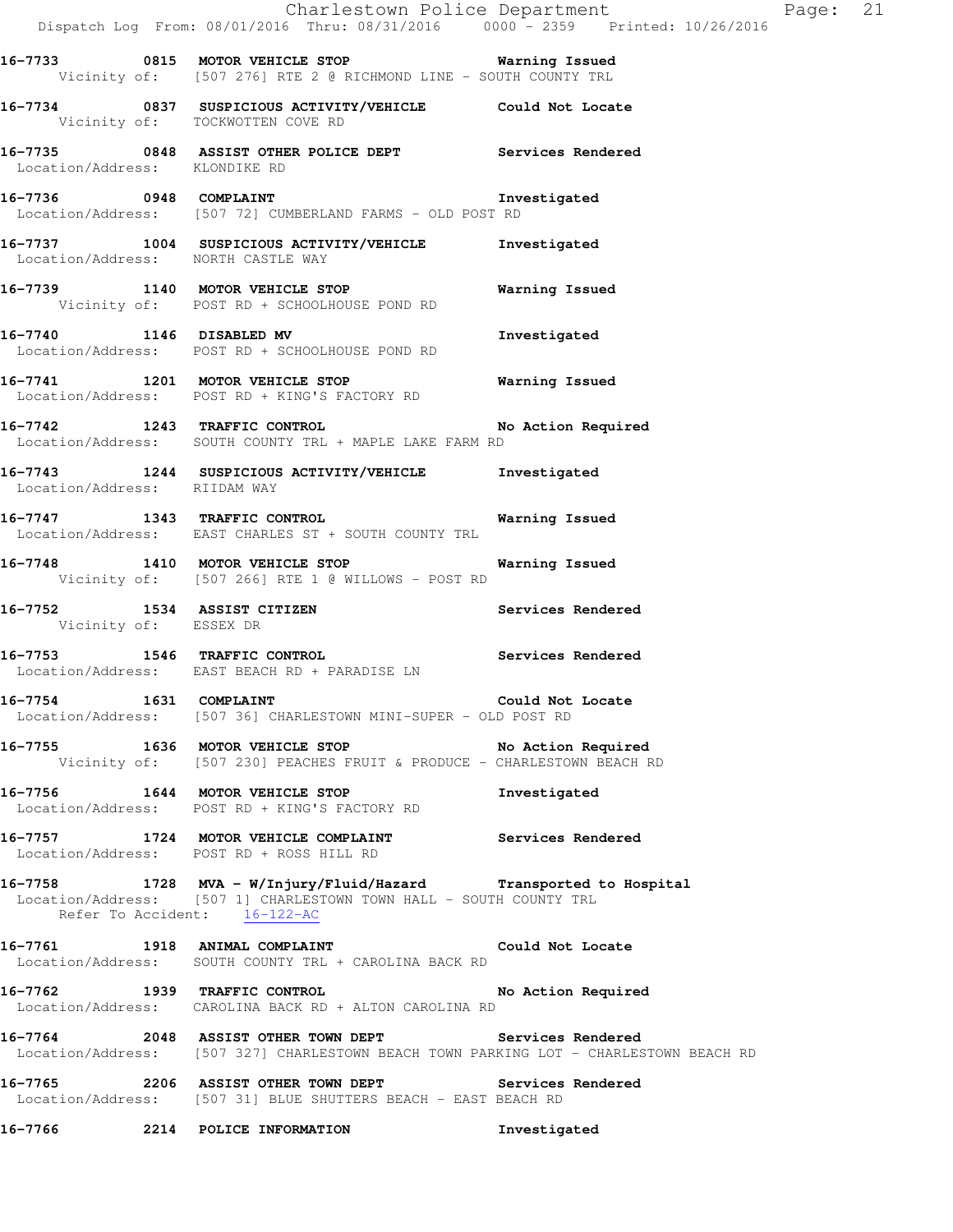**16-7733 0815 MOTOR VEHICLE STOP** **Warning Issued**
Vicinity of: [507 276] RTE 2 @ RICHMOND LINE - SOUTH COUNTY TRL

**16-7734 0837 SUSPICIOUS ACTIVITY/VEHICLE** **Could Not Locate**
Vicinity of: TOCKWOTTEN COVE RD

**16-7735 0848 ASSIST OTHER POLICE DEPT** **Services Rendered**
Location/Address: KLONDIKE RD

**16-7736 0948 COMPLAINT** **Investigated**
Location/Address: [507 72] CUMBERLAND FARMS - OLD POST RD

**16-7737 1004 SUSPICIOUS ACTIVITY/VEHICLE** **Investigated**
Location/Address: NORTH CASTLE WAY

**16-7739 1140 MOTOR VEHICLE STOP** **Warning Issued**
Vicinity of: POST RD + SCHOOLHOUSE POND RD

**16-7740 1146 DISABLED MV** **Investigated**
Location/Address: POST RD + SCHOOLHOUSE POND RD

**16-7741 1201 MOTOR VEHICLE STOP** **Warning Issued**
Location/Address: POST RD + KING'S FACTORY RD

**16-7742 1243 TRAFFIC CONTROL** **No Action Required**
Location/Address: SOUTH COUNTY TRL + MAPLE LAKE FARM RD

**16-7743 1244 SUSPICIOUS ACTIVITY/VEHICLE** **Investigated**
Location/Address: RIIDAM WAY

**16-7747 1343 TRAFFIC CONTROL** **Warning Issued**
Location/Address: EAST CHARLES ST + SOUTH COUNTY TRL

**16-7748 1410 MOTOR VEHICLE STOP** **Warning Issued**
Vicinity of: [507 266] RTE 1 @ WILLOWS - POST RD

**16-7752 1534 ASSIST CITIZEN** **Services Rendered**
Vicinity of: ESSEX DR

**16-7753 1546 TRAFFIC CONTROL** **Services Rendered**
Location/Address: EAST BEACH RD + PARADISE LN

**16-7754 1631 COMPLAINT** **Could Not Locate**
Location/Address: [507 36] CHARLESTOWN MINI-SUPER - OLD POST RD

**16-7755 1636 MOTOR VEHICLE STOP** **No Action Required**
Vicinity of: [507 230] PEACHES FRUIT & PRODUCE - CHARLESTOWN BEACH RD

**16-7756 1644 MOTOR VEHICLE STOP** **Investigated**
Location/Address: POST RD + KING'S FACTORY RD

**16-7757 1724 MOTOR VEHICLE COMPLAINT** **Services Rendered**
Location/Address: POST RD + ROSS HILL RD

**16-7758 1728 MVA - W/Injury/Fluid/Hazard** **Transported to Hospital**
Location/Address: [507 1] CHARLESTOWN TOWN HALL - SOUTH COUNTY TRL
Refer To Accident: 16-122-AC

**16-7761 1918 ANIMAL COMPLAINT** **Could Not Locate**
Location/Address: SOUTH COUNTY TRL + CAROLINA BACK RD

**16-7762 1939 TRAFFIC CONTROL** **No Action Required**
Location/Address: CAROLINA BACK RD + ALTON CAROLINA RD

**16-7764 2048 ASSIST OTHER TOWN DEPT** **Services Rendered**
Location/Address: [507 327] CHARLESTOWN BEACH TOWN PARKING LOT - CHARLESTOWN BEACH RD

**16-7765 2206 ASSIST OTHER TOWN DEPT** **Services Rendered**
Location/Address: [507 31] BLUE SHUTTERS BEACH - EAST BEACH RD

**16-7766 2214 POLICE INFORMATION** **Investigated**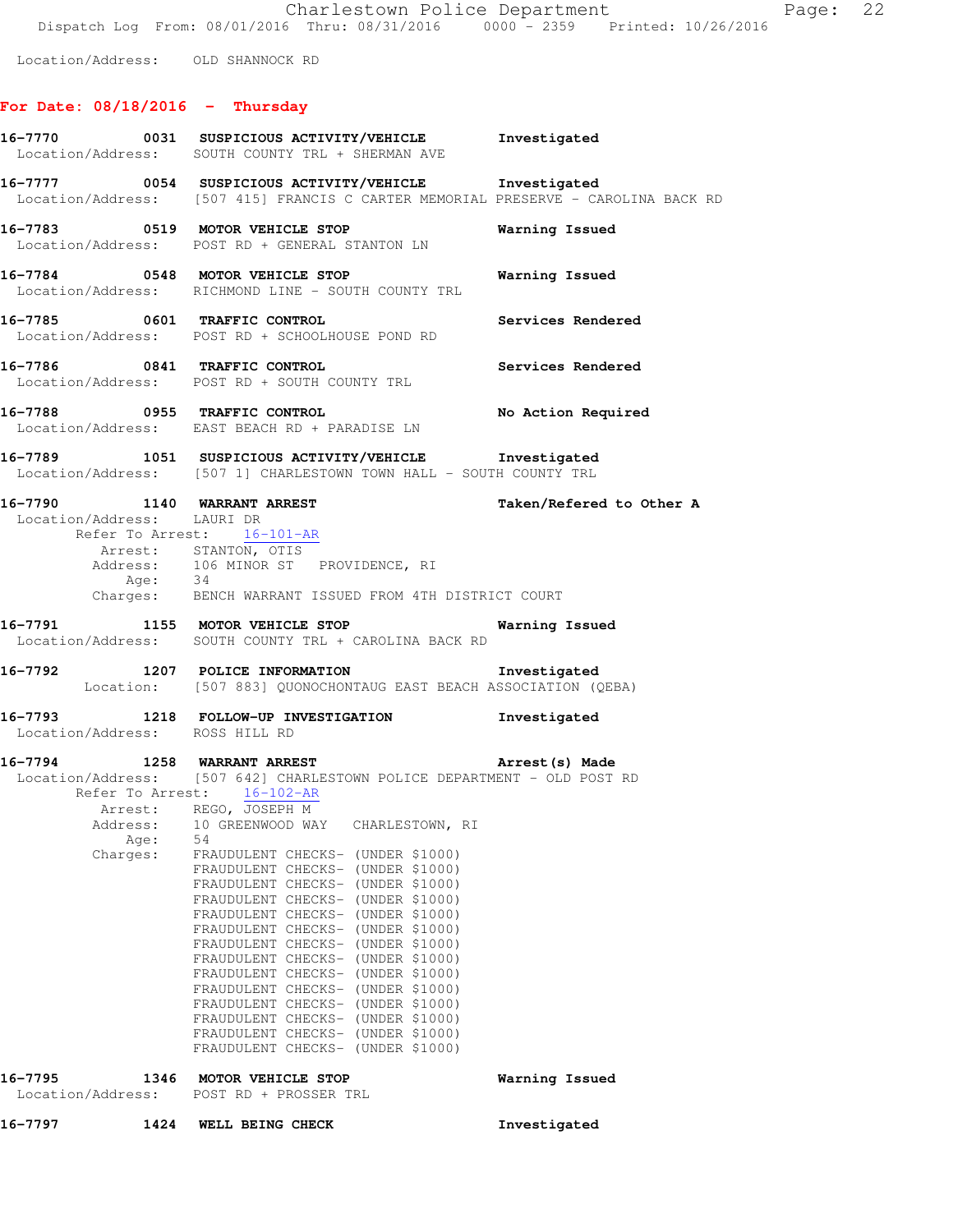Location/Address: OLD SHANNOCK RD

## For Date: 08/18/2016 - Thursday

**16-7770 0031 SUSPICIOUS ACTIVITY/VEHICLE** Investigated
Location/Address: SOUTH COUNTY TRL + SHERMAN AVE

**16-7777 0054 SUSPICIOUS ACTIVITY/VEHICLE** Investigated
Location/Address: [507 415] FRANCIS C CARTER MEMORIAL PRESERVE - CAROLINA BACK RD

**16-7783 0519 MOTOR VEHICLE STOP** Warning Issued
Location/Address: POST RD + GENERAL STANTON LN

**16-7784 0548 MOTOR VEHICLE STOP** Warning Issued
Location/Address: RICHMOND LINE - SOUTH COUNTY TRL

**16-7785 0601 TRAFFIC CONTROL** Services Rendered
Location/Address: POST RD + SCHOOLHOUSE POND RD

**16-7786 0841 TRAFFIC CONTROL** Services Rendered
Location/Address: POST RD + SOUTH COUNTY TRL

**16-7788 0955 TRAFFIC CONTROL** No Action Required
Location/Address: EAST BEACH RD + PARADISE LN

**16-7789 1051 SUSPICIOUS ACTIVITY/VEHICLE** Investigated
Location/Address: [507 1] CHARLESTOWN TOWN HALL - SOUTH COUNTY TRL

**16-7790 1140 WARRANT ARREST** Taken/Refered to Other A
Location/Address: LAURI DR
Refer To Arrest: 16-101-AR
Arrest: STANTON, OTIS
Address: 106 MINOR ST PROVIDENCE, RI
Age: 34
Charges: BENCH WARRANT ISSUED FROM 4TH DISTRICT COURT

**16-7791 1155 MOTOR VEHICLE STOP** Warning Issued
Location/Address: SOUTH COUNTY TRL + CAROLINA BACK RD

**16-7792 1207 POLICE INFORMATION** Investigated
Location: [507 883] QUONOCHONTAUG EAST BEACH ASSOCIATION (QEBA)

**16-7793 1218 FOLLOW-UP INVESTIGATION** Investigated
Location/Address: ROSS HILL RD

**16-7794 1258 WARRANT ARREST** Arrest(s) Made
Location/Address: [507 642] CHARLESTOWN POLICE DEPARTMENT - OLD POST RD
Refer To Arrest: 16-102-AR
Arrest: REGO, JOSEPH M
Address: 10 GREENWOOD WAY CHARLESTOWN, RI
Age: 54
Charges: FRAUDULENT CHECKS- (UNDER $1000)
FRAUDULENT CHECKS- (UNDER $1000)
FRAUDULENT CHECKS- (UNDER $1000)
FRAUDULENT CHECKS- (UNDER $1000)
FRAUDULENT CHECKS- (UNDER $1000)
FRAUDULENT CHECKS- (UNDER $1000)
FRAUDULENT CHECKS- (UNDER $1000)
FRAUDULENT CHECKS- (UNDER $1000)
FRAUDULENT CHECKS- (UNDER $1000)
FRAUDULENT CHECKS- (UNDER $1000)
FRAUDULENT CHECKS- (UNDER $1000)
FRAUDULENT CHECKS- (UNDER $1000)
FRAUDULENT CHECKS- (UNDER $1000)
FRAUDULENT CHECKS- (UNDER $1000)

**16-7795 1346 MOTOR VEHICLE STOP** Warning Issued
Location/Address: POST RD + PROSSER TRL

**16-7797 1424 WELL BEING CHECK** Investigated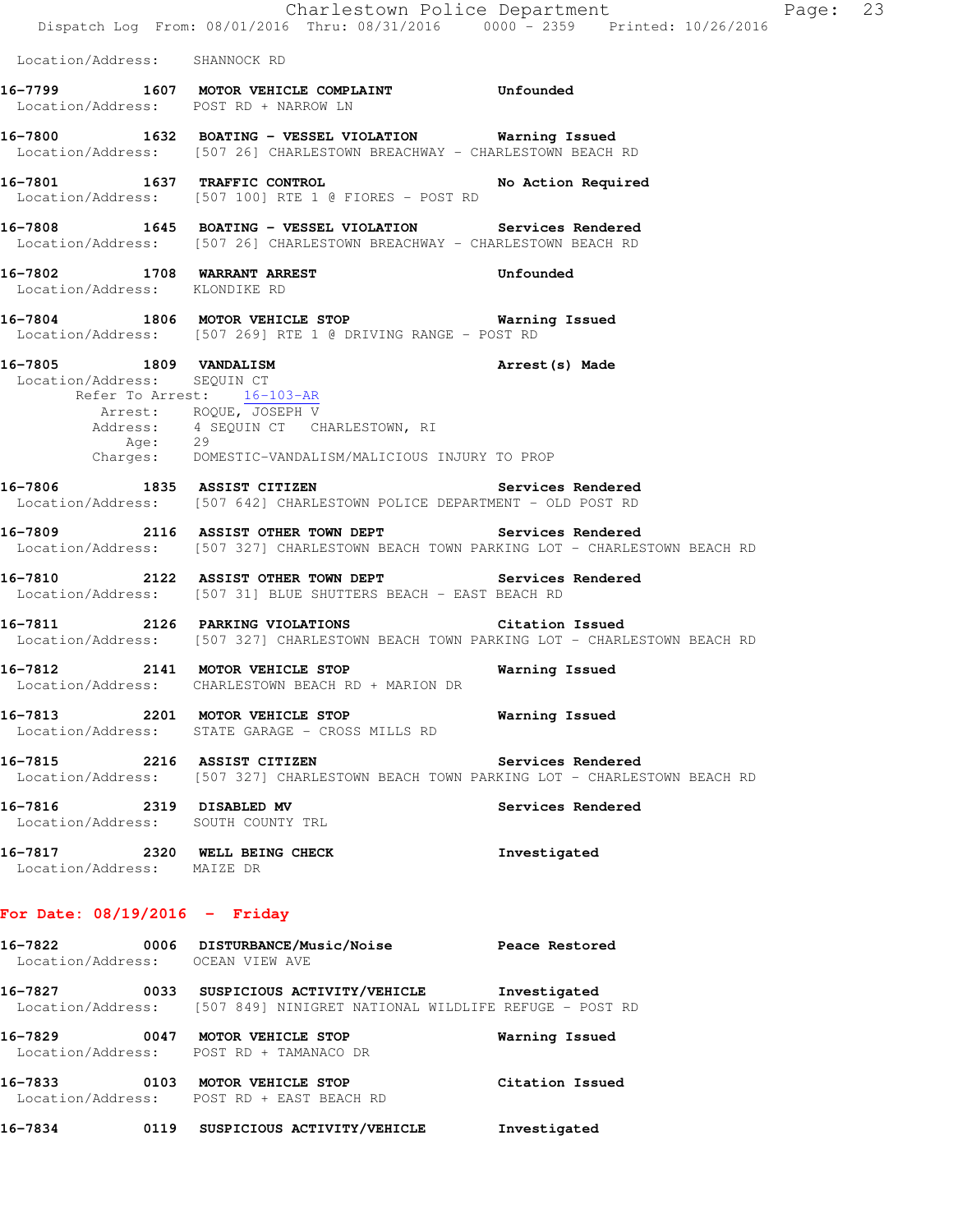Location/Address: SHANNOCK RD

**16-7799 1607 MOTOR VEHICLE COMPLAINT Unfounded**
Location/Address: POST RD + NARROW LN

**16-7800 1632 BOATING - VESSEL VIOLATION Warning Issued**
Location/Address: [507 26] CHARLESTOWN BREACHWAY - CHARLESTOWN BEACH RD

**16-7801 1637 TRAFFIC CONTROL No Action Required**
Location/Address: [507 100] RTE 1 @ FIORES - POST RD

**16-7808 1645 BOATING - VESSEL VIOLATION Services Rendered**
Location/Address: [507 26] CHARLESTOWN BREACHWAY - CHARLESTOWN BEACH RD

**16-7802 1708 WARRANT ARREST Unfounded**
Location/Address: KLONDIKE RD

**16-7804 1806 MOTOR VEHICLE STOP Warning Issued**
Location/Address: [507 269] RTE 1 @ DRIVING RANGE - POST RD

**16-7805 1809 VANDALISM Arrest(s) Made**
Location/Address: SEQUIN CT
Refer To Arrest: 16-103-AR
Arrest: ROQUE, JOSEPH V
Address: 4 SEQUIN CT CHARLESTOWN, RI
Age: 29
Charges: DOMESTIC-VANDALISM/MALICIOUS INJURY TO PROP

**16-7806 1835 ASSIST CITIZEN Services Rendered**
Location/Address: [507 642] CHARLESTOWN POLICE DEPARTMENT - OLD POST RD

**16-7809 2116 ASSIST OTHER TOWN DEPT Services Rendered**
Location/Address: [507 327] CHARLESTOWN BEACH TOWN PARKING LOT - CHARLESTOWN BEACH RD

**16-7810 2122 ASSIST OTHER TOWN DEPT Services Rendered**
Location/Address: [507 31] BLUE SHUTTERS BEACH - EAST BEACH RD

**16-7811 2126 PARKING VIOLATIONS Citation Issued**
Location/Address: [507 327] CHARLESTOWN BEACH TOWN PARKING LOT - CHARLESTOWN BEACH RD

**16-7812 2141 MOTOR VEHICLE STOP Warning Issued**
Location/Address: CHARLESTOWN BEACH RD + MARION DR

**16-7813 2201 MOTOR VEHICLE STOP Warning Issued**
Location/Address: STATE GARAGE - CROSS MILLS RD

**16-7815 2216 ASSIST CITIZEN Services Rendered**
Location/Address: [507 327] CHARLESTOWN BEACH TOWN PARKING LOT - CHARLESTOWN BEACH RD

**16-7816 2319 DISABLED MV Services Rendered**
Location/Address: SOUTH COUNTY TRL

**16-7817 2320 WELL BEING CHECK Investigated**
Location/Address: MAIZE DR

## For Date: 08/19/2016 - Friday

**16-7822 0006 DISTURBANCE/Music/Noise Peace Restored**
Location/Address: OCEAN VIEW AVE

**16-7827 0033 SUSPICIOUS ACTIVITY/VEHICLE Investigated**
Location/Address: [507 849] NINIGRET NATIONAL WILDLIFE REFUGE - POST RD

**16-7829 0047 MOTOR VEHICLE STOP Warning Issued**
Location/Address: POST RD + TAMANACO DR

**16-7833 0103 MOTOR VEHICLE STOP Citation Issued**
Location/Address: POST RD + EAST BEACH RD

**16-7834 0119 SUSPICIOUS ACTIVITY/VEHICLE Investigated**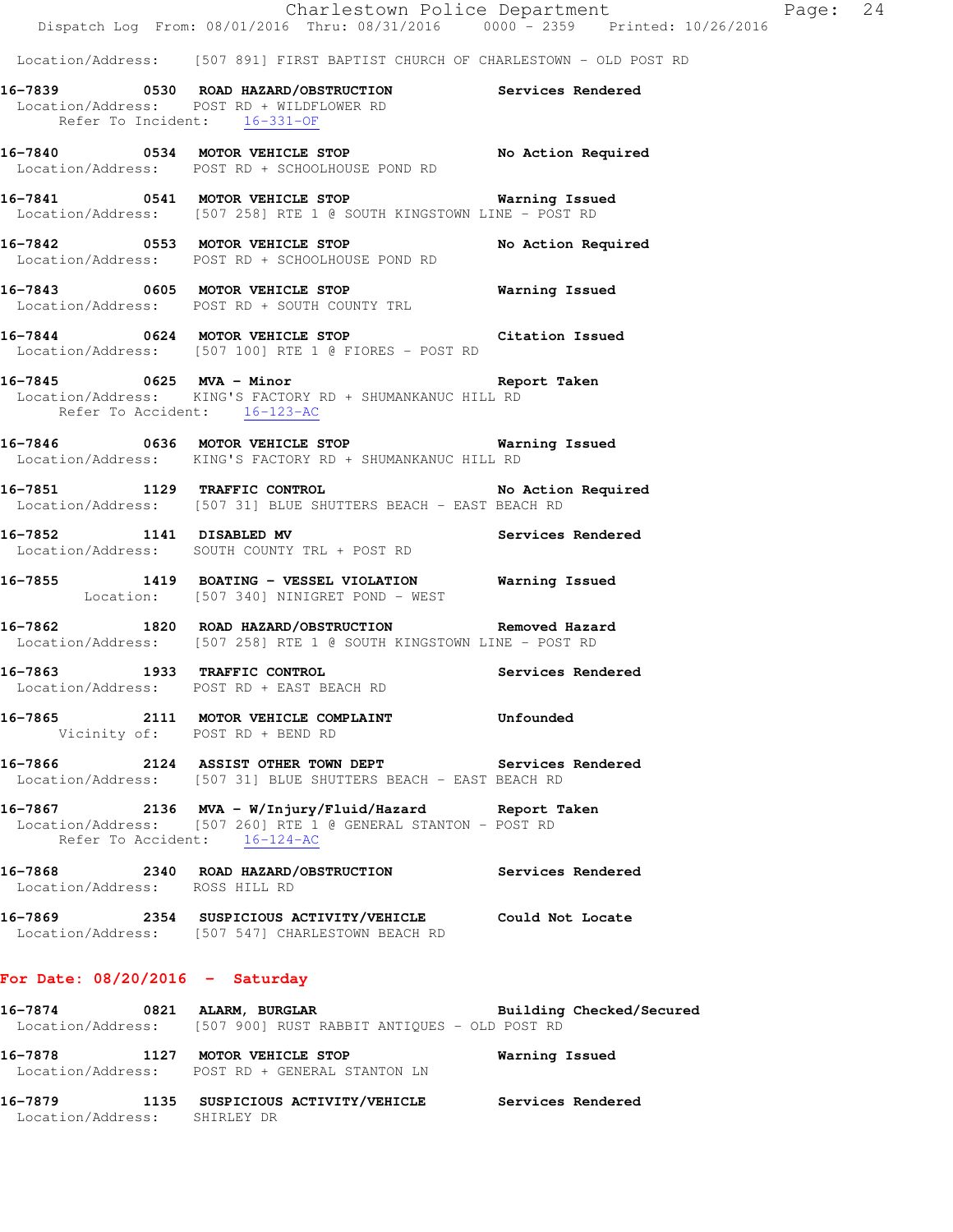Location/Address: [507 891] FIRST BAPTIST CHURCH OF CHARLESTOWN - OLD POST RD

**16-7839 0530 ROAD HAZARD/OBSTRUCTION** Services Rendered
Location/Address: POST RD + WILDFLOWER RD
Refer To Incident: 16-331-OF

**16-7840 0534 MOTOR VEHICLE STOP** No Action Required
Location/Address: POST RD + SCHOOLHOUSE POND RD

**16-7841 0541 MOTOR VEHICLE STOP** Warning Issued
Location/Address: [507 258] RTE 1 @ SOUTH KINGSTOWN LINE - POST RD

**16-7842 0553 MOTOR VEHICLE STOP** No Action Required
Location/Address: POST RD + SCHOOLHOUSE POND RD

**16-7843 0605 MOTOR VEHICLE STOP** Warning Issued
Location/Address: POST RD + SOUTH COUNTY TRL

**16-7844 0624 MOTOR VEHICLE STOP** Citation Issued
Location/Address: [507 100] RTE 1 @ FIORES - POST RD

**16-7845 0625 MVA - Minor** Report Taken
Location/Address: KING'S FACTORY RD + SHUMANKANUC HILL RD
Refer To Accident: 16-123-AC

**16-7846 0636 MOTOR VEHICLE STOP** Warning Issued
Location/Address: KING'S FACTORY RD + SHUMANKANUC HILL RD

**16-7851 1129 TRAFFIC CONTROL** No Action Required
Location/Address: [507 31] BLUE SHUTTERS BEACH - EAST BEACH RD

**16-7852 1141 DISABLED MV** Services Rendered
Location/Address: SOUTH COUNTY TRL + POST RD

**16-7855 1419 BOATING - VESSEL VIOLATION** Warning Issued
Location: [507 340] NINIGRET POND - WEST

**16-7862 1820 ROAD HAZARD/OBSTRUCTION** Removed Hazard
Location/Address: [507 258] RTE 1 @ SOUTH KINGSTOWN LINE - POST RD

**16-7863 1933 TRAFFIC CONTROL** Services Rendered
Location/Address: POST RD + EAST BEACH RD

**16-7865 2111 MOTOR VEHICLE COMPLAINT** Unfounded
Vicinity of: POST RD + BEND RD

**16-7866 2124 ASSIST OTHER TOWN DEPT** Services Rendered
Location/Address: [507 31] BLUE SHUTTERS BEACH - EAST BEACH RD

**16-7867 2136 MVA - W/Injury/Fluid/Hazard** Report Taken
Location/Address: [507 260] RTE 1 @ GENERAL STANTON - POST RD
Refer To Accident: 16-124-AC

**16-7868 2340 ROAD HAZARD/OBSTRUCTION** Services Rendered
Location/Address: ROSS HILL RD

**16-7869 2354 SUSPICIOUS ACTIVITY/VEHICLE** Could Not Locate
Location/Address: [507 547] CHARLESTOWN BEACH RD

## For Date: 08/20/2016 - Saturday

**16-7874 0821 ALARM, BURGLAR** Building Checked/Secured
Location/Address: [507 900] RUST RABBIT ANTIQUES - OLD POST RD

**16-7878 1127 MOTOR VEHICLE STOP** Warning Issued
Location/Address: POST RD + GENERAL STANTON LN

**16-7879 1135 SUSPICIOUS ACTIVITY/VEHICLE** Services Rendered
Location/Address: SHIRLEY DR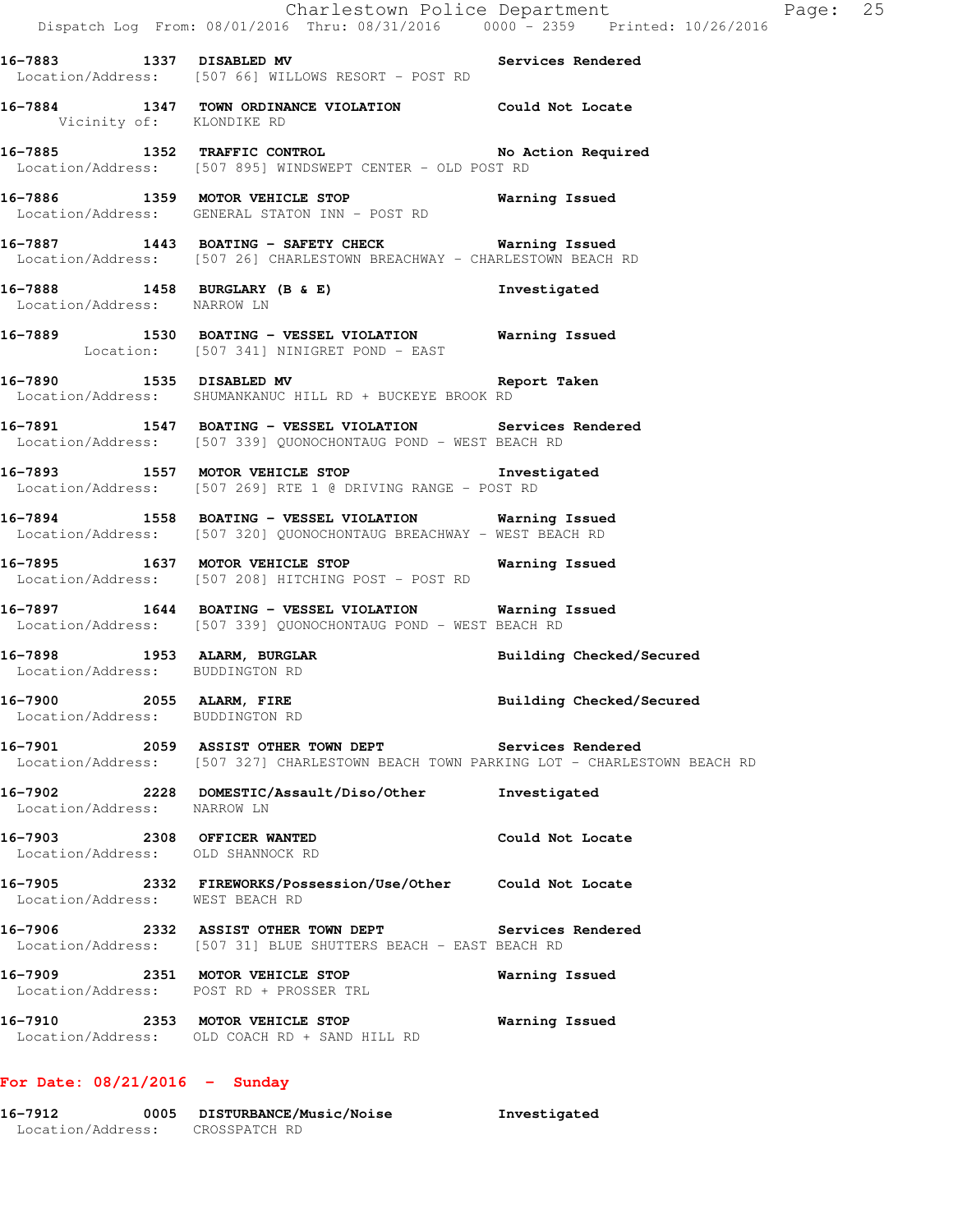**16-7883 1337 DISABLED MV** Services Rendered
Location/Address: [507 66] WILLOWS RESORT - POST RD

**16-7884 1347 TOWN ORDINANCE VIOLATION** Could Not Locate
Vicinity of: KLONDIKE RD

**16-7885 1352 TRAFFIC CONTROL** No Action Required
Location/Address: [507 895] WINDSWEPT CENTER - OLD POST RD

**16-7886 1359 MOTOR VEHICLE STOP** Warning Issued
Location/Address: GENERAL STATON INN - POST RD

**16-7887 1443 BOATING - SAFETY CHECK** Warning Issued
Location/Address: [507 26] CHARLESTOWN BREACHWAY - CHARLESTOWN BEACH RD

**16-7888 1458 BURGLARY (B & E)** Investigated
Location/Address: NARROW LN

**16-7889 1530 BOATING - VESSEL VIOLATION** Warning Issued
Location: [507 341] NINIGRET POND - EAST

**16-7890 1535 DISABLED MV** Report Taken
Location/Address: SHUMANKANUC HILL RD + BUCKEYE BROOK RD

**16-7891 1547 BOATING - VESSEL VIOLATION** Services Rendered
Location/Address: [507 339] QUONOCHONTAUG POND - WEST BEACH RD

**16-7893 1557 MOTOR VEHICLE STOP** Investigated
Location/Address: [507 269] RTE 1 @ DRIVING RANGE - POST RD

**16-7894 1558 BOATING - VESSEL VIOLATION** Warning Issued
Location/Address: [507 320] QUONOCHONTAUG BREACHWAY - WEST BEACH RD

**16-7895 1637 MOTOR VEHICLE STOP** Warning Issued
Location/Address: [507 208] HITCHING POST - POST RD

**16-7897 1644 BOATING - VESSEL VIOLATION** Warning Issued
Location/Address: [507 339] QUONOCHONTAUG POND - WEST BEACH RD

**16-7898 1953 ALARM, BURGLAR** Building Checked/Secured
Location/Address: BUDDINGTON RD

**16-7900 2055 ALARM, FIRE** Building Checked/Secured
Location/Address: BUDDINGTON RD

**16-7901 2059 ASSIST OTHER TOWN DEPT** Services Rendered
Location/Address: [507 327] CHARLESTOWN BEACH TOWN PARKING LOT - CHARLESTOWN BEACH RD

**16-7902 2228 DOMESTIC/Assault/Diso/Other** Investigated
Location/Address: NARROW LN

**16-7903 2308 OFFICER WANTED** Could Not Locate
Location/Address: OLD SHANNOCK RD

**16-7905 2332 FIREWORKS/Possession/Use/Other** Could Not Locate
Location/Address: WEST BEACH RD

**16-7906 2332 ASSIST OTHER TOWN DEPT** Services Rendered
Location/Address: [507 31] BLUE SHUTTERS BEACH - EAST BEACH RD

**16-7909 2351 MOTOR VEHICLE STOP** Warning Issued
Location/Address: POST RD + PROSSER TRL

**16-7910 2353 MOTOR VEHICLE STOP** Warning Issued
Location/Address: OLD COACH RD + SAND HILL RD

## For Date: 08/21/2016 - Sunday

**16-7912 0005 DISTURBANCE/Music/Noise** Investigated
Location/Address: CROSSPATCH RD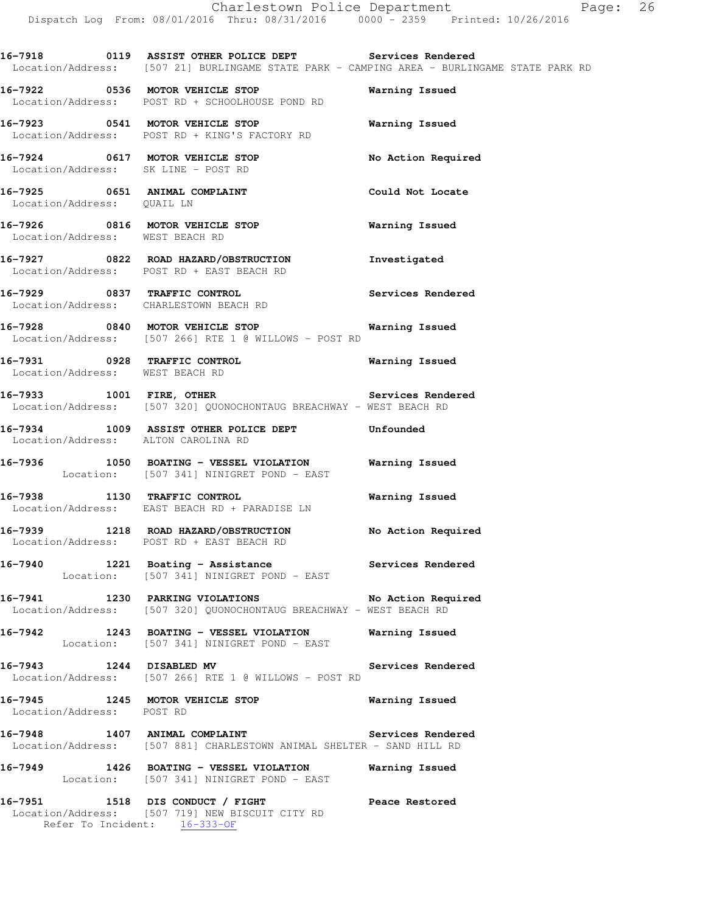**16-7918 0119 ASSIST OTHER POLICE DEPT** — Services Rendered
Location/Address: [507 21] BURLINGAME STATE PARK - CAMPING AREA - BURLINGAME STATE PARK RD

**16-7922 0536 MOTOR VEHICLE STOP** — Warning Issued
Location/Address: POST RD + SCHOOLHOUSE POND RD

**16-7923 0541 MOTOR VEHICLE STOP** — Warning Issued
Location/Address: POST RD + KING'S FACTORY RD

**16-7924 0617 MOTOR VEHICLE STOP** — No Action Required
Location/Address: SK LINE - POST RD

**16-7925 0651 ANIMAL COMPLAINT** — Could Not Locate
Location/Address: QUAIL LN

**16-7926 0816 MOTOR VEHICLE STOP** — Warning Issued
Location/Address: WEST BEACH RD

**16-7927 0822 ROAD HAZARD/OBSTRUCTION** — Investigated
Location/Address: POST RD + EAST BEACH RD

**16-7929 0837 TRAFFIC CONTROL** — Services Rendered
Location/Address: CHARLESTOWN BEACH RD

**16-7928 0840 MOTOR VEHICLE STOP** — Warning Issued
Location/Address: [507 266] RTE 1 @ WILLOWS - POST RD

**16-7931 0928 TRAFFIC CONTROL** — Warning Issued
Location/Address: WEST BEACH RD

**16-7933 1001 FIRE, OTHER** — Services Rendered
Location/Address: [507 320] QUONOCHONTAUG BREACHWAY - WEST BEACH RD

**16-7934 1009 ASSIST OTHER POLICE DEPT** — Unfounded
Location/Address: ALTON CAROLINA RD

**16-7936 1050 BOATING - VESSEL VIOLATION** — Warning Issued
Location: [507 341] NINIGRET POND - EAST

**16-7938 1130 TRAFFIC CONTROL** — Warning Issued
Location/Address: EAST BEACH RD + PARADISE LN

**16-7939 1218 ROAD HAZARD/OBSTRUCTION** — No Action Required
Location/Address: POST RD + EAST BEACH RD

**16-7940 1221 Boating - Assistance** — Services Rendered
Location: [507 341] NINIGRET POND - EAST

**16-7941 1230 PARKING VIOLATIONS** — No Action Required
Location/Address: [507 320] QUONOCHONTAUG BREACHWAY - WEST BEACH RD

**16-7942 1243 BOATING - VESSEL VIOLATION** — Warning Issued
Location: [507 341] NINIGRET POND - EAST

**16-7943 1244 DISABLED MV** — Services Rendered
Location/Address: [507 266] RTE 1 @ WILLOWS - POST RD

**16-7945 1245 MOTOR VEHICLE STOP** — Warning Issued
Location/Address: POST RD

**16-7948 1407 ANIMAL COMPLAINT** — Services Rendered
Location/Address: [507 881] CHARLESTOWN ANIMAL SHELTER - SAND HILL RD

**16-7949 1426 BOATING - VESSEL VIOLATION** — Warning Issued
Location: [507 341] NINIGRET POND - EAST

**16-7951 1518 DIS CONDUCT / FIGHT** — Peace Restored
Location/Address: [507 719] NEW BISCUIT CITY RD
Refer To Incident: 16-333-OF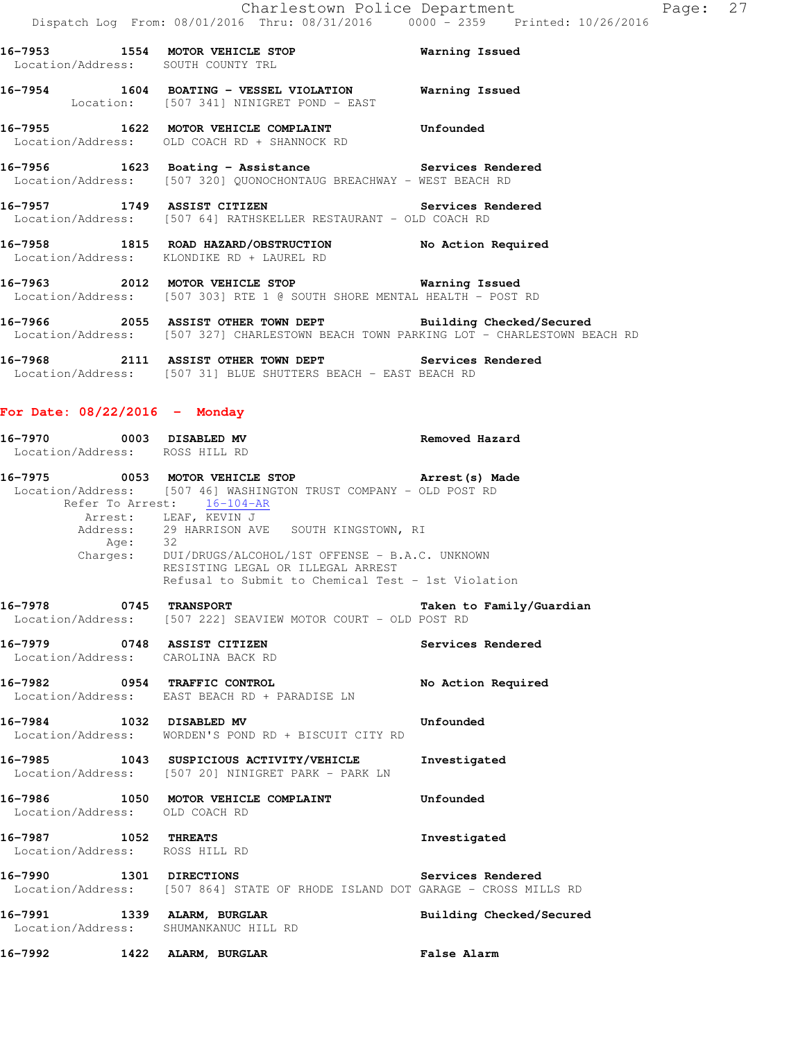**16-7953 1554 MOTOR VEHICLE STOP** — Warning Issued
Location/Address: SOUTH COUNTY TRL

**16-7954 1604 BOATING - VESSEL VIOLATION** — Warning Issued
Location: [507 341] NINIGRET POND - EAST

**16-7955 1622 MOTOR VEHICLE COMPLAINT** — Unfounded
Location/Address: OLD COACH RD + SHANNOCK RD

**16-7956 1623 Boating - Assistance** — Services Rendered
Location/Address: [507 320] QUONOCHONTAUG BREACHWAY - WEST BEACH RD

**16-7957 1749 ASSIST CITIZEN** — Services Rendered
Location/Address: [507 64] RATHSKELLER RESTAURANT - OLD COACH RD

**16-7958 1815 ROAD HAZARD/OBSTRUCTION** — No Action Required
Location/Address: KLONDIKE RD + LAUREL RD

**16-7963 2012 MOTOR VEHICLE STOP** — Warning Issued
Location/Address: [507 303] RTE 1 @ SOUTH SHORE MENTAL HEALTH - POST RD

**16-7966 2055 ASSIST OTHER TOWN DEPT** — Building Checked/Secured
Location/Address: [507 327] CHARLESTOWN BEACH TOWN PARKING LOT - CHARLESTOWN BEACH RD

**16-7968 2111 ASSIST OTHER TOWN DEPT** — Services Rendered
Location/Address: [507 31] BLUE SHUTTERS BEACH - EAST BEACH RD

## For Date: 08/22/2016 - Monday

**16-7970 0003 DISABLED MV** — Removed Hazard
Location/Address: ROSS HILL RD

**16-7975 0053 MOTOR VEHICLE STOP** — Arrest(s) Made
Location/Address: [507 46] WASHINGTON TRUST COMPANY - OLD POST RD
Refer To Arrest: 16-104-AR
Arrest: LEAF, KEVIN J
Address: 29 HARRISON AVE SOUTH KINGSTOWN, RI
Age: 32
Charges: DUI/DRUGS/ALCOHOL/1ST OFFENSE - B.A.C. UNKNOWN
RESISTING LEGAL OR ILLEGAL ARREST
Refusal to Submit to Chemical Test - 1st Violation

**16-7978 0745 TRANSPORT** — Taken to Family/Guardian
Location/Address: [507 222] SEAVIEW MOTOR COURT - OLD POST RD

**16-7979 0748 ASSIST CITIZEN** — Services Rendered
Location/Address: CAROLINA BACK RD

**16-7982 0954 TRAFFIC CONTROL** — No Action Required
Location/Address: EAST BEACH RD + PARADISE LN

**16-7984 1032 DISABLED MV** — Unfounded
Location/Address: WORDEN'S POND RD + BISCUIT CITY RD

**16-7985 1043 SUSPICIOUS ACTIVITY/VEHICLE** — Investigated
Location/Address: [507 20] NINIGRET PARK - PARK LN

**16-7986 1050 MOTOR VEHICLE COMPLAINT** — Unfounded
Location/Address: OLD COACH RD

**16-7987 1052 THREATS** — Investigated
Location/Address: ROSS HILL RD

**16-7990 1301 DIRECTIONS** — Services Rendered
Location/Address: [507 864] STATE OF RHODE ISLAND DOT GARAGE - CROSS MILLS RD

**16-7991 1339 ALARM, BURGLAR** — Building Checked/Secured
Location/Address: SHUMANKANUC HILL RD

**16-7992 1422 ALARM, BURGLAR** — False Alarm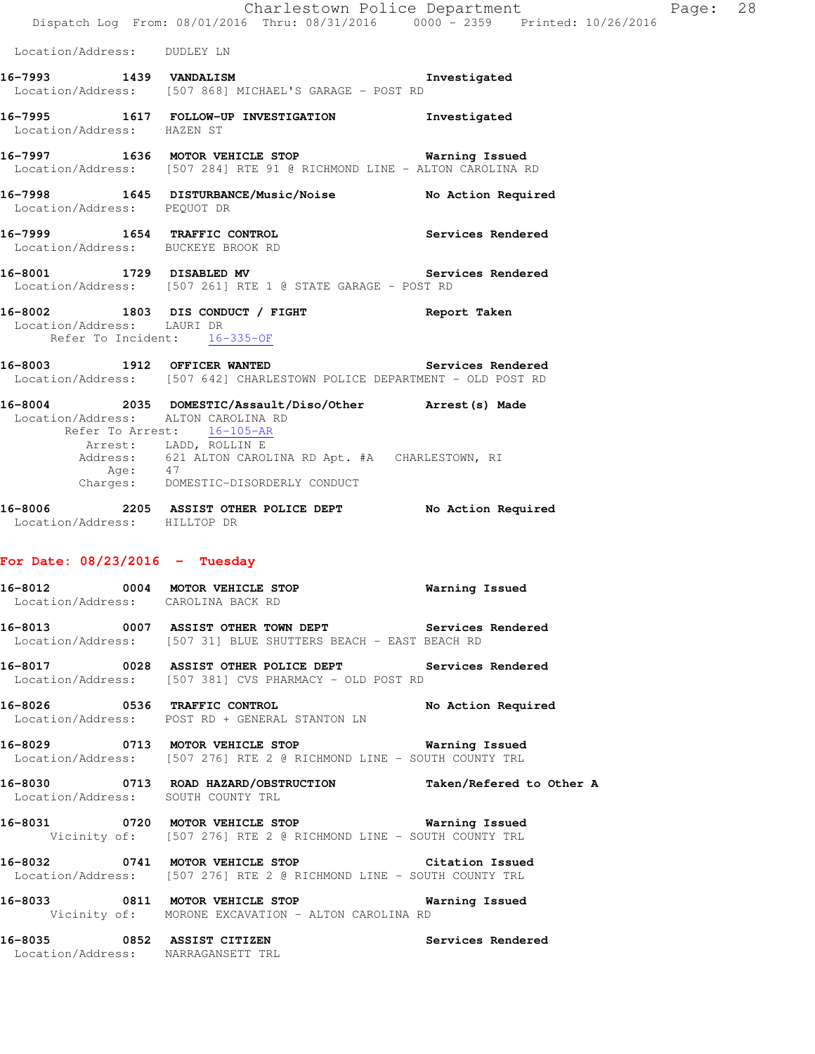Location/Address: DUDLEY LN

**16-7993 1439 VANDALISM** Investigated
Location/Address: [507 868] MICHAEL'S GARAGE - POST RD

**16-7995 1617 FOLLOW-UP INVESTIGATION** Investigated
Location/Address: HAZEN ST

**16-7997 1636 MOTOR VEHICLE STOP** Warning Issued
Location/Address: [507 284] RTE 91 @ RICHMOND LINE - ALTON CAROLINA RD

**16-7998 1645 DISTURBANCE/Music/Noise** No Action Required
Location/Address: PEQUOT DR

**16-7999 1654 TRAFFIC CONTROL** Services Rendered
Location/Address: BUCKEYE BROOK RD

**16-8001 1729 DISABLED MV** Services Rendered
Location/Address: [507 261] RTE 1 @ STATE GARAGE - POST RD

**16-8002 1803 DIS CONDUCT / FIGHT** Report Taken
Location/Address: LAURI DR
Refer To Incident: 16-335-OF

**16-8003 1912 OFFICER WANTED** Services Rendered
Location/Address: [507 642] CHARLESTOWN POLICE DEPARTMENT - OLD POST RD

**16-8004 2035 DOMESTIC/Assault/Diso/Other** Arrest(s) Made
Location/Address: ALTON CAROLINA RD
Refer To Arrest: 16-105-AR
Arrest: LADD, ROLLIN E
Address: 621 ALTON CAROLINA RD Apt. #A CHARLESTOWN, RI
Age: 47
Charges: DOMESTIC-DISORDERLY CONDUCT

**16-8006 2205 ASSIST OTHER POLICE DEPT** No Action Required
Location/Address: HILLTOP DR

## For Date: 08/23/2016 - Tuesday

**16-8012 0004 MOTOR VEHICLE STOP** Warning Issued
Location/Address: CAROLINA BACK RD

**16-8013 0007 ASSIST OTHER TOWN DEPT** Services Rendered
Location/Address: [507 31] BLUE SHUTTERS BEACH - EAST BEACH RD

**16-8017 0028 ASSIST OTHER POLICE DEPT** Services Rendered
Location/Address: [507 381] CVS PHARMACY - OLD POST RD

**16-8026 0536 TRAFFIC CONTROL** No Action Required
Location/Address: POST RD + GENERAL STANTON LN

**16-8029 0713 MOTOR VEHICLE STOP** Warning Issued
Location/Address: [507 276] RTE 2 @ RICHMOND LINE - SOUTH COUNTY TRL

**16-8030 0713 ROAD HAZARD/OBSTRUCTION** Taken/Refered to Other A
Location/Address: SOUTH COUNTY TRL

**16-8031 0720 MOTOR VEHICLE STOP** Warning Issued
Vicinity of: [507 276] RTE 2 @ RICHMOND LINE - SOUTH COUNTY TRL

**16-8032 0741 MOTOR VEHICLE STOP** Citation Issued
Location/Address: [507 276] RTE 2 @ RICHMOND LINE - SOUTH COUNTY TRL

**16-8033 0811 MOTOR VEHICLE STOP** Warning Issued
Vicinity of: MORONE EXCAVATION - ALTON CAROLINA RD

**16-8035 0852 ASSIST CITIZEN** Services Rendered
Location/Address: NARRAGANSETT TRL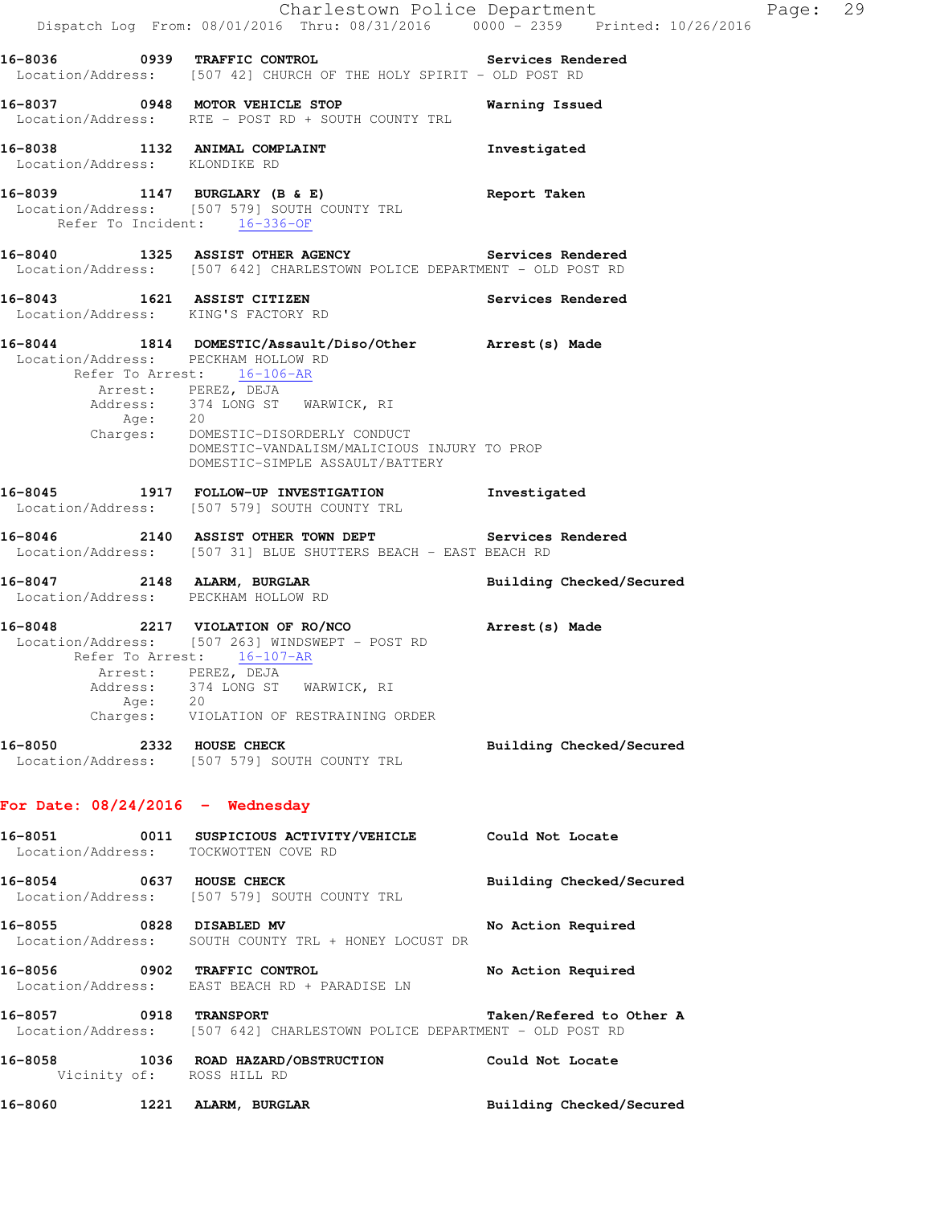**16-8036 0939 TRAFFIC CONTROL** — Services Rendered
Location/Address: [507 42] CHURCH OF THE HOLY SPIRIT - OLD POST RD

**16-8037 0948 MOTOR VEHICLE STOP** — Warning Issued
Location/Address: RTE - POST RD + SOUTH COUNTY TRL

**16-8038 1132 ANIMAL COMPLAINT** — Investigated
Location/Address: KLONDIKE RD

**16-8039 1147 BURGLARY (B & E)** — Report Taken
Location/Address: [507 579] SOUTH COUNTY TRL
Refer To Incident: 16-336-OF

**16-8040 1325 ASSIST OTHER AGENCY** — Services Rendered
Location/Address: [507 642] CHARLESTOWN POLICE DEPARTMENT - OLD POST RD

**16-8043 1621 ASSIST CITIZEN** — Services Rendered
Location/Address: KING'S FACTORY RD

**16-8044 1814 DOMESTIC/Assault/Diso/Other** — Arrest(s) Made
Location/Address: PECKHAM HOLLOW RD
Refer To Arrest: 16-106-AR
Arrest: PEREZ, DEJA
Address: 374 LONG ST WARWICK, RI
Age: 20
Charges: DOMESTIC-DISORDERLY CONDUCT
DOMESTIC-VANDALISM/MALICIOUS INJURY TO PROP
DOMESTIC-SIMPLE ASSAULT/BATTERY

**16-8045 1917 FOLLOW-UP INVESTIGATION** — Investigated
Location/Address: [507 579] SOUTH COUNTY TRL

**16-8046 2140 ASSIST OTHER TOWN DEPT** — Services Rendered
Location/Address: [507 31] BLUE SHUTTERS BEACH - EAST BEACH RD

**16-8047 2148 ALARM, BURGLAR** — Building Checked/Secured
Location/Address: PECKHAM HOLLOW RD

**16-8048 2217 VIOLATION OF RO/NCO** — Arrest(s) Made
Location/Address: [507 263] WINDSWEPT - POST RD
Refer To Arrest: 16-107-AR
Arrest: PEREZ, DEJA
Address: 374 LONG ST WARWICK, RI
Age: 20
Charges: VIOLATION OF RESTRAINING ORDER

**16-8050 2332 HOUSE CHECK** — Building Checked/Secured
Location/Address: [507 579] SOUTH COUNTY TRL

## For Date: 08/24/2016 - Wednesday

**16-8051 0011 SUSPICIOUS ACTIVITY/VEHICLE** — Could Not Locate
Location/Address: TOCKWOTTEN COVE RD

**16-8054 0637 HOUSE CHECK** — Building Checked/Secured
Location/Address: [507 579] SOUTH COUNTY TRL

**16-8055 0828 DISABLED MV** — No Action Required
Location/Address: SOUTH COUNTY TRL + HONEY LOCUST DR

**16-8056 0902 TRAFFIC CONTROL** — No Action Required
Location/Address: EAST BEACH RD + PARADISE LN

**16-8057 0918 TRANSPORT** — Taken/Refered to Other A
Location/Address: [507 642] CHARLESTOWN POLICE DEPARTMENT - OLD POST RD

**16-8058 1036 ROAD HAZARD/OBSTRUCTION** — Could Not Locate
Vicinity of: ROSS HILL RD

**16-8060 1221 ALARM, BURGLAR** — Building Checked/Secured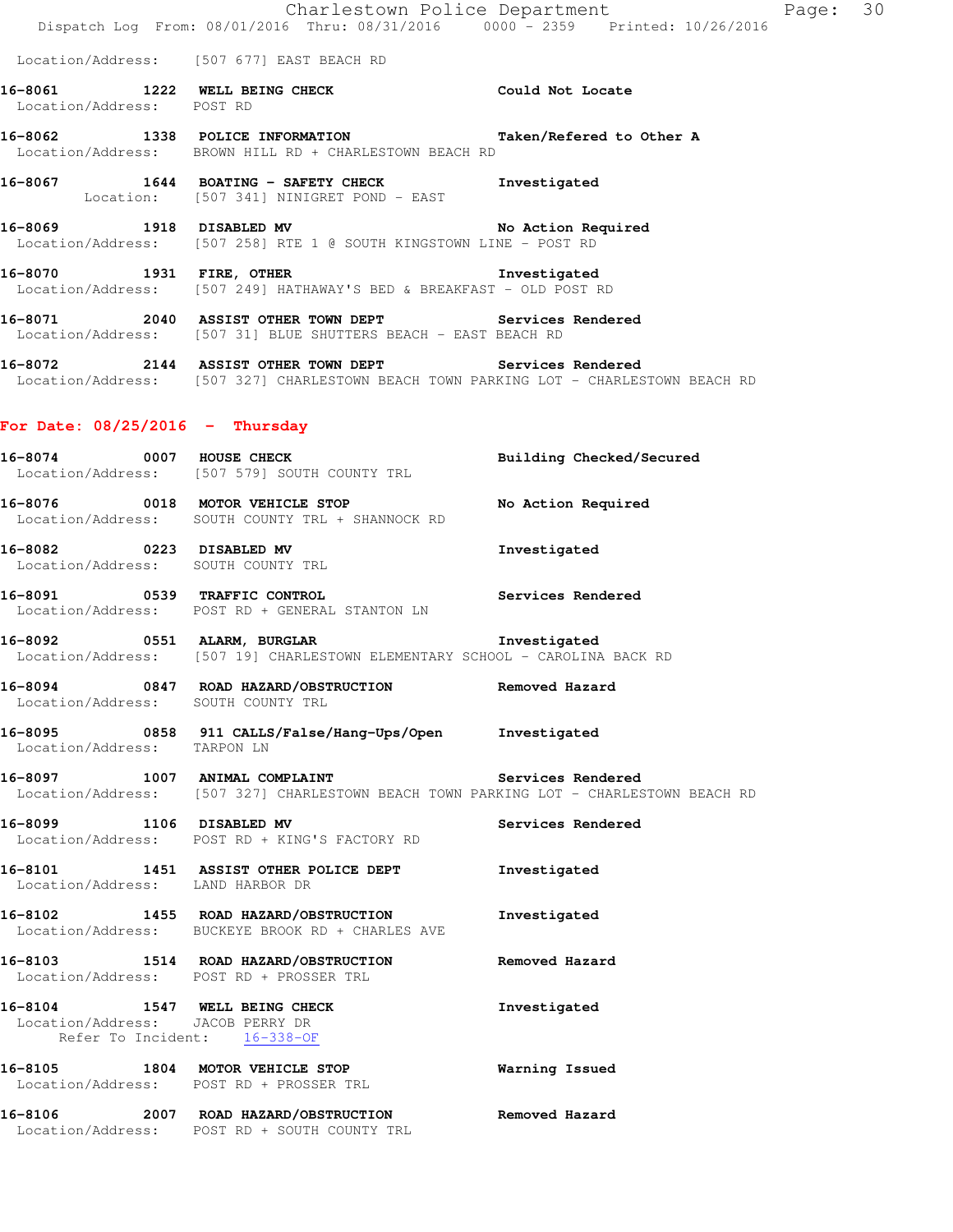Location/Address: [507 677] EAST BEACH RD

**16-8061 1222 WELL BEING CHECK** Could Not Locate
Location/Address: POST RD

**16-8062 1338 POLICE INFORMATION** Taken/Refered to Other A
Location/Address: BROWN HILL RD + CHARLESTOWN BEACH RD

**16-8067 1644 BOATING - SAFETY CHECK** Investigated
Location: [507 341] NINIGRET POND - EAST

**16-8069 1918 DISABLED MV** No Action Required
Location/Address: [507 258] RTE 1 @ SOUTH KINGSTOWN LINE - POST RD

**16-8070 1931 FIRE, OTHER** Investigated
Location/Address: [507 249] HATHAWAY'S BED & BREAKFAST - OLD POST RD

**16-8071 2040 ASSIST OTHER TOWN DEPT** Services Rendered
Location/Address: [507 31] BLUE SHUTTERS BEACH - EAST BEACH RD

**16-8072 2144 ASSIST OTHER TOWN DEPT** Services Rendered
Location/Address: [507 327] CHARLESTOWN BEACH TOWN PARKING LOT - CHARLESTOWN BEACH RD

## For Date: 08/25/2016 - Thursday

**16-8074 0007 HOUSE CHECK** Building Checked/Secured
Location/Address: [507 579] SOUTH COUNTY TRL

**16-8076 0018 MOTOR VEHICLE STOP** No Action Required
Location/Address: SOUTH COUNTY TRL + SHANNOCK RD

**16-8082 0223 DISABLED MV** Investigated
Location/Address: SOUTH COUNTY TRL

**16-8091 0539 TRAFFIC CONTROL** Services Rendered
Location/Address: POST RD + GENERAL STANTON LN

**16-8092 0551 ALARM, BURGLAR** Investigated
Location/Address: [507 19] CHARLESTOWN ELEMENTARY SCHOOL - CAROLINA BACK RD

**16-8094 0847 ROAD HAZARD/OBSTRUCTION** Removed Hazard
Location/Address: SOUTH COUNTY TRL

**16-8095 0858 911 CALLS/False/Hang-Ups/Open** Investigated
Location/Address: TARPON LN

**16-8097 1007 ANIMAL COMPLAINT** Services Rendered
Location/Address: [507 327] CHARLESTOWN BEACH TOWN PARKING LOT - CHARLESTOWN BEACH RD

**16-8099 1106 DISABLED MV** Services Rendered
Location/Address: POST RD + KING'S FACTORY RD

**16-8101 1451 ASSIST OTHER POLICE DEPT** Investigated
Location/Address: LAND HARBOR DR

**16-8102 1455 ROAD HAZARD/OBSTRUCTION** Investigated
Location/Address: BUCKEYE BROOK RD + CHARLES AVE

**16-8103 1514 ROAD HAZARD/OBSTRUCTION** Removed Hazard
Location/Address: POST RD + PROSSER TRL

**16-8104 1547 WELL BEING CHECK** Investigated
Location/Address: JACOB PERRY DR
Refer To Incident: 16-338-OF

**16-8105 1804 MOTOR VEHICLE STOP** Warning Issued
Location/Address: POST RD + PROSSER TRL

**16-8106 2007 ROAD HAZARD/OBSTRUCTION** Removed Hazard
Location/Address: POST RD + SOUTH COUNTY TRL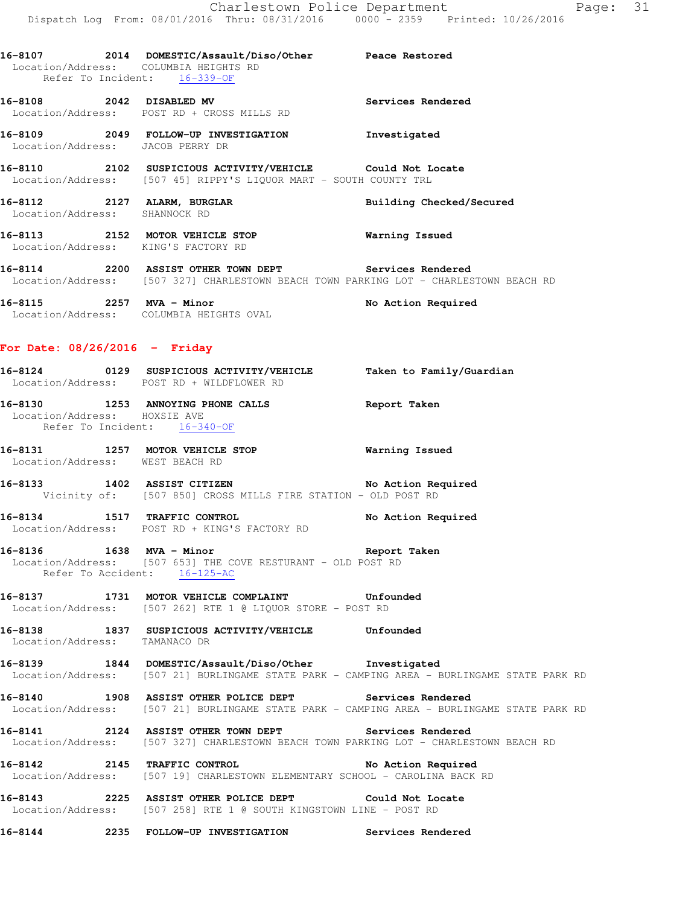**16-8107 2014 DOMESTIC/Assault/Diso/Other Peace Restored**
Location/Address: COLUMBIA HEIGHTS RD
Refer To Incident: 16-339-OF

**16-8108 2042 DISABLED MV Services Rendered**
Location/Address: POST RD + CROSS MILLS RD

**16-8109 2049 FOLLOW-UP INVESTIGATION Investigated**
Location/Address: JACOB PERRY DR

**16-8110 2102 SUSPICIOUS ACTIVITY/VEHICLE Could Not Locate**
Location/Address: [507 45] RIPPY'S LIQUOR MART - SOUTH COUNTY TRL

**16-8112 2127 ALARM, BURGLAR Building Checked/Secured**
Location/Address: SHANNOCK RD

**16-8113 2152 MOTOR VEHICLE STOP Warning Issued**
Location/Address: KING'S FACTORY RD

**16-8114 2200 ASSIST OTHER TOWN DEPT Services Rendered**
Location/Address: [507 327] CHARLESTOWN BEACH TOWN PARKING LOT - CHARLESTOWN BEACH RD

**16-8115 2257 MVA - Minor No Action Required**
Location/Address: COLUMBIA HEIGHTS OVAL

## For Date: 08/26/2016 - Friday

**16-8124 0129 SUSPICIOUS ACTIVITY/VEHICLE Taken to Family/Guardian**
Location/Address: POST RD + WILDFLOWER RD

**16-8130 1253 ANNOYING PHONE CALLS Report Taken**
Location/Address: HOXSIE AVE
Refer To Incident: 16-340-OF

**16-8131 1257 MOTOR VEHICLE STOP Warning Issued**
Location/Address: WEST BEACH RD

**16-8133 1402 ASSIST CITIZEN No Action Required**
Vicinity of: [507 850] CROSS MILLS FIRE STATION - OLD POST RD

**16-8134 1517 TRAFFIC CONTROL No Action Required**
Location/Address: POST RD + KING'S FACTORY RD

**16-8136 1638 MVA - Minor Report Taken**
Location/Address: [507 653] THE COVE RESTURANT - OLD POST RD
Refer To Accident: 16-125-AC

**16-8137 1731 MOTOR VEHICLE COMPLAINT Unfounded**
Location/Address: [507 262] RTE 1 @ LIQUOR STORE - POST RD

**16-8138 1837 SUSPICIOUS ACTIVITY/VEHICLE Unfounded**
Location/Address: TAMANACO DR

**16-8139 1844 DOMESTIC/Assault/Diso/Other Investigated**
Location/Address: [507 21] BURLINGAME STATE PARK - CAMPING AREA - BURLINGAME STATE PARK RD

**16-8140 1908 ASSIST OTHER POLICE DEPT Services Rendered**
Location/Address: [507 21] BURLINGAME STATE PARK - CAMPING AREA - BURLINGAME STATE PARK RD

**16-8141 2124 ASSIST OTHER TOWN DEPT Services Rendered**
Location/Address: [507 327] CHARLESTOWN BEACH TOWN PARKING LOT - CHARLESTOWN BEACH RD

**16-8142 2145 TRAFFIC CONTROL No Action Required**
Location/Address: [507 19] CHARLESTOWN ELEMENTARY SCHOOL - CAROLINA BACK RD

**16-8143 2225 ASSIST OTHER POLICE DEPT Could Not Locate**
Location/Address: [507 258] RTE 1 @ SOUTH KINGSTOWN LINE - POST RD

**16-8144 2235 FOLLOW-UP INVESTIGATION Services Rendered**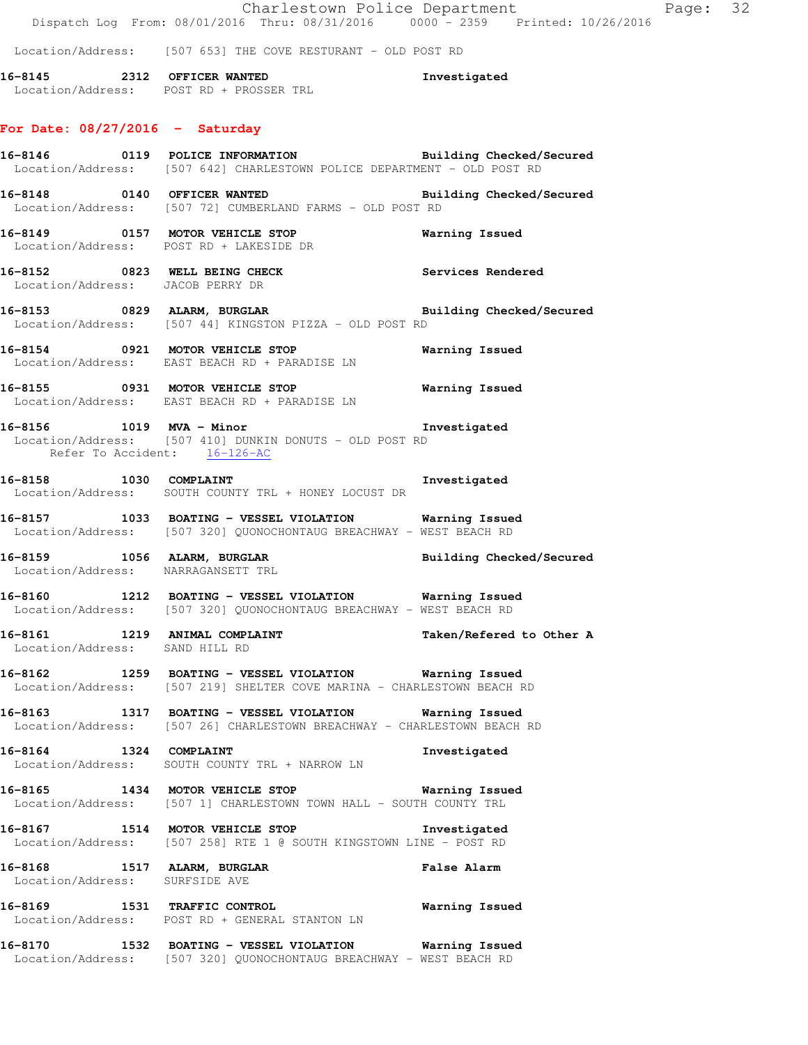Location/Address: [507 653] THE COVE RESTURANT - OLD POST RD

**16-8145 2312 OFFICER WANTED** Investigated
Location/Address: POST RD + PROSSER TRL

## For Date: 08/27/2016 - Saturday

**16-8146 0119 POLICE INFORMATION** Building Checked/Secured
Location/Address: [507 642] CHARLESTOWN POLICE DEPARTMENT - OLD POST RD

**16-8148 0140 OFFICER WANTED** Building Checked/Secured
Location/Address: [507 72] CUMBERLAND FARMS - OLD POST RD

**16-8149 0157 MOTOR VEHICLE STOP** Warning Issued
Location/Address: POST RD + LAKESIDE DR

**16-8152 0823 WELL BEING CHECK** Services Rendered
Location/Address: JACOB PERRY DR

**16-8153 0829 ALARM, BURGLAR** Building Checked/Secured
Location/Address: [507 44] KINGSTON PIZZA - OLD POST RD

**16-8154 0921 MOTOR VEHICLE STOP** Warning Issued
Location/Address: EAST BEACH RD + PARADISE LN

**16-8155 0931 MOTOR VEHICLE STOP** Warning Issued
Location/Address: EAST BEACH RD + PARADISE LN

**16-8156 1019 MVA - Minor** Investigated
Location/Address: [507 410] DUNKIN DONUTS - OLD POST RD
Refer To Accident: 16-126-AC

**16-8158 1030 COMPLAINT** Investigated
Location/Address: SOUTH COUNTY TRL + HONEY LOCUST DR

**16-8157 1033 BOATING - VESSEL VIOLATION** Warning Issued
Location/Address: [507 320] QUONOCHONTAUG BREACHWAY - WEST BEACH RD

**16-8159 1056 ALARM, BURGLAR** Building Checked/Secured
Location/Address: NARRAGANSETT TRL

**16-8160 1212 BOATING - VESSEL VIOLATION** Warning Issued
Location/Address: [507 320] QUONOCHONTAUG BREACHWAY - WEST BEACH RD

**16-8161 1219 ANIMAL COMPLAINT** Taken/Refered to Other A
Location/Address: SAND HILL RD

**16-8162 1259 BOATING - VESSEL VIOLATION** Warning Issued
Location/Address: [507 219] SHELTER COVE MARINA - CHARLESTOWN BEACH RD

**16-8163 1317 BOATING - VESSEL VIOLATION** Warning Issued
Location/Address: [507 26] CHARLESTOWN BREACHWAY - CHARLESTOWN BEACH RD

**16-8164 1324 COMPLAINT** Investigated
Location/Address: SOUTH COUNTY TRL + NARROW LN

**16-8165 1434 MOTOR VEHICLE STOP** Warning Issued
Location/Address: [507 1] CHARLESTOWN TOWN HALL - SOUTH COUNTY TRL

**16-8167 1514 MOTOR VEHICLE STOP** Investigated
Location/Address: [507 258] RTE 1 @ SOUTH KINGSTOWN LINE - POST RD

**16-8168 1517 ALARM, BURGLAR** False Alarm
Location/Address: SURFSIDE AVE

**16-8169 1531 TRAFFIC CONTROL** Warning Issued
Location/Address: POST RD + GENERAL STANTON LN

**16-8170 1532 BOATING - VESSEL VIOLATION** Warning Issued
Location/Address: [507 320] QUONOCHONTAUG BREACHWAY - WEST BEACH RD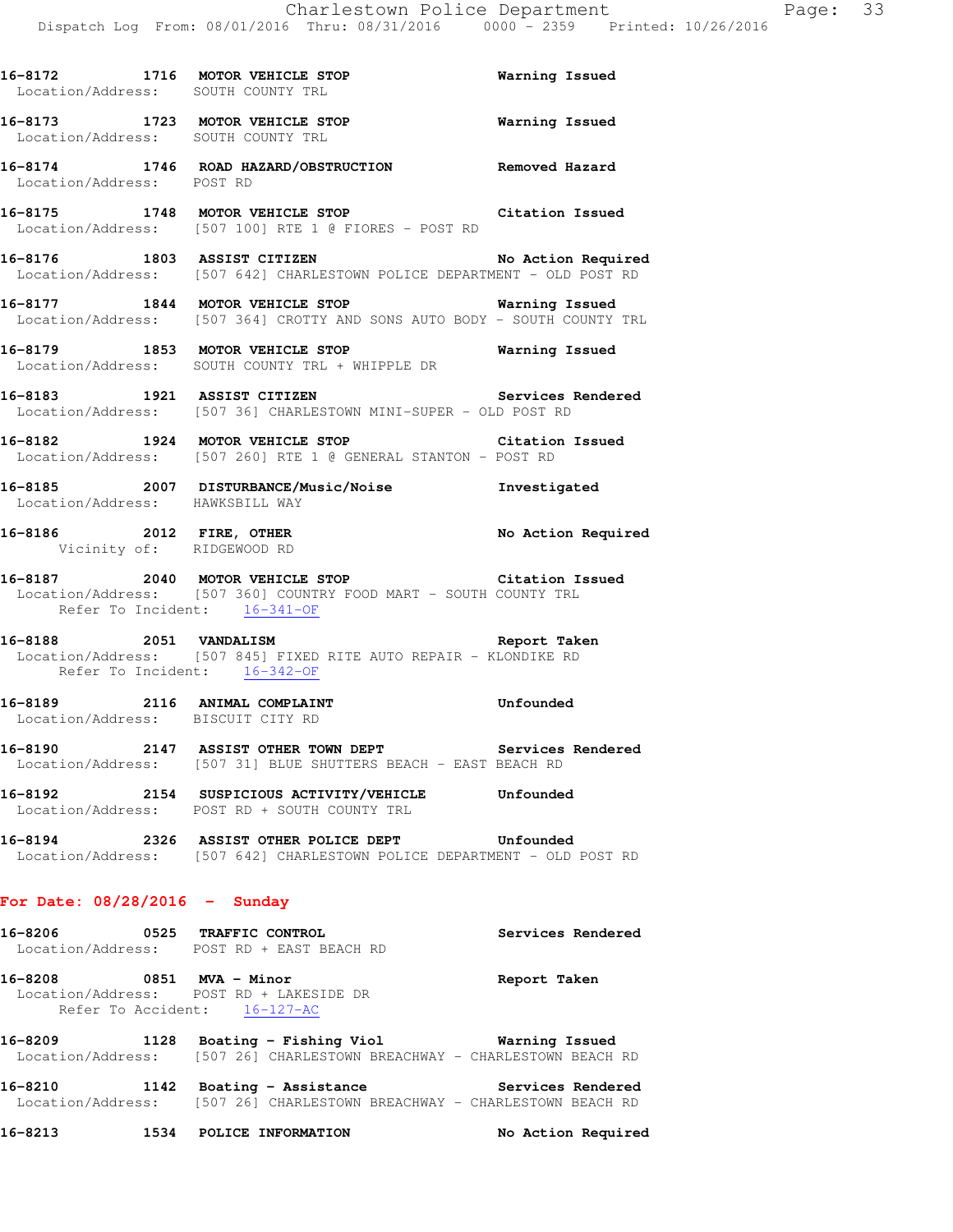**16-8172 1716 MOTOR VEHICLE STOP** Warning Issued
Location/Address: SOUTH COUNTY TRL

**16-8173 1723 MOTOR VEHICLE STOP** Warning Issued
Location/Address: SOUTH COUNTY TRL

**16-8174 1746 ROAD HAZARD/OBSTRUCTION** Removed Hazard
Location/Address: POST RD

**16-8175 1748 MOTOR VEHICLE STOP** Citation Issued
Location/Address: [507 100] RTE 1 @ FIORES - POST RD

**16-8176 1803 ASSIST CITIZEN** No Action Required
Location/Address: [507 642] CHARLESTOWN POLICE DEPARTMENT - OLD POST RD

**16-8177 1844 MOTOR VEHICLE STOP** Warning Issued
Location/Address: [507 364] CROTTY AND SONS AUTO BODY - SOUTH COUNTY TRL

**16-8179 1853 MOTOR VEHICLE STOP** Warning Issued
Location/Address: SOUTH COUNTY TRL + WHIPPLE DR

**16-8183 1921 ASSIST CITIZEN** Services Rendered
Location/Address: [507 36] CHARLESTOWN MINI-SUPER - OLD POST RD

**16-8182 1924 MOTOR VEHICLE STOP** Citation Issued
Location/Address: [507 260] RTE 1 @ GENERAL STANTON - POST RD

**16-8185 2007 DISTURBANCE/Music/Noise** Investigated
Location/Address: HAWKSBILL WAY

**16-8186 2012 FIRE, OTHER** No Action Required
Vicinity of: RIDGEWOOD RD

**16-8187 2040 MOTOR VEHICLE STOP** Citation Issued
Location/Address: [507 360] COUNTRY FOOD MART - SOUTH COUNTY TRL
Refer To Incident: 16-341-OF

**16-8188 2051 VANDALISM** Report Taken
Location/Address: [507 845] FIXED RITE AUTO REPAIR - KLONDIKE RD
Refer To Incident: 16-342-OF

**16-8189 2116 ANIMAL COMPLAINT** Unfounded
Location/Address: BISCUIT CITY RD

**16-8190 2147 ASSIST OTHER TOWN DEPT** Services Rendered
Location/Address: [507 31] BLUE SHUTTERS BEACH - EAST BEACH RD

**16-8192 2154 SUSPICIOUS ACTIVITY/VEHICLE** Unfounded
Location/Address: POST RD + SOUTH COUNTY TRL

**16-8194 2326 ASSIST OTHER POLICE DEPT** Unfounded
Location/Address: [507 642] CHARLESTOWN POLICE DEPARTMENT - OLD POST RD

## For Date: 08/28/2016 - Sunday

**16-8206 0525 TRAFFIC CONTROL** Services Rendered
Location/Address: POST RD + EAST BEACH RD

**16-8208 0851 MVA - Minor** Report Taken
Location/Address: POST RD + LAKESIDE DR
Refer To Accident: 16-127-AC

**16-8209 1128 Boating - Fishing Viol** Warning Issued
Location/Address: [507 26] CHARLESTOWN BREACHWAY - CHARLESTOWN BEACH RD

**16-8210 1142 Boating - Assistance** Services Rendered
Location/Address: [507 26] CHARLESTOWN BREACHWAY - CHARLESTOWN BEACH RD

**16-8213 1534 POLICE INFORMATION** No Action Required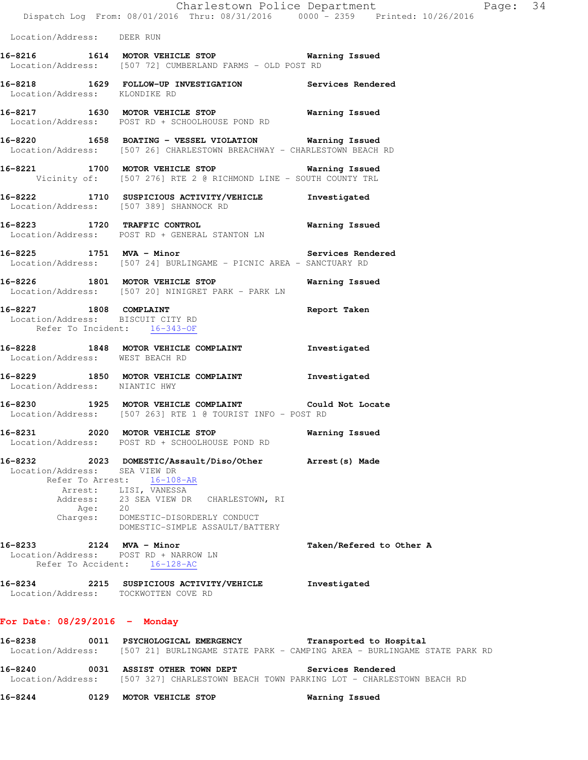Location/Address: DEER RUN

**16-8216 1614 MOTOR VEHICLE STOP** Warning Issued
Location/Address: [507 72] CUMBERLAND FARMS - OLD POST RD

**16-8218 1629 FOLLOW-UP INVESTIGATION** Services Rendered
Location/Address: KLONDIKE RD

**16-8217 1630 MOTOR VEHICLE STOP** Warning Issued
Location/Address: POST RD + SCHOOLHOUSE POND RD

**16-8220 1658 BOATING - VESSEL VIOLATION** Warning Issued
Location/Address: [507 26] CHARLESTOWN BREACHWAY - CHARLESTOWN BEACH RD

**16-8221 1700 MOTOR VEHICLE STOP** Warning Issued
Vicinity of: [507 276] RTE 2 @ RICHMOND LINE - SOUTH COUNTY TRL

**16-8222 1710 SUSPICIOUS ACTIVITY/VEHICLE** Investigated
Location/Address: [507 389] SHANNOCK RD

**16-8223 1720 TRAFFIC CONTROL** Warning Issued
Location/Address: POST RD + GENERAL STANTON LN

**16-8225 1751 MVA - Minor** Services Rendered
Location/Address: [507 24] BURLINGAME - PICNIC AREA - SANCTUARY RD

**16-8226 1801 MOTOR VEHICLE STOP** Warning Issued
Location/Address: [507 20] NINIGRET PARK - PARK LN

**16-8227 1808 COMPLAINT** Report Taken
Location/Address: BISCUIT CITY RD
Refer To Incident: 16-343-OF

**16-8228 1848 MOTOR VEHICLE COMPLAINT** Investigated
Location/Address: WEST BEACH RD

**16-8229 1850 MOTOR VEHICLE COMPLAINT** Investigated
Location/Address: NIANTIC HWY

**16-8230 1925 MOTOR VEHICLE COMPLAINT** Could Not Locate
Location/Address: [507 263] RTE 1 @ TOURIST INFO - POST RD

**16-8231 2020 MOTOR VEHICLE STOP** Warning Issued
Location/Address: POST RD + SCHOOLHOUSE POND RD

**16-8232 2023 DOMESTIC/Assault/Diso/Other** Arrest(s) Made
Location/Address: SEA VIEW DR
Refer To Arrest: 16-108-AR
Arrest: LISI, VANESSA
Address: 23 SEA VIEW DR CHARLESTOWN, RI
Age: 20
Charges: DOMESTIC-DISORDERLY CONDUCT
DOMESTIC-SIMPLE ASSAULT/BATTERY

**16-8233 2124 MVA - Minor** Taken/Refered to Other A
Location/Address: POST RD + NARROW LN
Refer To Accident: 16-128-AC

**16-8234 2215 SUSPICIOUS ACTIVITY/VEHICLE** Investigated
Location/Address: TOCKWOTTEN COVE RD

## For Date: 08/29/2016 - Monday

**16-8238 0011 PSYCHOLOGICAL EMERGENCY** Transported to Hospital
Location/Address: [507 21] BURLINGAME STATE PARK - CAMPING AREA - BURLINGAME STATE PARK RD

**16-8240 0031 ASSIST OTHER TOWN DEPT** Services Rendered
Location/Address: [507 327] CHARLESTOWN BEACH TOWN PARKING LOT - CHARLESTOWN BEACH RD

**16-8244 0129 MOTOR VEHICLE STOP** Warning Issued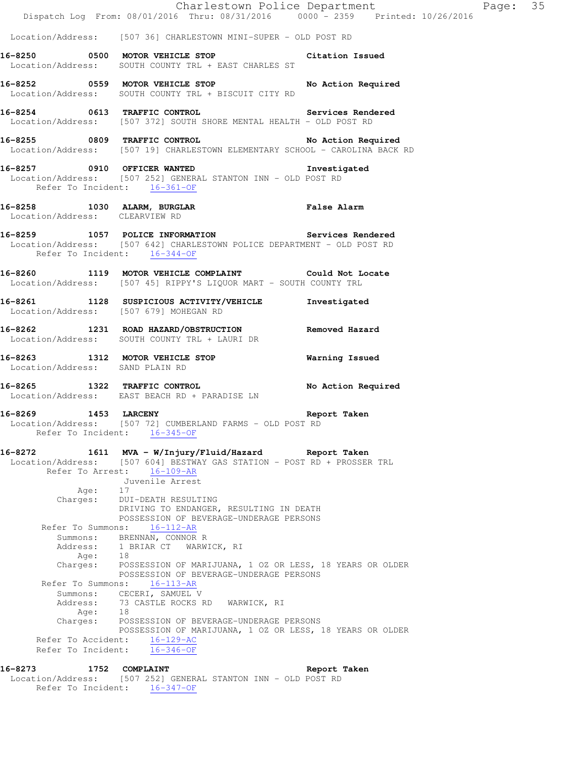Location/Address: [507 36] CHARLESTOWN MINI-SUPER - OLD POST RD

**16-8250 0500 MOTOR VEHICLE STOP Citation Issued**
Location/Address: SOUTH COUNTY TRL + EAST CHARLES ST

**16-8252 0559 MOTOR VEHICLE STOP No Action Required**
Location/Address: SOUTH COUNTY TRL + BISCUIT CITY RD

**16-8254 0613 TRAFFIC CONTROL Services Rendered**
Location/Address: [507 372] SOUTH SHORE MENTAL HEALTH - OLD POST RD

**16-8255 0809 TRAFFIC CONTROL No Action Required**
Location/Address: [507 19] CHARLESTOWN ELEMENTARY SCHOOL - CAROLINA BACK RD

**16-8257 0910 OFFICER WANTED Investigated**
Location/Address: [507 252] GENERAL STANTON INN - OLD POST RD
Refer To Incident: 16-361-OF

**16-8258 1030 ALARM, BURGLAR False Alarm**
Location/Address: CLEARVIEW RD

**16-8259 1057 POLICE INFORMATION Services Rendered**
Location/Address: [507 642] CHARLESTOWN POLICE DEPARTMENT - OLD POST RD
Refer To Incident: 16-344-OF

**16-8260 1119 MOTOR VEHICLE COMPLAINT Could Not Locate**
Location/Address: [507 45] RIPPY'S LIQUOR MART - SOUTH COUNTY TRL

**16-8261 1128 SUSPICIOUS ACTIVITY/VEHICLE Investigated**
Location/Address: [507 679] MOHEGAN RD

**16-8262 1231 ROAD HAZARD/OBSTRUCTION Removed Hazard**
Location/Address: SOUTH COUNTY TRL + LAURI DR

**16-8263 1312 MOTOR VEHICLE STOP Warning Issued**
Location/Address: SAND PLAIN RD

**16-8265 1322 TRAFFIC CONTROL No Action Required**
Location/Address: EAST BEACH RD + PARADISE LN

**16-8269 1453 LARCENY Report Taken**
Location/Address: [507 72] CUMBERLAND FARMS - OLD POST RD
Refer To Incident: 16-345-OF

**16-8272 1611 MVA - W/Injury/Fluid/Hazard Report Taken**
Location/Address: [507 604] BESTWAY GAS STATION - POST RD + PROSSER TRL
Refer To Arrest: 16-109-AR
Juvenile Arrest
Age: 17
Charges: DUI-DEATH RESULTING
DRIVING TO ENDANGER, RESULTING IN DEATH
POSSESSION OF BEVERAGE-UNDERAGE PERSONS
Refer To Summons: 16-112-AR
Summons: BRENNAN, CONNOR R
Address: 1 BRIAR CT WARWICK, RI
Age: 18
Charges: POSSESSION OF MARIJUANA, 1 OZ OR LESS, 18 YEARS OR OLDER
POSSESSION OF BEVERAGE-UNDERAGE PERSONS
Refer To Summons: 16-113-AR
Summons: CECERI, SAMUEL V
Address: 73 CASTLE ROCKS RD WARWICK, RI
Age: 18
Charges: POSSESSION OF BEVERAGE-UNDERAGE PERSONS
POSSESSION OF MARIJUANA, 1 OZ OR LESS, 18 YEARS OR OLDER
Refer To Accident: 16-129-AC
Refer To Incident: 16-346-OF

**16-8273 1752 COMPLAINT Report Taken**
Location/Address: [507 252] GENERAL STANTON INN - OLD POST RD
Refer To Incident: 16-347-OF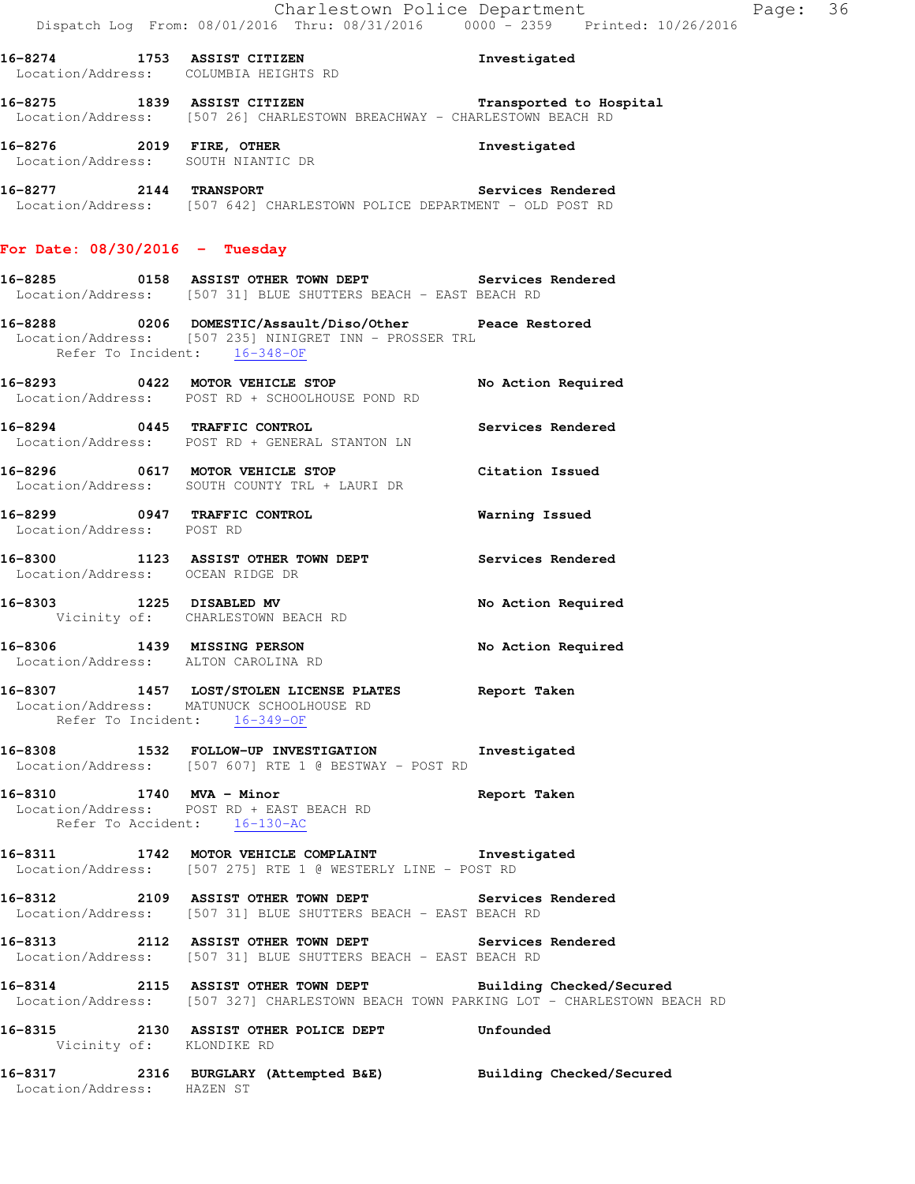**16-8274 1753 ASSIST CITIZEN** Investigated
Location/Address: COLUMBIA HEIGHTS RD

**16-8275 1839 ASSIST CITIZEN** Transported to Hospital
Location/Address: [507 26] CHARLESTOWN BREACHWAY - CHARLESTOWN BEACH RD

**16-8276 2019 FIRE, OTHER** Investigated
Location/Address: SOUTH NIANTIC DR

**16-8277 2144 TRANSPORT** Services Rendered
Location/Address: [507 642] CHARLESTOWN POLICE DEPARTMENT - OLD POST RD

## For Date: 08/30/2016 - Tuesday

**16-8285 0158 ASSIST OTHER TOWN DEPT** Services Rendered
Location/Address: [507 31] BLUE SHUTTERS BEACH - EAST BEACH RD

**16-8288 0206 DOMESTIC/Assault/Diso/Other** Peace Restored
Location/Address: [507 235] NINIGRET INN - PROSSER TRL
Refer To Incident: 16-348-OF

**16-8293 0422 MOTOR VEHICLE STOP** No Action Required
Location/Address: POST RD + SCHOOLHOUSE POND RD

**16-8294 0445 TRAFFIC CONTROL** Services Rendered
Location/Address: POST RD + GENERAL STANTON LN

**16-8296 0617 MOTOR VEHICLE STOP** Citation Issued
Location/Address: SOUTH COUNTY TRL + LAURI DR

**16-8299 0947 TRAFFIC CONTROL** Warning Issued
Location/Address: POST RD

**16-8300 1123 ASSIST OTHER TOWN DEPT** Services Rendered
Location/Address: OCEAN RIDGE DR

**16-8303 1225 DISABLED MV** No Action Required
Vicinity of: CHARLESTOWN BEACH RD

**16-8306 1439 MISSING PERSON** No Action Required
Location/Address: ALTON CAROLINA RD

**16-8307 1457 LOST/STOLEN LICENSE PLATES** Report Taken
Location/Address: MATUNUCK SCHOOLHOUSE RD
Refer To Incident: 16-349-OF

**16-8308 1532 FOLLOW-UP INVESTIGATION** Investigated
Location/Address: [507 607] RTE 1 @ BESTWAY - POST RD

**16-8310 1740 MVA - Minor** Report Taken
Location/Address: POST RD + EAST BEACH RD
Refer To Accident: 16-130-AC

**16-8311 1742 MOTOR VEHICLE COMPLAINT** Investigated
Location/Address: [507 275] RTE 1 @ WESTERLY LINE - POST RD

**16-8312 2109 ASSIST OTHER TOWN DEPT** Services Rendered
Location/Address: [507 31] BLUE SHUTTERS BEACH - EAST BEACH RD

**16-8313 2112 ASSIST OTHER TOWN DEPT** Services Rendered
Location/Address: [507 31] BLUE SHUTTERS BEACH - EAST BEACH RD

**16-8314 2115 ASSIST OTHER TOWN DEPT** Building Checked/Secured
Location/Address: [507 327] CHARLESTOWN BEACH TOWN PARKING LOT - CHARLESTOWN BEACH RD

**16-8315 2130 ASSIST OTHER POLICE DEPT** Unfounded
Vicinity of: KLONDIKE RD

**16-8317 2316 BURGLARY (Attempted B&E)** Building Checked/Secured
Location/Address: HAZEN ST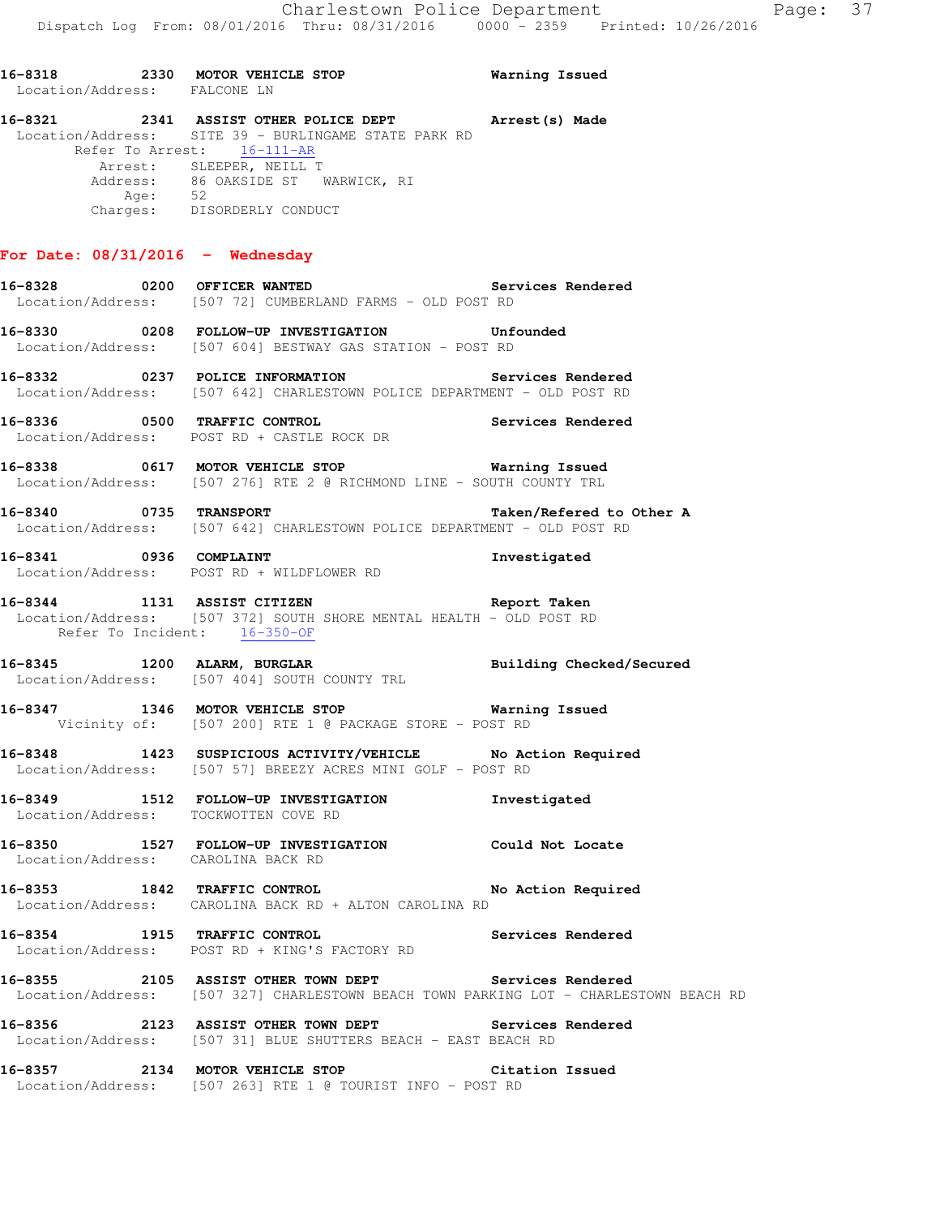16-8318 2330 MOTOR VEHICLE STOP Warning Issued
Location/Address: FALCONE LN

16-8321 2341 ASSIST OTHER POLICE DEPT Arrest(s) Made
Location/Address: SITE 39 - BURLINGAME STATE PARK RD
Refer To Arrest: 16-111-AR
Arrest: SLEEPER, NEILL T
Address: 86 OAKSIDE ST WARWICK, RI
Age: 52
Charges: DISORDERLY CONDUCT

**For Date: 08/31/2016 - Wednesday**

16-8328 0200 OFFICER WANTED Services Rendered
Location/Address: [507 72] CUMBERLAND FARMS - OLD POST RD

16-8330 0208 FOLLOW-UP INVESTIGATION Unfounded
Location/Address: [507 604] BESTWAY GAS STATION - POST RD

16-8332 0237 POLICE INFORMATION Services Rendered
Location/Address: [507 642] CHARLESTOWN POLICE DEPARTMENT - OLD POST RD

16-8336 0500 TRAFFIC CONTROL Services Rendered
Location/Address: POST RD + CASTLE ROCK DR

16-8338 0617 MOTOR VEHICLE STOP Warning Issued
Location/Address: [507 276] RTE 2 @ RICHMOND LINE - SOUTH COUNTY TRL

16-8340 0735 TRANSPORT Taken/Refered to Other A
Location/Address: [507 642] CHARLESTOWN POLICE DEPARTMENT - OLD POST RD

16-8341 0936 COMPLAINT Investigated
Location/Address: POST RD + WILDFLOWER RD

16-8344 1131 ASSIST CITIZEN Report Taken
Location/Address: [507 372] SOUTH SHORE MENTAL HEALTH - OLD POST RD
Refer To Incident: 16-350-OF

16-8345 1200 ALARM, BURGLAR Building Checked/Secured
Location/Address: [507 404] SOUTH COUNTY TRL

16-8347 1346 MOTOR VEHICLE STOP Warning Issued
Vicinity of: [507 200] RTE 1 @ PACKAGE STORE - POST RD

16-8348 1423 SUSPICIOUS ACTIVITY/VEHICLE No Action Required
Location/Address: [507 57] BREEZY ACRES MINI GOLF - POST RD

16-8349 1512 FOLLOW-UP INVESTIGATION Investigated
Location/Address: TOCKWOTTEN COVE RD

16-8350 1527 FOLLOW-UP INVESTIGATION Could Not Locate
Location/Address: CAROLINA BACK RD

16-8353 1842 TRAFFIC CONTROL No Action Required
Location/Address: CAROLINA BACK RD + ALTON CAROLINA RD

16-8354 1915 TRAFFIC CONTROL Services Rendered
Location/Address: POST RD + KING'S FACTORY RD

16-8355 2105 ASSIST OTHER TOWN DEPT Services Rendered
Location/Address: [507 327] CHARLESTOWN BEACH TOWN PARKING LOT - CHARLESTOWN BEACH RD

16-8356 2123 ASSIST OTHER TOWN DEPT Services Rendered
Location/Address: [507 31] BLUE SHUTTERS BEACH - EAST BEACH RD

16-8357 2134 MOTOR VEHICLE STOP Citation Issued
Location/Address: [507 263] RTE 1 @ TOURIST INFO - POST RD